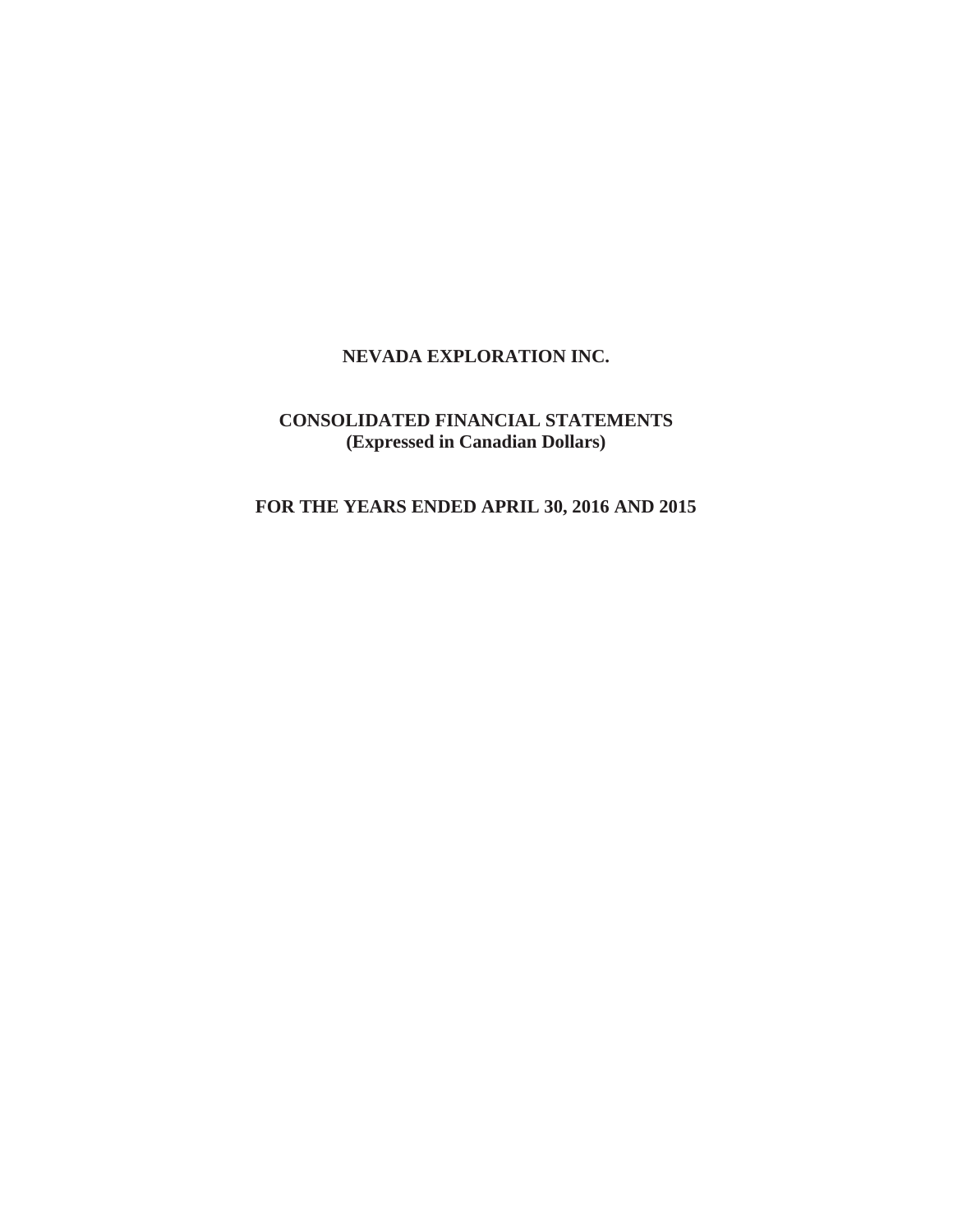# NEVADA EXPLORATION INC.

## CONSOLIDATED FINANCIAL STATEMENTS
**(Expressed in Canadian Dollars)**

## FOR THE YEARS ENDED APRIL 30, 2016 AND 2015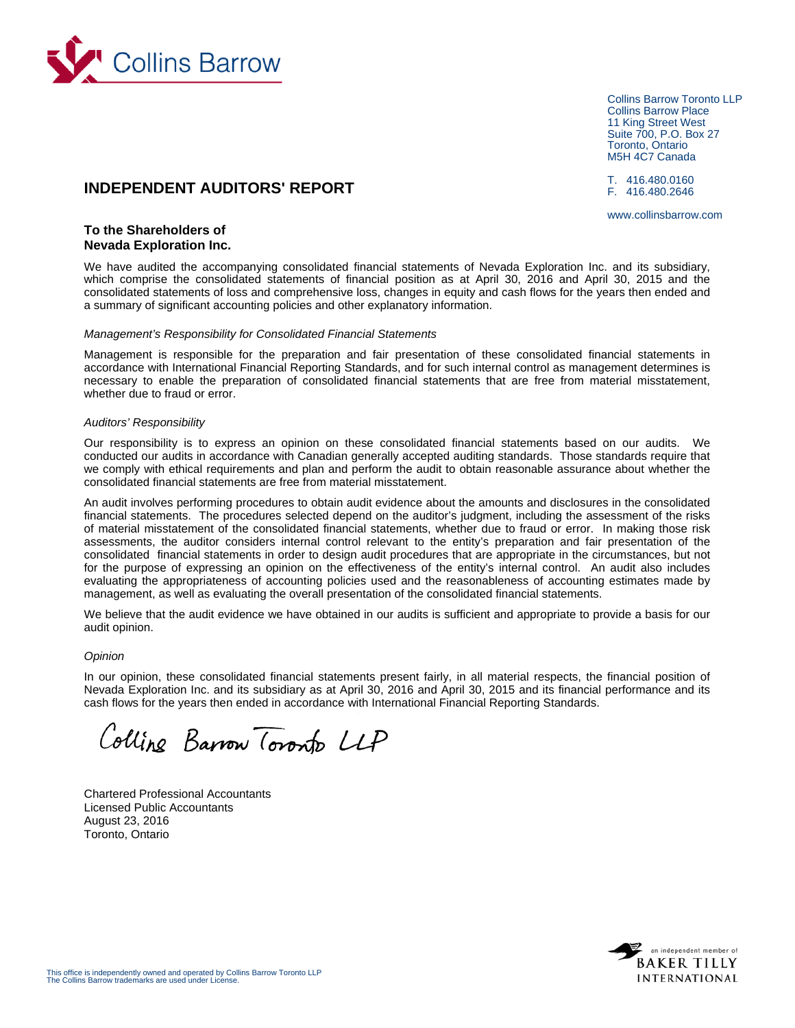Collins Barrow

Collins Barrow Toronto LLP
Collins Barrow Place
11 King Street West
Suite 700, P.O. Box 27
Toronto, Ontario
M5H 4C7 Canada

T. 416.480.0160
F. 416.480.2646

www.collinsbarrow.com

# INDEPENDENT AUDITORS' REPORT

**To the Shareholders of**
**Nevada Exploration Inc.**

We have audited the accompanying consolidated financial statements of Nevada Exploration Inc. and its subsidiary, which comprise the consolidated statements of financial position as at April 30, 2016 and April 30, 2015 and the consolidated statements of loss and comprehensive loss, changes in equity and cash flows for the years then ended and a summary of significant accounting policies and other explanatory information.

*Management's Responsibility for Consolidated Financial Statements*

Management is responsible for the preparation and fair presentation of these consolidated financial statements in accordance with International Financial Reporting Standards, and for such internal control as management determines is necessary to enable the preparation of consolidated financial statements that are free from material misstatement, whether due to fraud or error.

*Auditors' Responsibility*

Our responsibility is to express an opinion on these consolidated financial statements based on our audits. We conducted our audits in accordance with Canadian generally accepted auditing standards. Those standards require that we comply with ethical requirements and plan and perform the audit to obtain reasonable assurance about whether the consolidated financial statements are free from material misstatement.

An audit involves performing procedures to obtain audit evidence about the amounts and disclosures in the consolidated financial statements. The procedures selected depend on the auditor's judgment, including the assessment of the risks of material misstatement of the consolidated financial statements, whether due to fraud or error. In making those risk assessments, the auditor considers internal control relevant to the entity's preparation and fair presentation of the consolidated financial statements in order to design audit procedures that are appropriate in the circumstances, but not for the purpose of expressing an opinion on the effectiveness of the entity's internal control. An audit also includes evaluating the appropriateness of accounting policies used and the reasonableness of accounting estimates made by management, as well as evaluating the overall presentation of the consolidated financial statements.

We believe that the audit evidence we have obtained in our audits is sufficient and appropriate to provide a basis for our audit opinion.

*Opinion*

In our opinion, these consolidated financial statements present fairly, in all material respects, the financial position of Nevada Exploration Inc. and its subsidiary as at April 30, 2016 and April 30, 2015 and its financial performance and its cash flows for the years then ended in accordance with International Financial Reporting Standards.

Collins Barrow Toronto LLP

Chartered Professional Accountants
Licensed Public Accountants
August 23, 2016
Toronto, Ontario

This office is independently owned and operated by Collins Barrow Toronto LLP
The Collins Barrow trademarks are used under License.

an independent member of BAKER TILLY INTERNATIONAL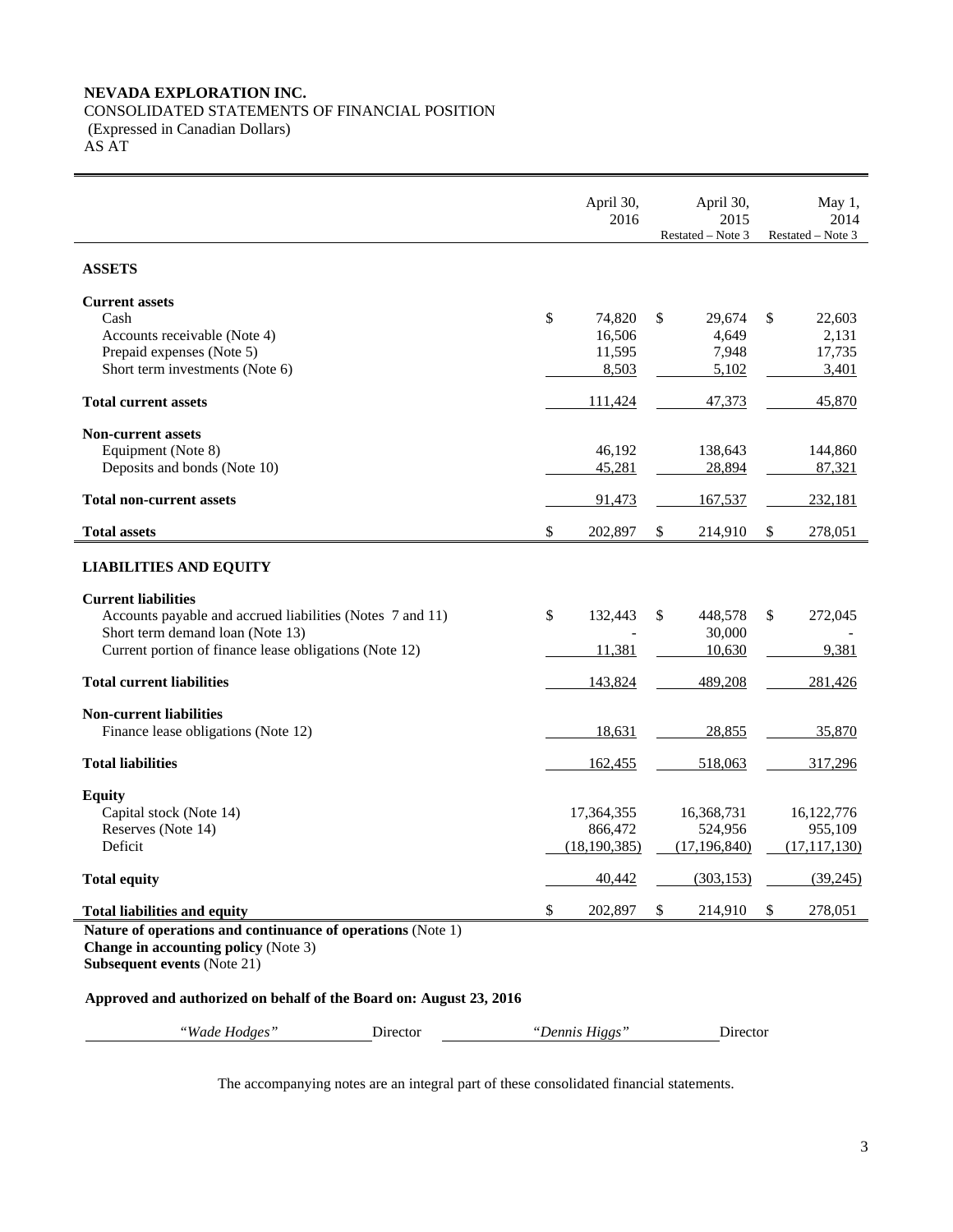**NEVADA EXPLORATION INC.**
CONSOLIDATED STATEMENTS OF FINANCIAL POSITION
(Expressed in Canadian Dollars)
AS AT

| | April 30, 2016 | April 30, 2015 Restated – Note 3 | May 1, 2014 Restated – Note 3 |
|---|---|---|---|
| **ASSETS** | | | |
| **Current assets** | | | |
| Cash | $ 74,820 | $ 29,674 | $ 22,603 |
| Accounts receivable (Note 4) | 16,506 | 4,649 | 2,131 |
| Prepaid expenses (Note 5) | 11,595 | 7,948 | 17,735 |
| Short term investments (Note 6) | 8,503 | 5,102 | 3,401 |
| **Total current assets** | 111,424 | 47,373 | 45,870 |
| **Non-current assets** | | | |
| Equipment (Note 8) | 46,192 | 138,643 | 144,860 |
| Deposits and bonds (Note 10) | 45,281 | 28,894 | 87,321 |
| **Total non-current assets** | 91,473 | 167,537 | 232,181 |
| **Total assets** | $ 202,897 | $ 214,910 | $ 278,051 |
| **LIABILITIES AND EQUITY** | | | |
| **Current liabilities** | | | |
| Accounts payable and accrued liabilities (Notes 7 and 11) | $ 132,443 | $ 448,578 | $ 272,045 |
| Short term demand loan (Note 13) | - | 30,000 | - |
| Current portion of finance lease obligations (Note 12) | 11,381 | 10,630 | 9,381 |
| **Total current liabilities** | 143,824 | 489,208 | 281,426 |
| **Non-current liabilities** | | | |
| Finance lease obligations (Note 12) | 18,631 | 28,855 | 35,870 |
| **Total liabilities** | 162,455 | 518,063 | 317,296 |
| **Equity** | | | |
| Capital stock (Note 14) | 17,364,355 | 16,368,731 | 16,122,776 |
| Reserves (Note 14) | 866,472 | 524,956 | 955,109 |
| Deficit | (18,190,385) | (17,196,840) | (17,117,130) |
| **Total equity** | 40,442 | (303,153) | (39,245) |
| **Total liabilities and equity** | $ 202,897 | $ 214,910 | $ 278,051 |

**Nature of operations and continuance of operations** (Note 1)
**Change in accounting policy** (Note 3)
**Subsequent events** (Note 21)

**Approved and authorized on behalf of the Board on: August 23, 2016**

*"Wade Hodges"* Director *"Dennis Higgs"* Director

The accompanying notes are an integral part of these consolidated financial statements.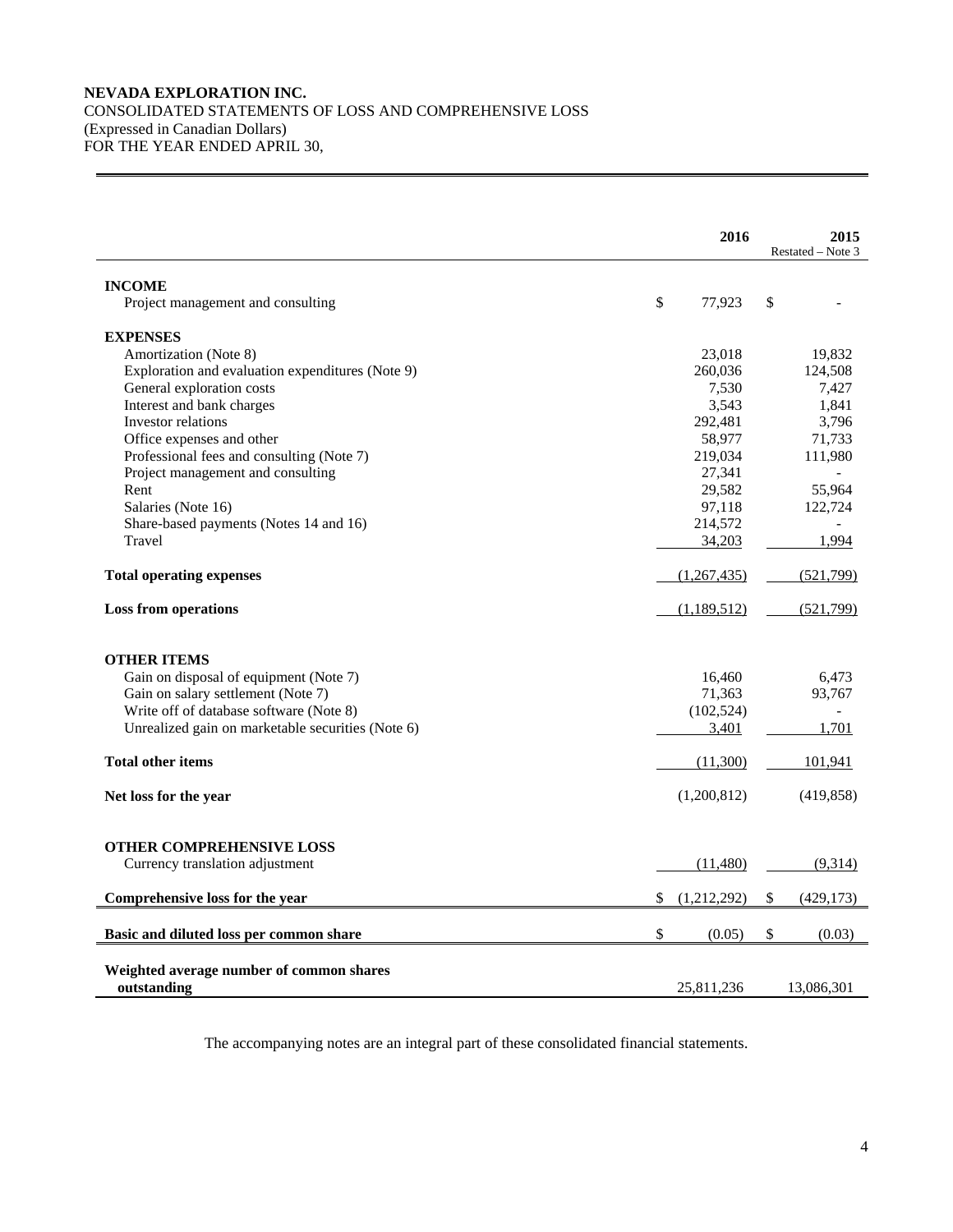**NEVADA EXPLORATION INC.**
CONSOLIDATED STATEMENTS OF LOSS AND COMPREHENSIVE LOSS
(Expressed in Canadian Dollars)
FOR THE YEAR ENDED APRIL 30,

| | 2016 | 2015 Restated – Note 3 |
|---|---|---|
| **INCOME** | | |
| Project management and consulting | $ 77,923 | $ - |
| **EXPENSES** | | |
| Amortization (Note 8) | 23,018 | 19,832 |
| Exploration and evaluation expenditures (Note 9) | 260,036 | 124,508 |
| General exploration costs | 7,530 | 7,427 |
| Interest and bank charges | 3,543 | 1,841 |
| Investor relations | 292,481 | 3,796 |
| Office expenses and other | 58,977 | 71,733 |
| Professional fees and consulting (Note 7) | 219,034 | 111,980 |
| Project management and consulting | 27,341 | - |
| Rent | 29,582 | 55,964 |
| Salaries (Note 16) | 97,118 | 122,724 |
| Share-based payments (Notes 14 and 16) | 214,572 | - |
| Travel | 34,203 | 1,994 |
| **Total operating expenses** | (1,267,435) | (521,799) |
| **Loss from operations** | (1,189,512) | (521,799) |
| **OTHER ITEMS** | | |
| Gain on disposal of equipment (Note 7) | 16,460 | 6,473 |
| Gain on salary settlement (Note 7) | 71,363 | 93,767 |
| Write off of database software (Note 8) | (102,524) | - |
| Unrealized gain on marketable securities (Note 6) | 3,401 | 1,701 |
| **Total other items** | (11,300) | 101,941 |
| **Net loss for the year** | (1,200,812) | (419,858) |
| **OTHER COMPREHENSIVE LOSS** | | |
| Currency translation adjustment | (11,480) | (9,314) |
| **Comprehensive loss for the year** | $ (1,212,292) | $ (429,173) |
| **Basic and diluted loss per common share** | $ (0.05) | $ (0.03) |
| **Weighted average number of common shares outstanding** | 25,811,236 | 13,086,301 |

The accompanying notes are an integral part of these consolidated financial statements.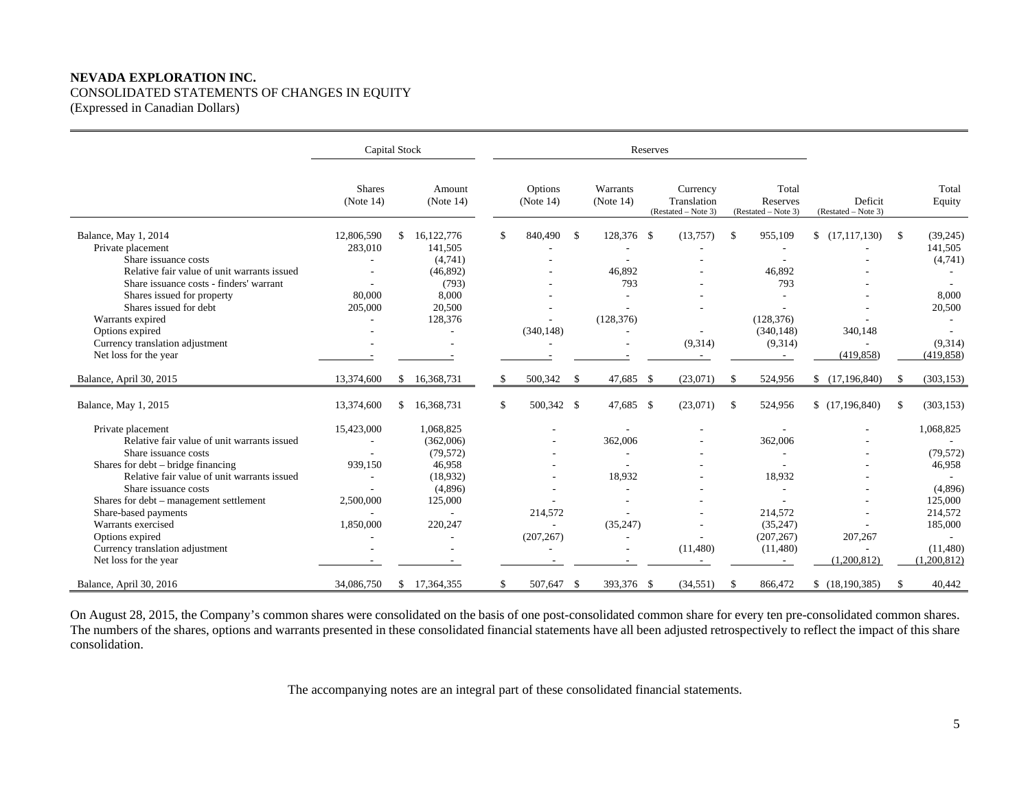**NEVADA EXPLORATION INC.**
CONSOLIDATED STATEMENTS OF CHANGES IN EQUITY
(Expressed in Canadian Dollars)

| | Capital Stock | | Reserves | | | | | |
|---|---|---|---|---|---|---|---|---|
| | Shares (Note 14) | Amount (Note 14) | Options (Note 14) | Warrants (Note 14) | Currency Translation (Restated – Note 3) | Total Reserves (Restated – Note 3) | Deficit (Restated – Note 3) | Total Equity |
| Balance, May 1, 2014 | 12,806,590 | $ 16,122,776 | $ 840,490 | $ 128,376 | $ (13,757) | $ 955,109 | $ (17,117,130) | $ (39,245) |
| Private placement | 283,010 | 141,505 | - | - | - | - | - | 141,505 |
| Share issuance costs | - | (4,741) | - | - | - | - | - | (4,741) |
| Relative fair value of unit warrants issued | - | (46,892) | - | 46,892 | - | 46,892 | - | - |
| Share issuance costs - finders' warrant | - | (793) | - | 793 | - | 793 | - | - |
| Shares issued for property | 80,000 | 8,000 | - | - | - | - | - | 8,000 |
| Shares issued for debt | 205,000 | 20,500 | - | - | - | - | - | 20,500 |
| Warrants expired | - | 128,376 | - | (128,376) | | (128,376) | - | - |
| Options expired | - | - | (340,148) | - | - | (340,148) | 340,148 | - |
| Currency translation adjustment | - | - | - | - | (9,314) | (9,314) | - | (9,314) |
| Net loss for the year | - | - | - | - | - | - | (419,858) | (419,858) |
| Balance, April 30, 2015 | 13,374,600 | $ 16,368,731 | $ 500,342 | $ 47,685 | $ (23,071) | $ 524,956 | $ (17,196,840) | $ (303,153) |
| Balance, May 1, 2015 | 13,374,600 | $ 16,368,731 | $ 500,342 | $ 47,685 | $ (23,071) | $ 524,956 | $ (17,196,840) | $ (303,153) |
| Private placement | 15,423,000 | 1,068,825 | - | - | - | - | - | 1,068,825 |
| Relative fair value of unit warrants issued | - | (362,006) | - | 362,006 | - | 362,006 | - | - |
| Share issuance costs | - | (79,572) | - | - | - | - | - | (79,572) |
| Shares for debt – bridge financing | 939,150 | 46,958 | - | - | - | - | - | 46,958 |
| Relative fair value of unit warrants issued | - | (18,932) | - | 18,932 | - | 18,932 | - | - |
| Share issuance costs | - | (4,896) | - | - | - | - | - | (4,896) |
| Shares for debt – management settlement | 2,500,000 | 125,000 | - | - | - | - | - | 125,000 |
| Share-based payments | - | - | 214,572 | - | - | 214,572 | - | 214,572 |
| Warrants exercised | 1,850,000 | 220,247 | - | (35,247) | - | (35,247) | - | 185,000 |
| Options expired | - | - | (207,267) | - | | (207,267) | 207,267 | - |
| Currency translation adjustment | - | - | - | - | (11,480) | (11,480) | - | (11,480) |
| Net loss for the year | - | - | - | - | - | - | (1,200,812) | (1,200,812) |
| Balance, April 30, 2016 | 34,086,750 | $ 17,364,355 | $ 507,647 | $ 393,376 | $ (34,551) | $ 866,472 | $ (18,190,385) | $ 40,442 |

On August 28, 2015, the Company's common shares were consolidated on the basis of one post-consolidated common share for every ten pre-consolidated common shares. The numbers of the shares, options and warrants presented in these consolidated financial statements have all been adjusted retrospectively to reflect the impact of this share consolidation.

The accompanying notes are an integral part of these consolidated financial statements.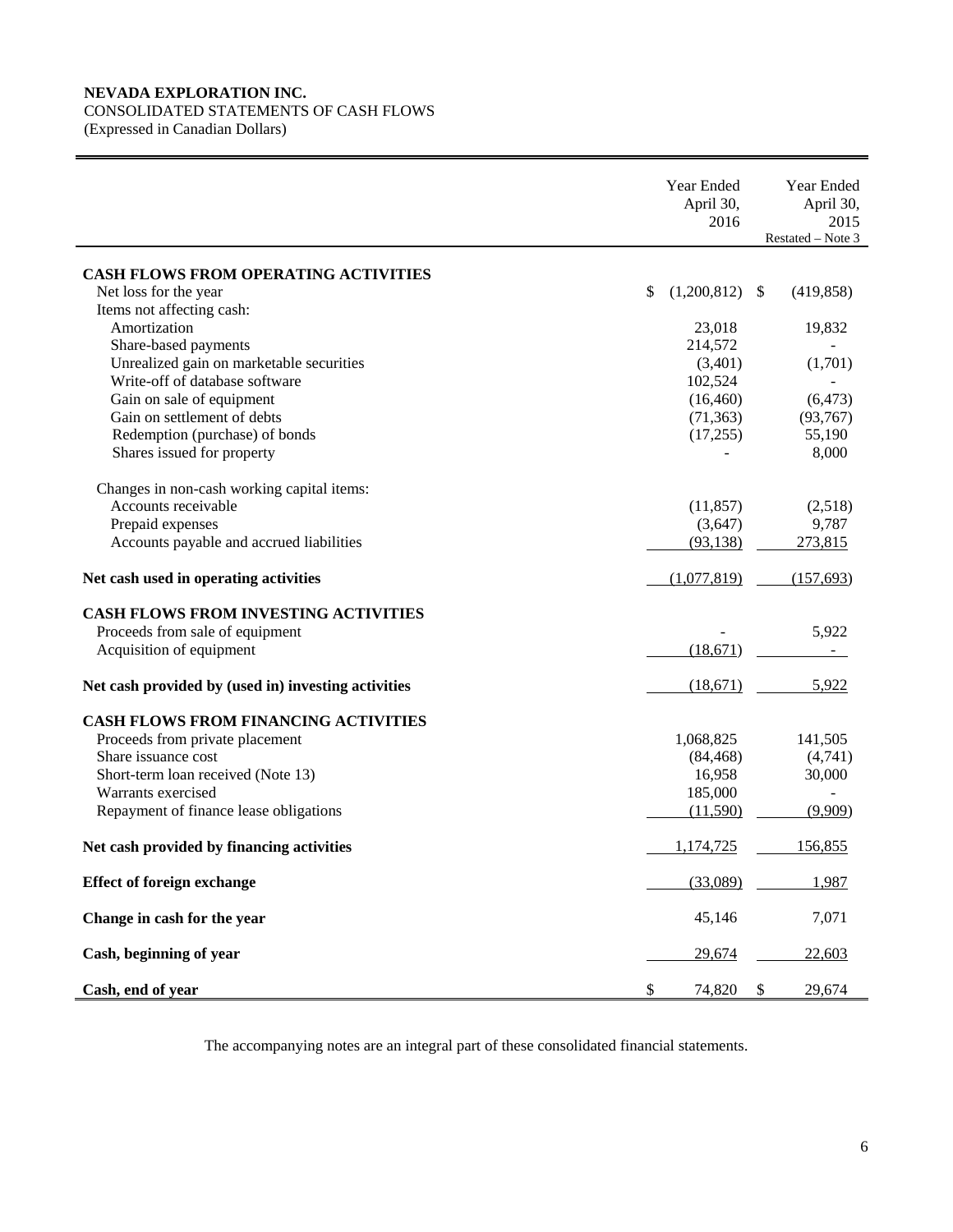**NEVADA EXPLORATION INC.**
CONSOLIDATED STATEMENTS OF CASH FLOWS
(Expressed in Canadian Dollars)

| | Year Ended April 30, 2016 | Year Ended April 30, 2015 Restated – Note 3 |
|---|---|---|
| **CASH FLOWS FROM OPERATING ACTIVITIES** | | |
| Net loss for the year | $ (1,200,812) | $ (419,858) |
| Items not affecting cash: | | |
| Amortization | 23,018 | 19,832 |
| Share-based payments | 214,572 | - |
| Unrealized gain on marketable securities | (3,401) | (1,701) |
| Write-off of database software | 102,524 | - |
| Gain on sale of equipment | (16,460) | (6,473) |
| Gain on settlement of debts | (71,363) | (93,767) |
| Redemption (purchase) of bonds | (17,255) | 55,190 |
| Shares issued for property | - | 8,000 |
| Changes in non-cash working capital items: | | |
| Accounts receivable | (11,857) | (2,518) |
| Prepaid expenses | (3,647) | 9,787 |
| Accounts payable and accrued liabilities | (93,138) | 273,815 |
| **Net cash used in operating activities** | (1,077,819) | (157,693) |
| **CASH FLOWS FROM INVESTING ACTIVITIES** | | |
| Proceeds from sale of equipment | - | 5,922 |
| Acquisition of equipment | (18,671) | - |
| **Net cash provided by (used in) investing activities** | (18,671) | 5,922 |
| **CASH FLOWS FROM FINANCING ACTIVITIES** | | |
| Proceeds from private placement | 1,068,825 | 141,505 |
| Share issuance cost | (84,468) | (4,741) |
| Short-term loan received (Note 13) | 16,958 | 30,000 |
| Warrants exercised | 185,000 | - |
| Repayment of finance lease obligations | (11,590) | (9,909) |
| **Net cash provided by financing activities** | 1,174,725 | 156,855 |
| **Effect of foreign exchange** | (33,089) | 1,987 |
| **Change in cash for the year** | 45,146 | 7,071 |
| **Cash, beginning of year** | 29,674 | 22,603 |
| **Cash, end of year** | $ 74,820 | $ 29,674 |

The accompanying notes are an integral part of these consolidated financial statements.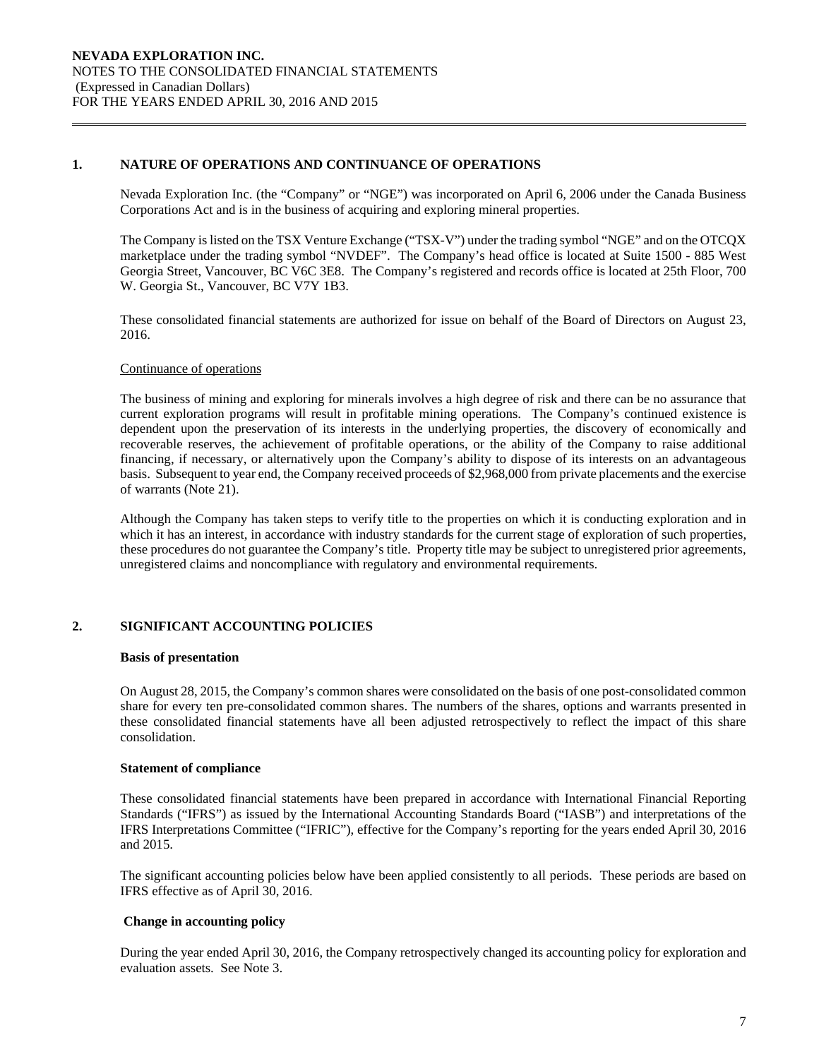## 1. NATURE OF OPERATIONS AND CONTINUANCE OF OPERATIONS

Nevada Exploration Inc. (the "Company" or "NGE") was incorporated on April 6, 2006 under the Canada Business Corporations Act and is in the business of acquiring and exploring mineral properties.

The Company is listed on the TSX Venture Exchange ("TSX-V") under the trading symbol "NGE" and on the OTCQX marketplace under the trading symbol "NVDEF". The Company's head office is located at Suite 1500 - 885 West Georgia Street, Vancouver, BC V6C 3E8. The Company's registered and records office is located at 25th Floor, 700 W. Georgia St., Vancouver, BC V7Y 1B3.

These consolidated financial statements are authorized for issue on behalf of the Board of Directors on August 23, 2016.

Continuance of operations

The business of mining and exploring for minerals involves a high degree of risk and there can be no assurance that current exploration programs will result in profitable mining operations. The Company's continued existence is dependent upon the preservation of its interests in the underlying properties, the discovery of economically and recoverable reserves, the achievement of profitable operations, or the ability of the Company to raise additional financing, if necessary, or alternatively upon the Company's ability to dispose of its interests on an advantageous basis. Subsequent to year end, the Company received proceeds of $2,968,000 from private placements and the exercise of warrants (Note 21).

Although the Company has taken steps to verify title to the properties on which it is conducting exploration and in which it has an interest, in accordance with industry standards for the current stage of exploration of such properties, these procedures do not guarantee the Company's title. Property title may be subject to unregistered prior agreements, unregistered claims and noncompliance with regulatory and environmental requirements.

## 2. SIGNIFICANT ACCOUNTING POLICIES

**Basis of presentation**

On August 28, 2015, the Company's common shares were consolidated on the basis of one post-consolidated common share for every ten pre-consolidated common shares. The numbers of the shares, options and warrants presented in these consolidated financial statements have all been adjusted retrospectively to reflect the impact of this share consolidation.

**Statement of compliance**

These consolidated financial statements have been prepared in accordance with International Financial Reporting Standards ("IFRS") as issued by the International Accounting Standards Board ("IASB") and interpretations of the IFRS Interpretations Committee ("IFRIC"), effective for the Company's reporting for the years ended April 30, 2016 and 2015.

The significant accounting policies below have been applied consistently to all periods. These periods are based on IFRS effective as of April 30, 2016.

**Change in accounting policy**

During the year ended April 30, 2016, the Company retrospectively changed its accounting policy for exploration and evaluation assets. See Note 3.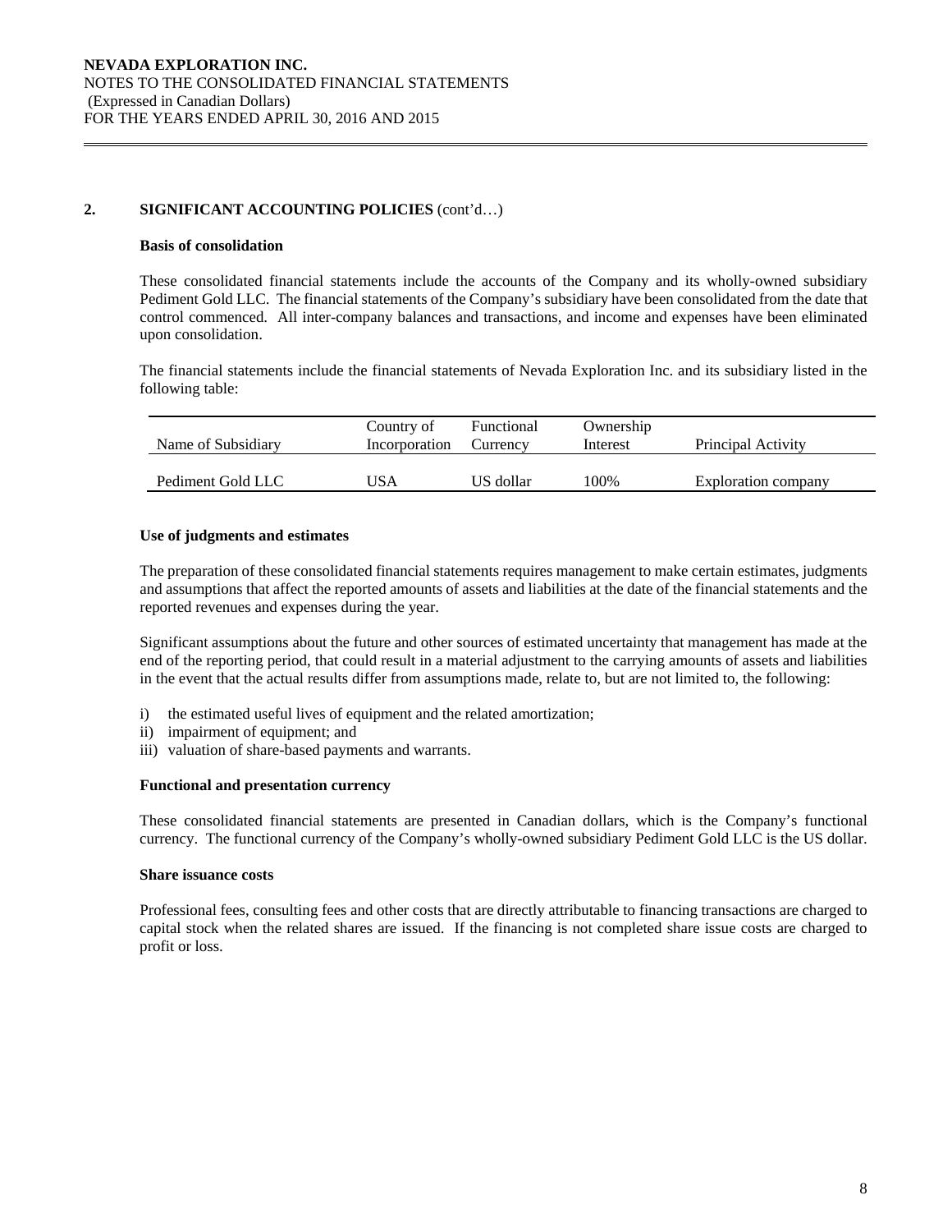## 2. SIGNIFICANT ACCOUNTING POLICIES (cont'd…)

### Basis of consolidation

These consolidated financial statements include the accounts of the Company and its wholly-owned subsidiary Pediment Gold LLC. The financial statements of the Company's subsidiary have been consolidated from the date that control commenced. All inter-company balances and transactions, and income and expenses have been eliminated upon consolidation.

The financial statements include the financial statements of Nevada Exploration Inc. and its subsidiary listed in the following table:

| Name of Subsidiary | Country of Incorporation | Functional Currency | Ownership Interest | Principal Activity |
|---|---|---|---|---|
| Pediment Gold LLC | USA | US dollar | 100% | Exploration company |

### Use of judgments and estimates

The preparation of these consolidated financial statements requires management to make certain estimates, judgments and assumptions that affect the reported amounts of assets and liabilities at the date of the financial statements and the reported revenues and expenses during the year.

Significant assumptions about the future and other sources of estimated uncertainty that management has made at the end of the reporting period, that could result in a material adjustment to the carrying amounts of assets and liabilities in the event that the actual results differ from assumptions made, relate to, but are not limited to, the following:

i) the estimated useful lives of equipment and the related amortization;
ii) impairment of equipment; and
iii) valuation of share-based payments and warrants.

### Functional and presentation currency

These consolidated financial statements are presented in Canadian dollars, which is the Company's functional currency. The functional currency of the Company's wholly-owned subsidiary Pediment Gold LLC is the US dollar.

### Share issuance costs

Professional fees, consulting fees and other costs that are directly attributable to financing transactions are charged to capital stock when the related shares are issued. If the financing is not completed share issue costs are charged to profit or loss.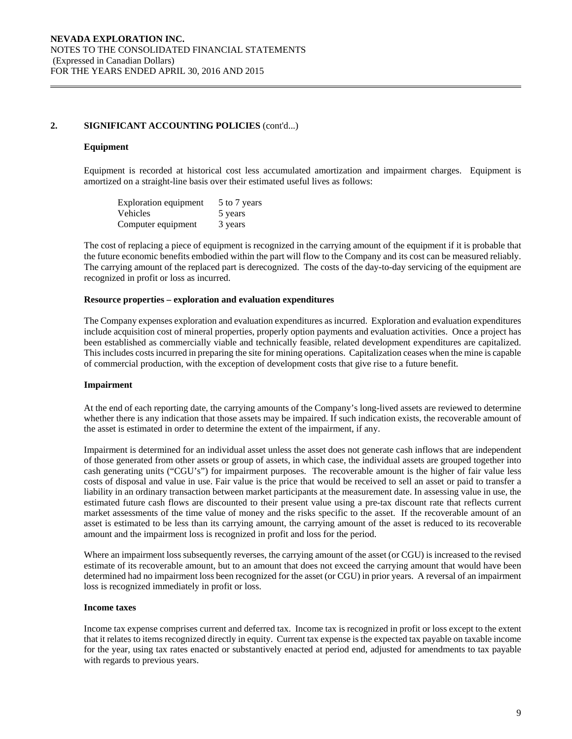## 2. SIGNIFICANT ACCOUNTING POLICIES (cont'd...)

### Equipment

Equipment is recorded at historical cost less accumulated amortization and impairment charges. Equipment is amortized on a straight-line basis over their estimated useful lives as follows:

| | |
|---|---|
| Exploration equipment | 5 to 7 years |
| Vehicles | 5 years |
| Computer equipment | 3 years |

The cost of replacing a piece of equipment is recognized in the carrying amount of the equipment if it is probable that the future economic benefits embodied within the part will flow to the Company and its cost can be measured reliably. The carrying amount of the replaced part is derecognized. The costs of the day-to-day servicing of the equipment are recognized in profit or loss as incurred.

### Resource properties – exploration and evaluation expenditures

The Company expenses exploration and evaluation expenditures as incurred. Exploration and evaluation expenditures include acquisition cost of mineral properties, properly option payments and evaluation activities. Once a project has been established as commercially viable and technically feasible, related development expenditures are capitalized. This includes costs incurred in preparing the site for mining operations. Capitalization ceases when the mine is capable of commercial production, with the exception of development costs that give rise to a future benefit.

### Impairment

At the end of each reporting date, the carrying amounts of the Company's long-lived assets are reviewed to determine whether there is any indication that those assets may be impaired. If such indication exists, the recoverable amount of the asset is estimated in order to determine the extent of the impairment, if any.

Impairment is determined for an individual asset unless the asset does not generate cash inflows that are independent of those generated from other assets or group of assets, in which case, the individual assets are grouped together into cash generating units ("CGU's") for impairment purposes. The recoverable amount is the higher of fair value less costs of disposal and value in use. Fair value is the price that would be received to sell an asset or paid to transfer a liability in an ordinary transaction between market participants at the measurement date. In assessing value in use, the estimated future cash flows are discounted to their present value using a pre-tax discount rate that reflects current market assessments of the time value of money and the risks specific to the asset. If the recoverable amount of an asset is estimated to be less than its carrying amount, the carrying amount of the asset is reduced to its recoverable amount and the impairment loss is recognized in profit and loss for the period.

Where an impairment loss subsequently reverses, the carrying amount of the asset (or CGU) is increased to the revised estimate of its recoverable amount, but to an amount that does not exceed the carrying amount that would have been determined had no impairment loss been recognized for the asset (or CGU) in prior years. A reversal of an impairment loss is recognized immediately in profit or loss.

### Income taxes

Income tax expense comprises current and deferred tax. Income tax is recognized in profit or loss except to the extent that it relates to items recognized directly in equity. Current tax expense is the expected tax payable on taxable income for the year, using tax rates enacted or substantively enacted at period end, adjusted for amendments to tax payable with regards to previous years.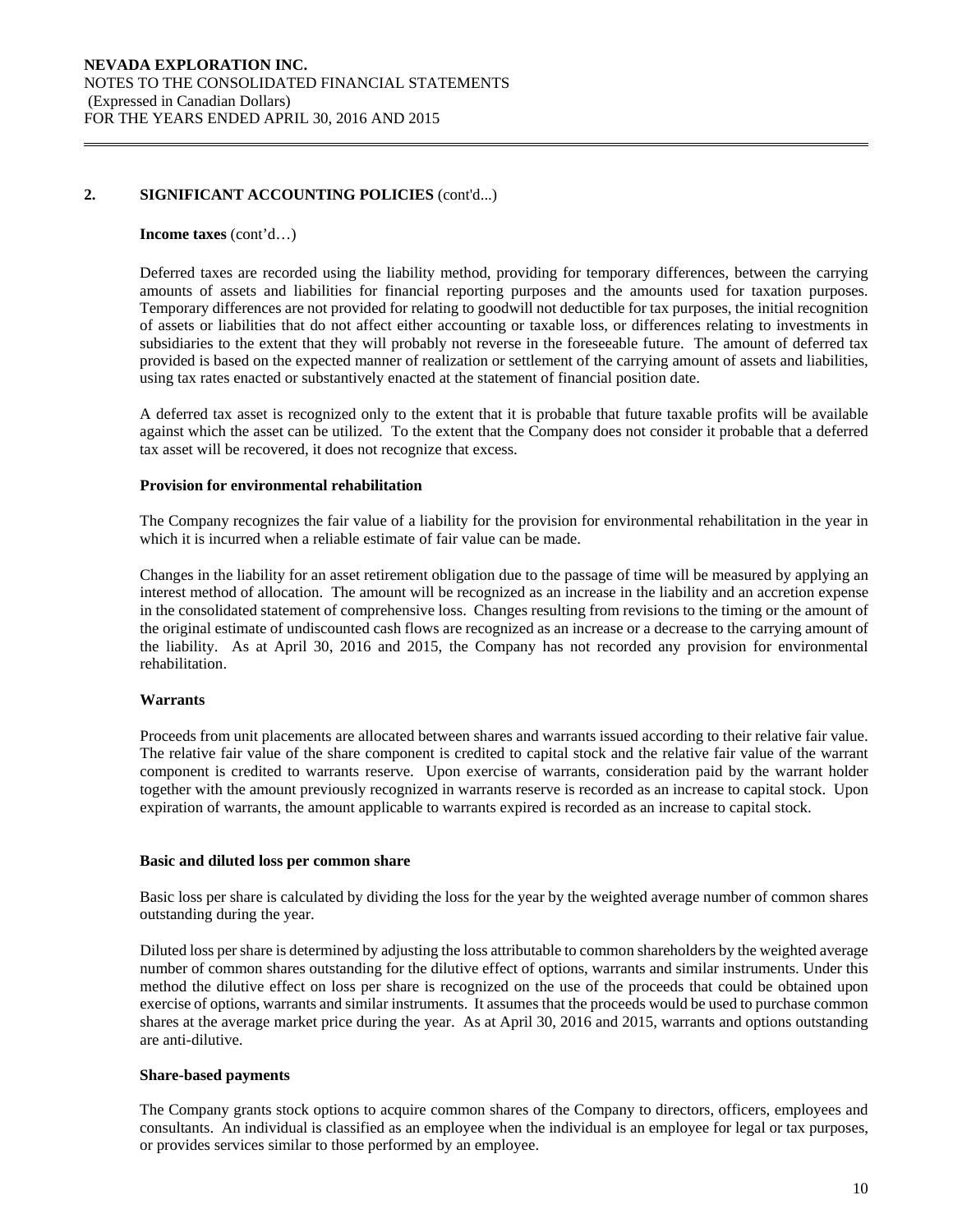## 2. SIGNIFICANT ACCOUNTING POLICIES (cont'd...)

**Income taxes** (cont'd…)

Deferred taxes are recorded using the liability method, providing for temporary differences, between the carrying amounts of assets and liabilities for financial reporting purposes and the amounts used for taxation purposes. Temporary differences are not provided for relating to goodwill not deductible for tax purposes, the initial recognition of assets or liabilities that do not affect either accounting or taxable loss, or differences relating to investments in subsidiaries to the extent that they will probably not reverse in the foreseeable future. The amount of deferred tax provided is based on the expected manner of realization or settlement of the carrying amount of assets and liabilities, using tax rates enacted or substantively enacted at the statement of financial position date.

A deferred tax asset is recognized only to the extent that it is probable that future taxable profits will be available against which the asset can be utilized. To the extent that the Company does not consider it probable that a deferred tax asset will be recovered, it does not recognize that excess.

**Provision for environmental rehabilitation**

The Company recognizes the fair value of a liability for the provision for environmental rehabilitation in the year in which it is incurred when a reliable estimate of fair value can be made.

Changes in the liability for an asset retirement obligation due to the passage of time will be measured by applying an interest method of allocation. The amount will be recognized as an increase in the liability and an accretion expense in the consolidated statement of comprehensive loss. Changes resulting from revisions to the timing or the amount of the original estimate of undiscounted cash flows are recognized as an increase or a decrease to the carrying amount of the liability. As at April 30, 2016 and 2015, the Company has not recorded any provision for environmental rehabilitation.

**Warrants**

Proceeds from unit placements are allocated between shares and warrants issued according to their relative fair value. The relative fair value of the share component is credited to capital stock and the relative fair value of the warrant component is credited to warrants reserve. Upon exercise of warrants, consideration paid by the warrant holder together with the amount previously recognized in warrants reserve is recorded as an increase to capital stock. Upon expiration of warrants, the amount applicable to warrants expired is recorded as an increase to capital stock.

**Basic and diluted loss per common share**

Basic loss per share is calculated by dividing the loss for the year by the weighted average number of common shares outstanding during the year.

Diluted loss per share is determined by adjusting the loss attributable to common shareholders by the weighted average number of common shares outstanding for the dilutive effect of options, warrants and similar instruments. Under this method the dilutive effect on loss per share is recognized on the use of the proceeds that could be obtained upon exercise of options, warrants and similar instruments. It assumes that the proceeds would be used to purchase common shares at the average market price during the year. As at April 30, 2016 and 2015, warrants and options outstanding are anti-dilutive.

**Share-based payments**

The Company grants stock options to acquire common shares of the Company to directors, officers, employees and consultants. An individual is classified as an employee when the individual is an employee for legal or tax purposes, or provides services similar to those performed by an employee.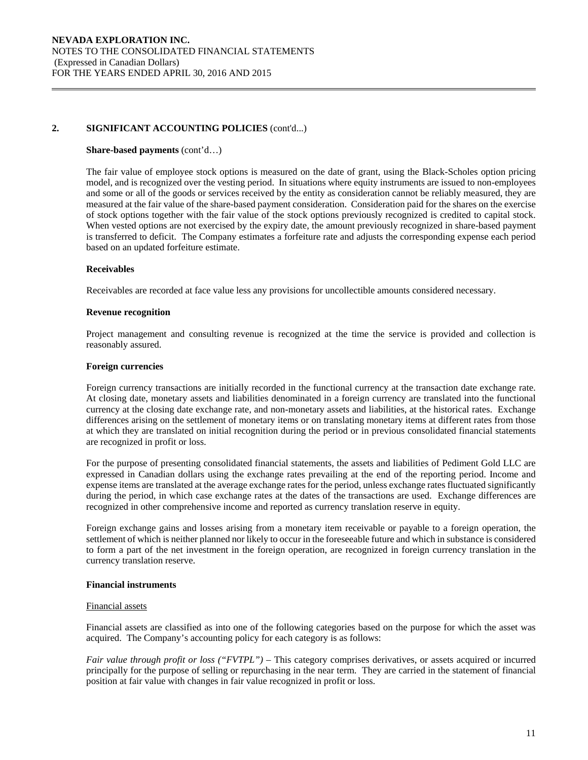## 2. SIGNIFICANT ACCOUNTING POLICIES (cont'd...)

**Share-based payments** (cont'd…)

The fair value of employee stock options is measured on the date of grant, using the Black-Scholes option pricing model, and is recognized over the vesting period. In situations where equity instruments are issued to non-employees and some or all of the goods or services received by the entity as consideration cannot be reliably measured, they are measured at the fair value of the share-based payment consideration. Consideration paid for the shares on the exercise of stock options together with the fair value of the stock options previously recognized is credited to capital stock. When vested options are not exercised by the expiry date, the amount previously recognized in share-based payment is transferred to deficit. The Company estimates a forfeiture rate and adjusts the corresponding expense each period based on an updated forfeiture estimate.

**Receivables**

Receivables are recorded at face value less any provisions for uncollectible amounts considered necessary.

**Revenue recognition**

Project management and consulting revenue is recognized at the time the service is provided and collection is reasonably assured.

**Foreign currencies**

Foreign currency transactions are initially recorded in the functional currency at the transaction date exchange rate. At closing date, monetary assets and liabilities denominated in a foreign currency are translated into the functional currency at the closing date exchange rate, and non-monetary assets and liabilities, at the historical rates. Exchange differences arising on the settlement of monetary items or on translating monetary items at different rates from those at which they are translated on initial recognition during the period or in previous consolidated financial statements are recognized in profit or loss.

For the purpose of presenting consolidated financial statements, the assets and liabilities of Pediment Gold LLC are expressed in Canadian dollars using the exchange rates prevailing at the end of the reporting period. Income and expense items are translated at the average exchange rates for the period, unless exchange rates fluctuated significantly during the period, in which case exchange rates at the dates of the transactions are used. Exchange differences are recognized in other comprehensive income and reported as currency translation reserve in equity.

Foreign exchange gains and losses arising from a monetary item receivable or payable to a foreign operation, the settlement of which is neither planned nor likely to occur in the foreseeable future and which in substance is considered to form a part of the net investment in the foreign operation, are recognized in foreign currency translation in the currency translation reserve.

**Financial instruments**

Financial assets

Financial assets are classified as into one of the following categories based on the purpose for which the asset was acquired. The Company's accounting policy for each category is as follows:

*Fair value through profit or loss ("FVTPL")* – This category comprises derivatives, or assets acquired or incurred principally for the purpose of selling or repurchasing in the near term. They are carried in the statement of financial position at fair value with changes in fair value recognized in profit or loss.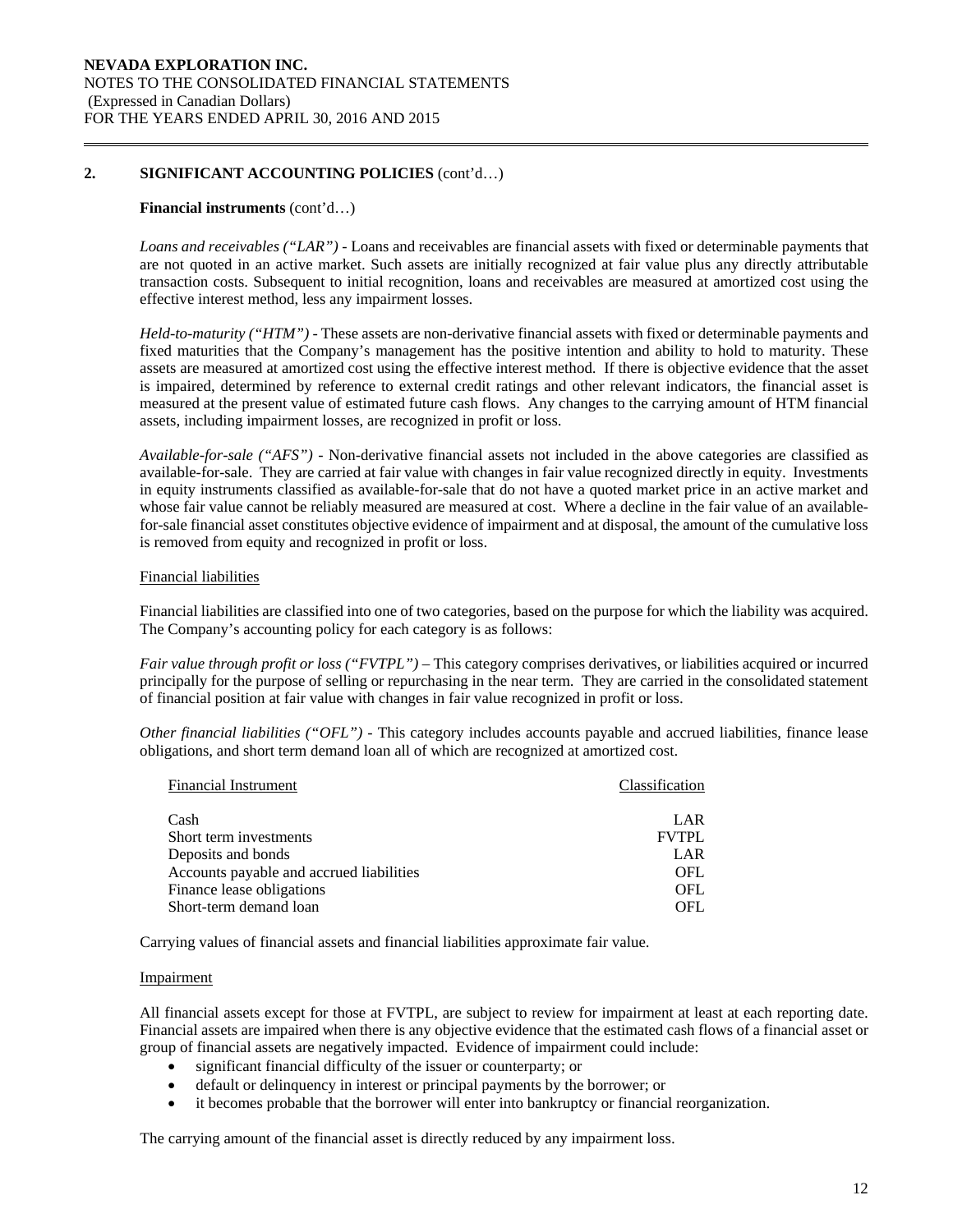## 2. SIGNIFICANT ACCOUNTING POLICIES (cont'd…)

**Financial instruments** (cont'd…)

*Loans and receivables ("LAR")* - Loans and receivables are financial assets with fixed or determinable payments that are not quoted in an active market. Such assets are initially recognized at fair value plus any directly attributable transaction costs. Subsequent to initial recognition, loans and receivables are measured at amortized cost using the effective interest method, less any impairment losses.

*Held-to-maturity ("HTM")* - These assets are non-derivative financial assets with fixed or determinable payments and fixed maturities that the Company's management has the positive intention and ability to hold to maturity. These assets are measured at amortized cost using the effective interest method. If there is objective evidence that the asset is impaired, determined by reference to external credit ratings and other relevant indicators, the financial asset is measured at the present value of estimated future cash flows. Any changes to the carrying amount of HTM financial assets, including impairment losses, are recognized in profit or loss.

*Available-for-sale ("AFS")* - Non-derivative financial assets not included in the above categories are classified as available-for-sale. They are carried at fair value with changes in fair value recognized directly in equity. Investments in equity instruments classified as available-for-sale that do not have a quoted market price in an active market and whose fair value cannot be reliably measured are measured at cost. Where a decline in the fair value of an available-for-sale financial asset constitutes objective evidence of impairment and at disposal, the amount of the cumulative loss is removed from equity and recognized in profit or loss.

Financial liabilities

Financial liabilities are classified into one of two categories, based on the purpose for which the liability was acquired. The Company's accounting policy for each category is as follows:

*Fair value through profit or loss ("FVTPL")* – This category comprises derivatives, or liabilities acquired or incurred principally for the purpose of selling or repurchasing in the near term. They are carried in the consolidated statement of financial position at fair value with changes in fair value recognized in profit or loss.

*Other financial liabilities ("OFL")* - This category includes accounts payable and accrued liabilities, finance lease obligations, and short term demand loan all of which are recognized at amortized cost.

| Financial Instrument | Classification |
|---|---|
| Cash | LAR |
| Short term investments | FVTPL |
| Deposits and bonds | LAR |
| Accounts payable and accrued liabilities | OFL |
| Finance lease obligations | OFL |
| Short-term demand loan | OFL |

Carrying values of financial assets and financial liabilities approximate fair value.

Impairment

All financial assets except for those at FVTPL, are subject to review for impairment at least at each reporting date. Financial assets are impaired when there is any objective evidence that the estimated cash flows of a financial asset or group of financial assets are negatively impacted. Evidence of impairment could include:

- significant financial difficulty of the issuer or counterparty; or
- default or delinquency in interest or principal payments by the borrower; or
- it becomes probable that the borrower will enter into bankruptcy or financial reorganization.

The carrying amount of the financial asset is directly reduced by any impairment loss.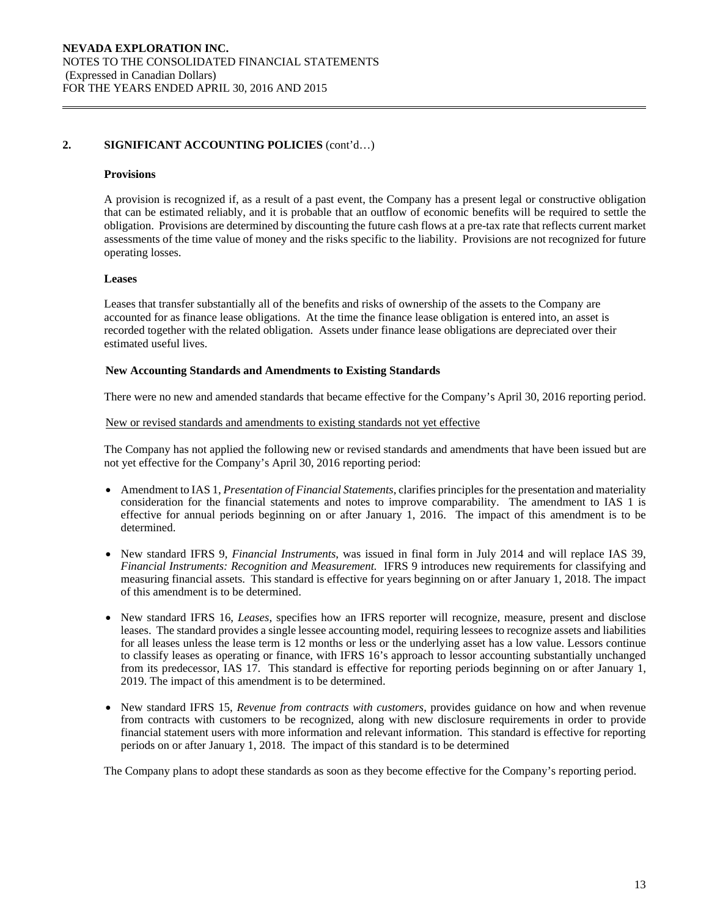## 2. SIGNIFICANT ACCOUNTING POLICIES (cont'd…)

### Provisions

A provision is recognized if, as a result of a past event, the Company has a present legal or constructive obligation that can be estimated reliably, and it is probable that an outflow of economic benefits will be required to settle the obligation. Provisions are determined by discounting the future cash flows at a pre-tax rate that reflects current market assessments of the time value of money and the risks specific to the liability. Provisions are not recognized for future operating losses.

### Leases

Leases that transfer substantially all of the benefits and risks of ownership of the assets to the Company are accounted for as finance lease obligations. At the time the finance lease obligation is entered into, an asset is recorded together with the related obligation. Assets under finance lease obligations are depreciated over their estimated useful lives.

### New Accounting Standards and Amendments to Existing Standards

There were no new and amended standards that became effective for the Company's April 30, 2016 reporting period.

New or revised standards and amendments to existing standards not yet effective

The Company has not applied the following new or revised standards and amendments that have been issued but are not yet effective for the Company's April 30, 2016 reporting period:

- Amendment to IAS 1, *Presentation of Financial Statements*, clarifies principles for the presentation and materiality consideration for the financial statements and notes to improve comparability. The amendment to IAS 1 is effective for annual periods beginning on or after January 1, 2016. The impact of this amendment is to be determined.
- New standard IFRS 9, *Financial Instruments*, was issued in final form in July 2014 and will replace IAS 39, *Financial Instruments: Recognition and Measurement.* IFRS 9 introduces new requirements for classifying and measuring financial assets. This standard is effective for years beginning on or after January 1, 2018. The impact of this amendment is to be determined.
- New standard IFRS 16, *Leases*, specifies how an IFRS reporter will recognize, measure, present and disclose leases. The standard provides a single lessee accounting model, requiring lessees to recognize assets and liabilities for all leases unless the lease term is 12 months or less or the underlying asset has a low value. Lessors continue to classify leases as operating or finance, with IFRS 16's approach to lessor accounting substantially unchanged from its predecessor, IAS 17. This standard is effective for reporting periods beginning on or after January 1, 2019. The impact of this amendment is to be determined.
- New standard IFRS 15, *Revenue from contracts with customers*, provides guidance on how and when revenue from contracts with customers to be recognized, along with new disclosure requirements in order to provide financial statement users with more information and relevant information. This standard is effective for reporting periods on or after January 1, 2018. The impact of this standard is to be determined

The Company plans to adopt these standards as soon as they become effective for the Company's reporting period.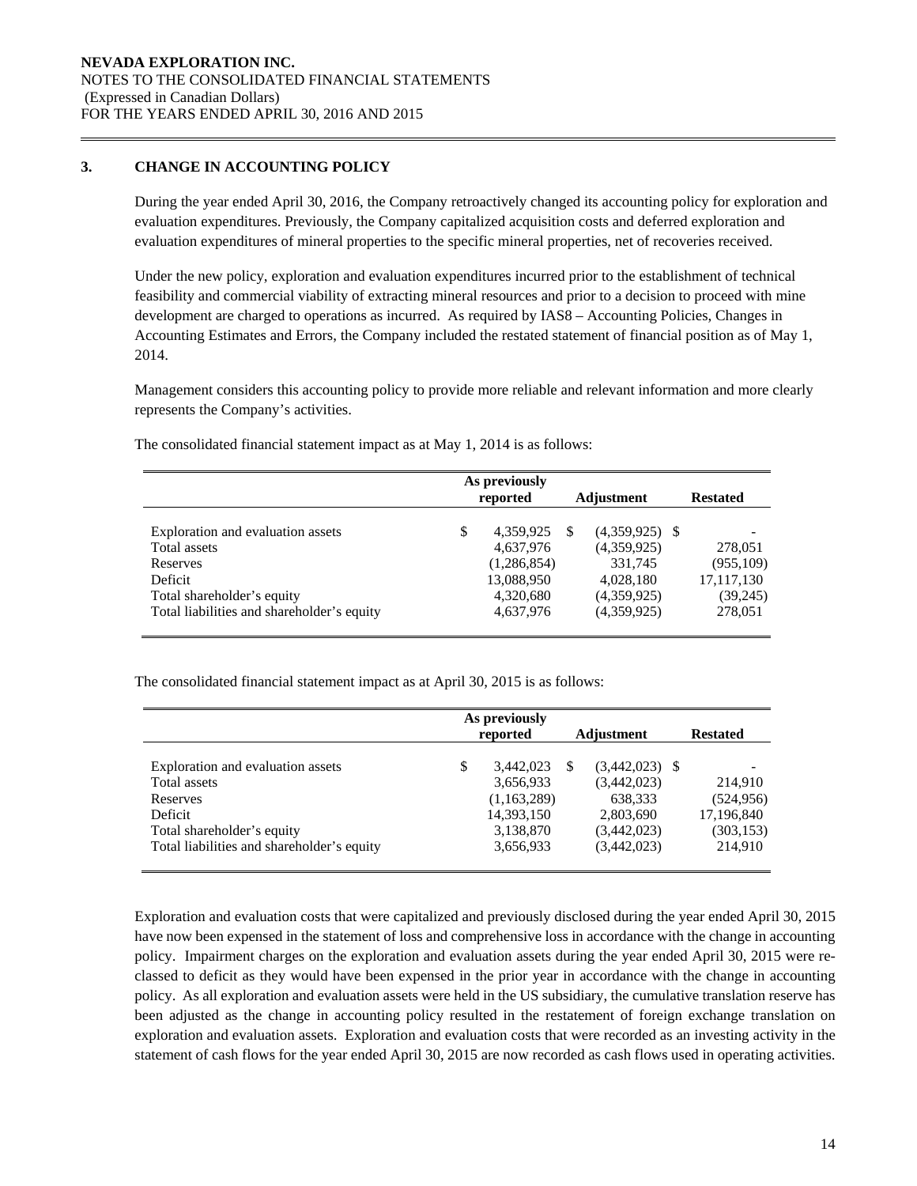### 3. CHANGE IN ACCOUNTING POLICY

During the year ended April 30, 2016, the Company retroactively changed its accounting policy for exploration and evaluation expenditures. Previously, the Company capitalized acquisition costs and deferred exploration and evaluation expenditures of mineral properties to the specific mineral properties, net of recoveries received.

Under the new policy, exploration and evaluation expenditures incurred prior to the establishment of technical feasibility and commercial viability of extracting mineral resources and prior to a decision to proceed with mine development are charged to operations as incurred. As required by IAS8 – Accounting Policies, Changes in Accounting Estimates and Errors, the Company included the restated statement of financial position as of May 1, 2014.

Management considers this accounting policy to provide more reliable and relevant information and more clearly represents the Company's activities.

The consolidated financial statement impact as at May 1, 2014 is as follows:

| | As previously reported | Adjustment | Restated |
|---|---|---|---|
| Exploration and evaluation assets | $ 4,359,925 | $ (4,359,925) | $ - |
| Total assets | 4,637,976 | (4,359,925) | 278,051 |
| Reserves | (1,286,854) | 331,745 | (955,109) |
| Deficit | 13,088,950 | 4,028,180 | 17,117,130 |
| Total shareholder's equity | 4,320,680 | (4,359,925) | (39,245) |
| Total liabilities and shareholder's equity | 4,637,976 | (4,359,925) | 278,051 |

The consolidated financial statement impact as at April 30, 2015 is as follows:

| | As previously reported | Adjustment | Restated |
|---|---|---|---|
| Exploration and evaluation assets | $ 3,442,023 | $ (3,442,023) | $ - |
| Total assets | 3,656,933 | (3,442,023) | 214,910 |
| Reserves | (1,163,289) | 638,333 | (524,956) |
| Deficit | 14,393,150 | 2,803,690 | 17,196,840 |
| Total shareholder's equity | 3,138,870 | (3,442,023) | (303,153) |
| Total liabilities and shareholder's equity | 3,656,933 | (3,442,023) | 214,910 |

Exploration and evaluation costs that were capitalized and previously disclosed during the year ended April 30, 2015 have now been expensed in the statement of loss and comprehensive loss in accordance with the change in accounting policy. Impairment charges on the exploration and evaluation assets during the year ended April 30, 2015 were re-classed to deficit as they would have been expensed in the prior year in accordance with the change in accounting policy. As all exploration and evaluation assets were held in the US subsidiary, the cumulative translation reserve has been adjusted as the change in accounting policy resulted in the restatement of foreign exchange translation on exploration and evaluation assets. Exploration and evaluation costs that were recorded as an investing activity in the statement of cash flows for the year ended April 30, 2015 are now recorded as cash flows used in operating activities.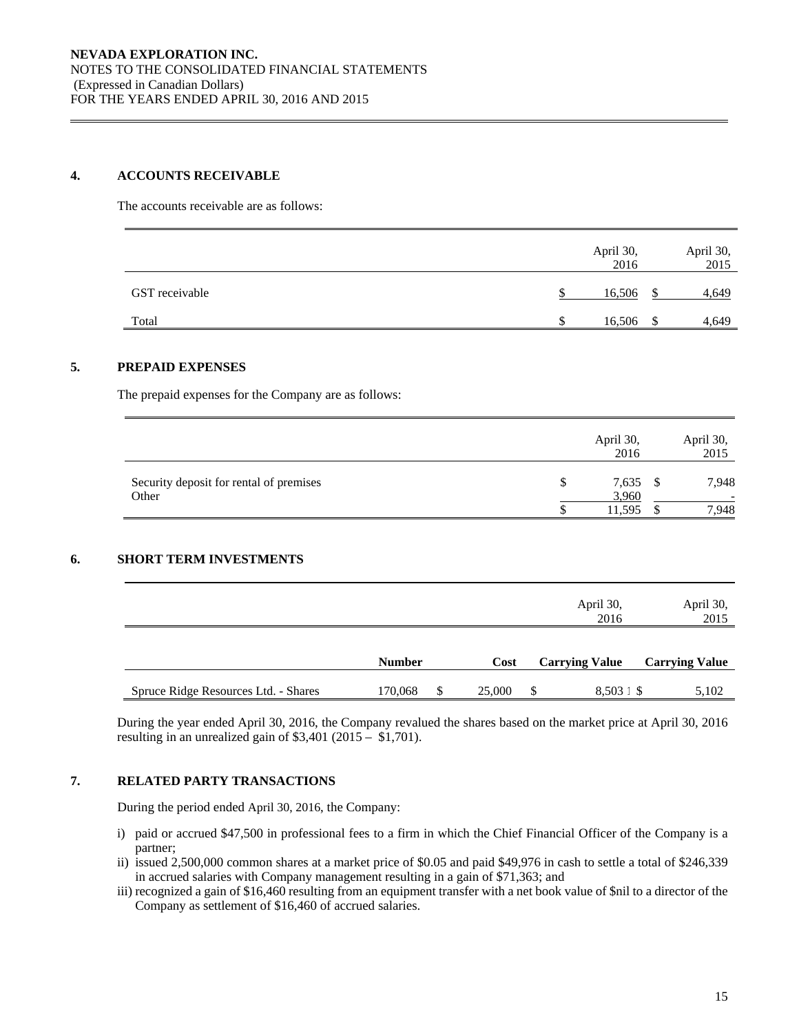### 4. ACCOUNTS RECEIVABLE

The accounts receivable are as follows:

| | April 30, 2016 | April 30, 2015 |
|---|---|---|
| GST receivable | $ 16,506 | $ 4,649 |
| Total | $ 16,506 | $ 4,649 |

### 5. PREPAID EXPENSES

The prepaid expenses for the Company are as follows:

| | April 30, 2016 | April 30, 2015 |
|---|---|---|
| Security deposit for rental of premises | $ 7,635 | $ 7,948 |
| Other | 3,960 | - |
| | $ 11,595 | $ 7,948 |

### 6. SHORT TERM INVESTMENTS

| | | | April 30, 2016 | April 30, 2015 |
|---|---|---|---|---|
| | **Number** | **Cost** | **Carrying Value** | **Carrying Value** |
| Spruce Ridge Resources Ltd. - Shares | 170,068 | $ 25,000 | $ 8,503 | $ 5,102 |

During the year ended April 30, 2016, the Company revalued the shares based on the market price at April 30, 2016 resulting in an unrealized gain of $3,401 (2015 – $1,701).

### 7. RELATED PARTY TRANSACTIONS

During the period ended April 30, 2016, the Company:

i) paid or accrued $47,500 in professional fees to a firm in which the Chief Financial Officer of the Company is a partner;
ii) issued 2,500,000 common shares at a market price of $0.05 and paid $49,976 in cash to settle a total of $246,339 in accrued salaries with Company management resulting in a gain of $71,363; and
iii) recognized a gain of $16,460 resulting from an equipment transfer with a net book value of $nil to a director of the Company as settlement of $16,460 of accrued salaries.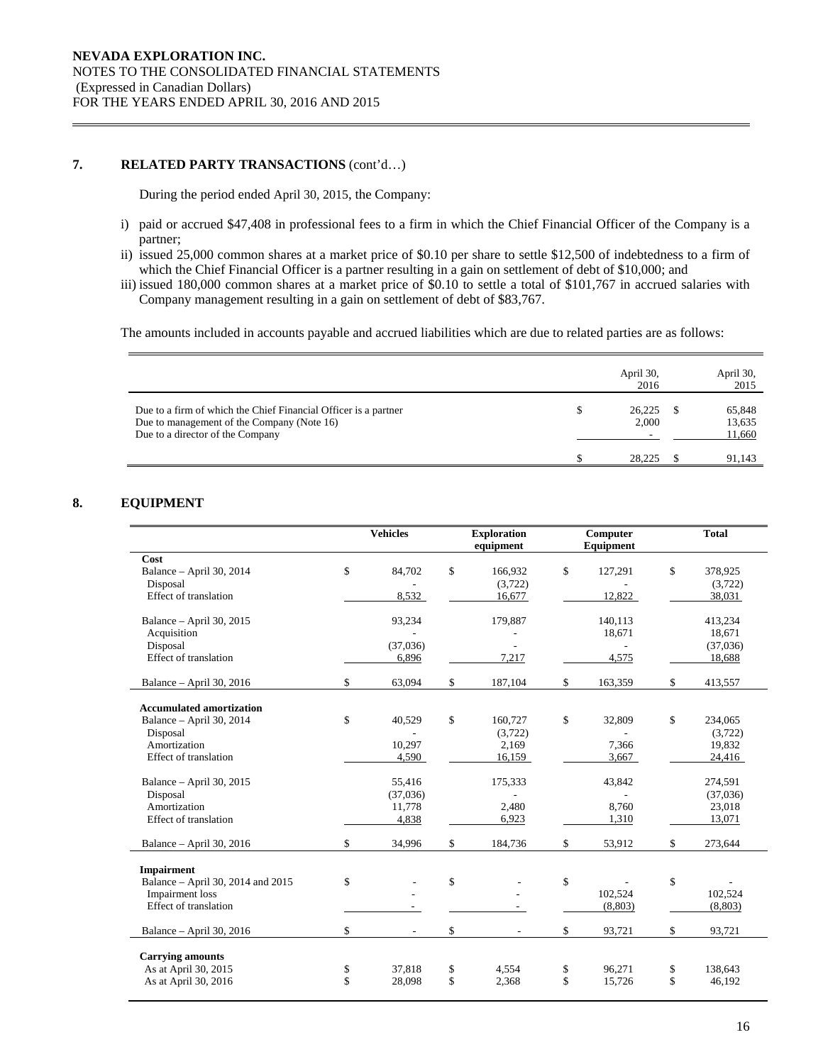## 7. RELATED PARTY TRANSACTIONS (cont'd…)

During the period ended April 30, 2015, the Company:

i) paid or accrued $47,408 in professional fees to a firm in which the Chief Financial Officer of the Company is a partner;
ii) issued 25,000 common shares at a market price of $0.10 per share to settle $12,500 of indebtedness to a firm of which the Chief Financial Officer is a partner resulting in a gain on settlement of debt of $10,000; and
iii) issued 180,000 common shares at a market price of $0.10 to settle a total of $101,767 in accrued salaries with Company management resulting in a gain on settlement of debt of $83,767.

The amounts included in accounts payable and accrued liabilities which are due to related parties are as follows:

| | April 30, 2016 | April 30, 2015 |
|---|---|---|
| Due to a firm of which the Chief Financial Officer is a partner | $ 26,225 | $ 65,848 |
| Due to management of the Company (Note 16) | 2,000 | 13,635 |
| Due to a director of the Company | - | 11,660 |
| | $ 28,225 | $ 91,143 |

## 8. EQUIPMENT

| | Vehicles | Exploration equipment | Computer Equipment | Total |
|---|---|---|---|---|
| **Cost** | | | | |
| Balance – April 30, 2014 | $ 84,702 | $ 166,932 | $ 127,291 | $ 378,925 |
| Disposal | - | (3,722) | - | (3,722) |
| Effect of translation | 8,532 | 16,677 | 12,822 | 38,031 |
| Balance – April 30, 2015 | 93,234 | 179,887 | 140,113 | 413,234 |
| Acquisition | - | - | 18,671 | 18,671 |
| Disposal | (37,036) | - | - | (37,036) |
| Effect of translation | 6,896 | 7,217 | 4,575 | 18,688 |
| Balance – April 30, 2016 | $ 63,094 | $ 187,104 | $ 163,359 | $ 413,557 |
| **Accumulated amortization** | | | | |
| Balance – April 30, 2014 | $ 40,529 | $ 160,727 | $ 32,809 | $ 234,065 |
| Disposal | - | (3,722) | - | (3,722) |
| Amortization | 10,297 | 2,169 | 7,366 | 19,832 |
| Effect of translation | 4,590 | 16,159 | 3,667 | 24,416 |
| Balance – April 30, 2015 | 55,416 | 175,333 | 43,842 | 274,591 |
| Disposal | (37,036) | - | - | (37,036) |
| Amortization | 11,778 | 2,480 | 8,760 | 23,018 |
| Effect of translation | 4,838 | 6,923 | 1,310 | 13,071 |
| Balance – April 30, 2016 | $ 34,996 | $ 184,736 | $ 53,912 | $ 273,644 |
| **Impairment** | | | | |
| Balance – April 30, 2014 and 2015 | $ - | $ - | $ - | $ - |
| Impairment loss | - | - | 102,524 | 102,524 |
| Effect of translation | - | - | (8,803) | (8,803) |
| Balance – April 30, 2016 | $ - | $ - | $ 93,721 | $ 93,721 |
| **Carrying amounts** | | | | |
| As at April 30, 2015 | $ 37,818 | $ 4,554 | $ 96,271 | $ 138,643 |
| As at April 30, 2016 | $ 28,098 | $ 2,368 | $ 15,726 | $ 46,192 |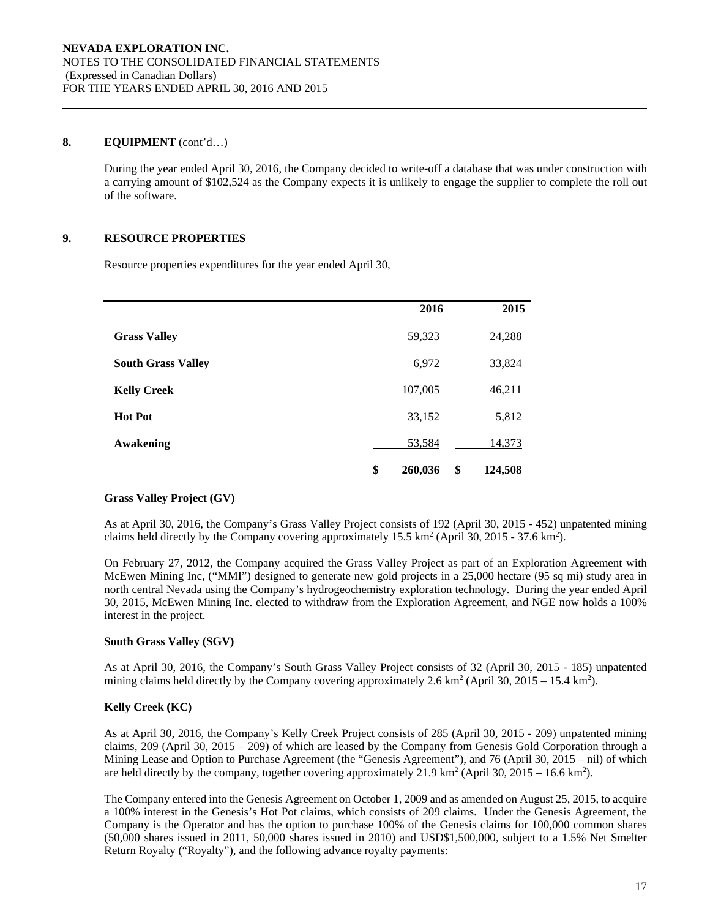## 8. EQUIPMENT (cont'd…)

During the year ended April 30, 2016, the Company decided to write-off a database that was under construction with a carrying amount of $102,524 as the Company expects it is unlikely to engage the supplier to complete the roll out of the software.

## 9. RESOURCE PROPERTIES

Resource properties expenditures for the year ended April 30,

| | 2016 | 2015 |
|---|---|---|
| **Grass Valley** | 59,323 | 24,288 |
| **South Grass Valley** | 6,972 | 33,824 |
| **Kelly Creek** | 107,005 | 46,211 |
| **Hot Pot** | 33,152 | 5,812 |
| **Awakening** | 53,584 | 14,373 |
| | $ 260,036 | $ 124,508 |

**Grass Valley Project (GV)**

As at April 30, 2016, the Company's Grass Valley Project consists of 192 (April 30, 2015 - 452) unpatented mining claims held directly by the Company covering approximately 15.5 km$^2$ (April 30, 2015 - 37.6 km$^2$).

On February 27, 2012, the Company acquired the Grass Valley Project as part of an Exploration Agreement with McEwen Mining Inc, ("MMI") designed to generate new gold projects in a 25,000 hectare (95 sq mi) study area in north central Nevada using the Company's hydrogeochemistry exploration technology. During the year ended April 30, 2015, McEwen Mining Inc. elected to withdraw from the Exploration Agreement, and NGE now holds a 100% interest in the project.

**South Grass Valley (SGV)**

As at April 30, 2016, the Company's South Grass Valley Project consists of 32 (April 30, 2015 - 185) unpatented mining claims held directly by the Company covering approximately 2.6 km$^2$ (April 30, 2015 – 15.4 km$^2$).

**Kelly Creek (KC)**

As at April 30, 2016, the Company's Kelly Creek Project consists of 285 (April 30, 2015 - 209) unpatented mining claims, 209 (April 30, 2015 – 209) of which are leased by the Company from Genesis Gold Corporation through a Mining Lease and Option to Purchase Agreement (the "Genesis Agreement"), and 76 (April 30, 2015 – nil) of which are held directly by the company, together covering approximately 21.9 km$^2$ (April 30, 2015 – 16.6 km$^2$).

The Company entered into the Genesis Agreement on October 1, 2009 and as amended on August 25, 2015, to acquire a 100% interest in the Genesis's Hot Pot claims, which consists of 209 claims. Under the Genesis Agreement, the Company is the Operator and has the option to purchase 100% of the Genesis claims for 100,000 common shares (50,000 shares issued in 2011, 50,000 shares issued in 2010) and USD$1,500,000, subject to a 1.5% Net Smelter Return Royalty ("Royalty"), and the following advance royalty payments: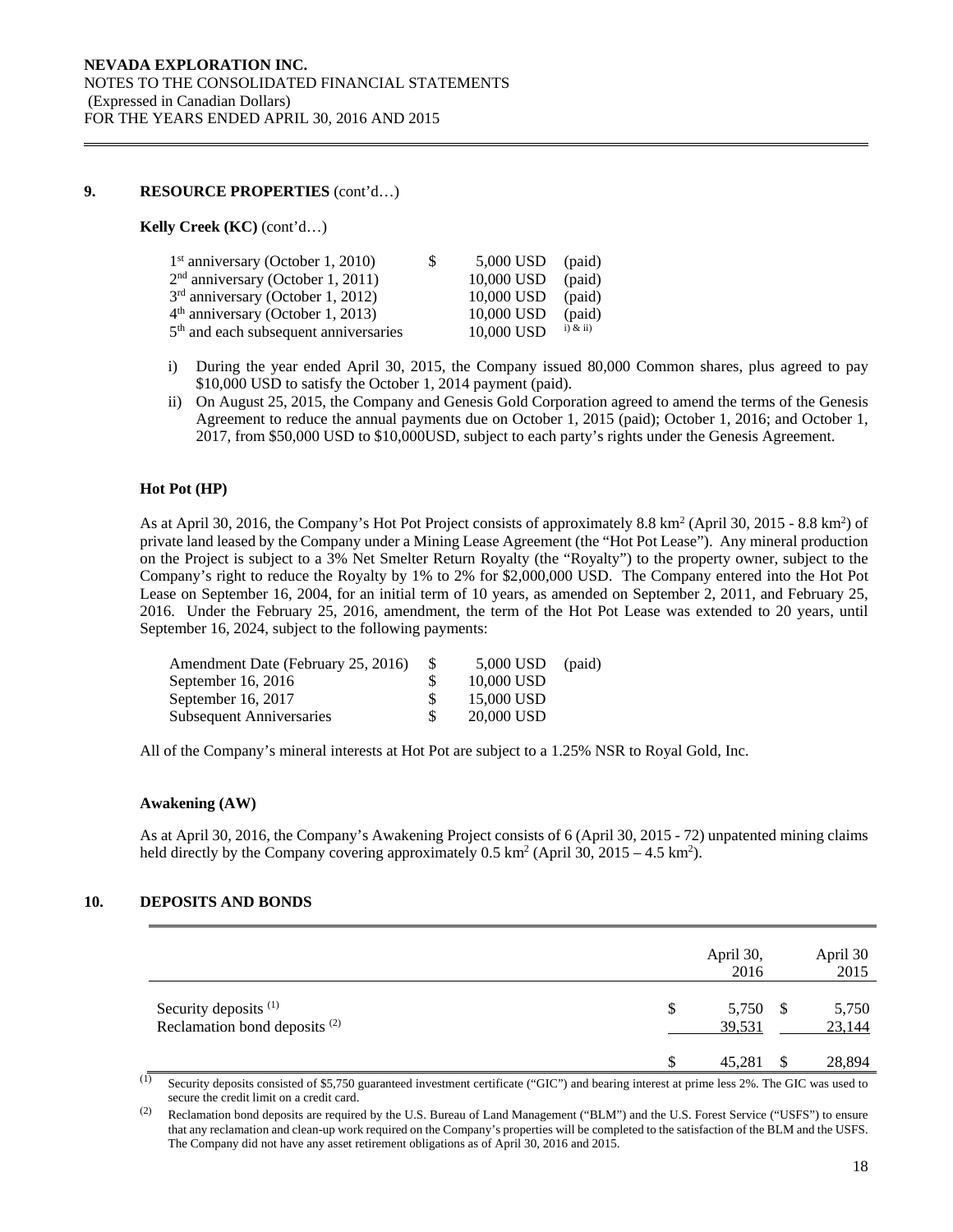## 9. RESOURCE PROPERTIES (cont'd…)

**Kelly Creek (KC)** (cont'd…)

| | | | |
|---|---|---|---|
| 1st anniversary (October 1, 2010) | $ | 5,000 USD | (paid) |
| 2nd anniversary (October 1, 2011) | | 10,000 USD | (paid) |
| 3rd anniversary (October 1, 2012) | | 10,000 USD | (paid) |
| 4th anniversary (October 1, 2013) | | 10,000 USD | (paid) |
| 5th and each subsequent anniversaries | | 10,000 USD | i) & ii) |

i) During the year ended April 30, 2015, the Company issued 80,000 Common shares, plus agreed to pay $10,000 USD to satisfy the October 1, 2014 payment (paid).

ii) On August 25, 2015, the Company and Genesis Gold Corporation agreed to amend the terms of the Genesis Agreement to reduce the annual payments due on October 1, 2015 (paid); October 1, 2016; and October 1, 2017, from $50,000 USD to $10,000USD, subject to each party's rights under the Genesis Agreement.

### Hot Pot (HP)

As at April 30, 2016, the Company's Hot Pot Project consists of approximately 8.8 km$^2$ (April 30, 2015 - 8.8 km$^2$) of private land leased by the Company under a Mining Lease Agreement (the "Hot Pot Lease"). Any mineral production on the Project is subject to a 3% Net Smelter Return Royalty (the "Royalty") to the property owner, subject to the Company's right to reduce the Royalty by 1% to 2% for $2,000,000 USD. The Company entered into the Hot Pot Lease on September 16, 2004, for an initial term of 10 years, as amended on September 2, 2011, and February 25, 2016. Under the February 25, 2016, amendment, the term of the Hot Pot Lease was extended to 20 years, until September 16, 2024, subject to the following payments:

| | | | |
|---|---|---|---|
| Amendment Date (February 25, 2016) | $ | 5,000 USD | (paid) |
| September 16, 2016 | $ | 10,000 USD | |
| September 16, 2017 | $ | 15,000 USD | |
| Subsequent Anniversaries | $ | 20,000 USD | |

All of the Company's mineral interests at Hot Pot are subject to a 1.25% NSR to Royal Gold, Inc.

### Awakening (AW)

As at April 30, 2016, the Company's Awakening Project consists of 6 (April 30, 2015 - 72) unpatented mining claims held directly by the Company covering approximately 0.5 km$^2$ (April 30, 2015 – 4.5 km$^2$).

## 10. DEPOSITS AND BONDS

| | | April 30, 2016 | | April 30 2015 |
|---|---|---|---|---|
| Security deposits (1) | $ | 5,750 | $ | 5,750 |
| Reclamation bond deposits (2) | | 39,531 | | 23,144 |
| | $ | 45,281 | $ | 28,894 |

(1) Security deposits consisted of $5,750 guaranteed investment certificate ("GIC") and bearing interest at prime less 2%. The GIC was used to secure the credit limit on a credit card.

(2) Reclamation bond deposits are required by the U.S. Bureau of Land Management ("BLM") and the U.S. Forest Service ("USFS") to ensure that any reclamation and clean-up work required on the Company's properties will be completed to the satisfaction of the BLM and the USFS. The Company did not have any asset retirement obligations as of April 30, 2016 and 2015.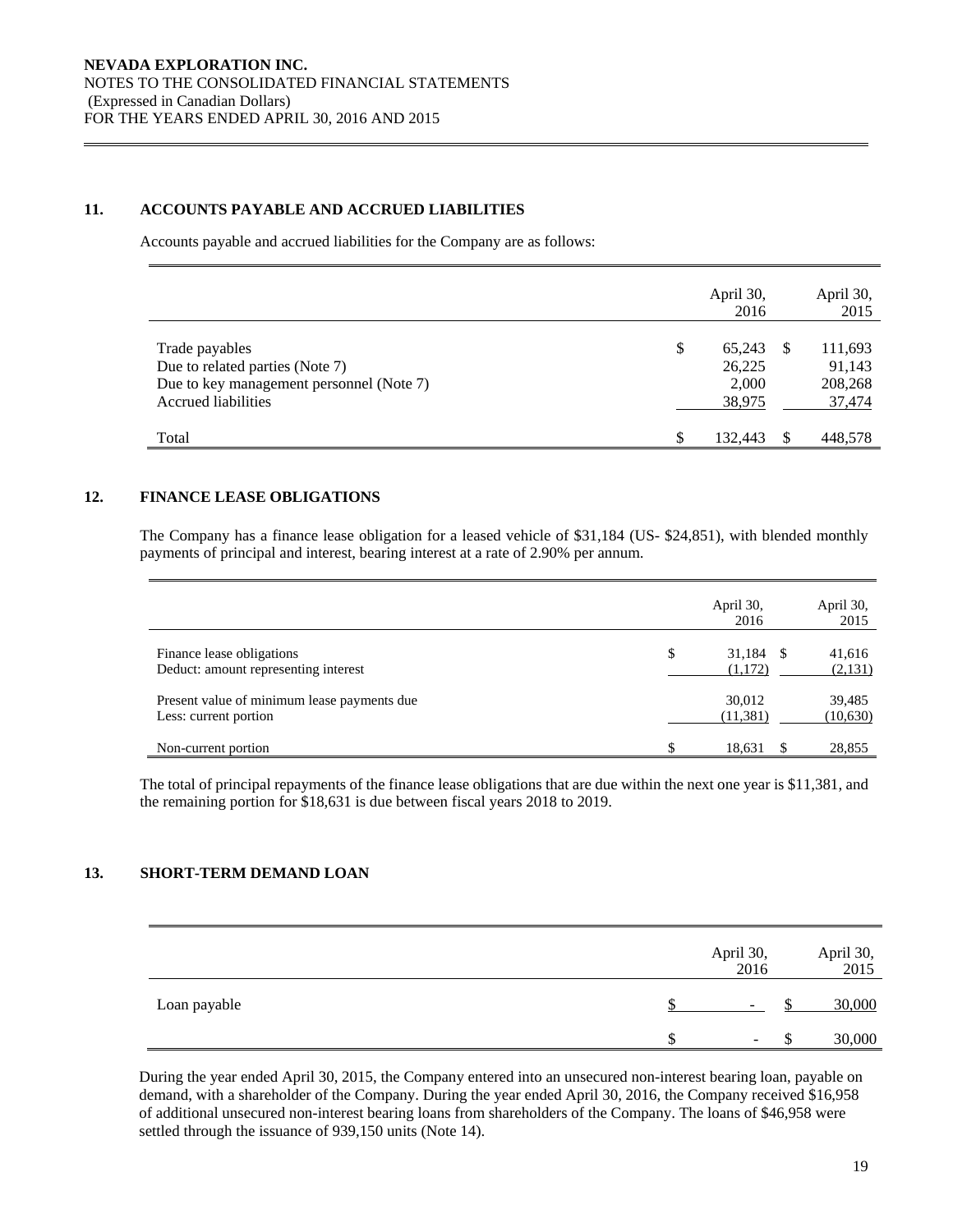## 11. ACCOUNTS PAYABLE AND ACCRUED LIABILITIES

Accounts payable and accrued liabilities for the Company are as follows:

| | April 30, 2016 | April 30, 2015 |
|---|---|---|
| Trade payables | $ 65,243 | $ 111,693 |
| Due to related parties (Note 7) | 26,225 | 91,143 |
| Due to key management personnel (Note 7) | 2,000 | 208,268 |
| Accrued liabilities | 38,975 | 37,474 |
| Total | $ 132,443 | $ 448,578 |

## 12. FINANCE LEASE OBLIGATIONS

The Company has a finance lease obligation for a leased vehicle of $31,184 (US- $24,851), with blended monthly payments of principal and interest, bearing interest at a rate of 2.90% per annum.

| | April 30, 2016 | April 30, 2015 |
|---|---|---|
| Finance lease obligations | $ 31,184 | $ 41,616 |
| Deduct: amount representing interest | (1,172) | (2,131) |
| Present value of minimum lease payments due | 30,012 | 39,485 |
| Less: current portion | (11,381) | (10,630) |
| Non-current portion | $ 18,631 | $ 28,855 |

The total of principal repayments of the finance lease obligations that are due within the next one year is $11,381, and the remaining portion for $18,631 is due between fiscal years 2018 to 2019.

## 13. SHORT-TERM DEMAND LOAN

| | April 30, 2016 | April 30, 2015 |
|---|---|---|
| Loan payable | $ - | $ 30,000 |
| | $ - | $ 30,000 |

During the year ended April 30, 2015, the Company entered into an unsecured non-interest bearing loan, payable on demand, with a shareholder of the Company. During the year ended April 30, 2016, the Company received $16,958 of additional unsecured non-interest bearing loans from shareholders of the Company. The loans of $46,958 were settled through the issuance of 939,150 units (Note 14).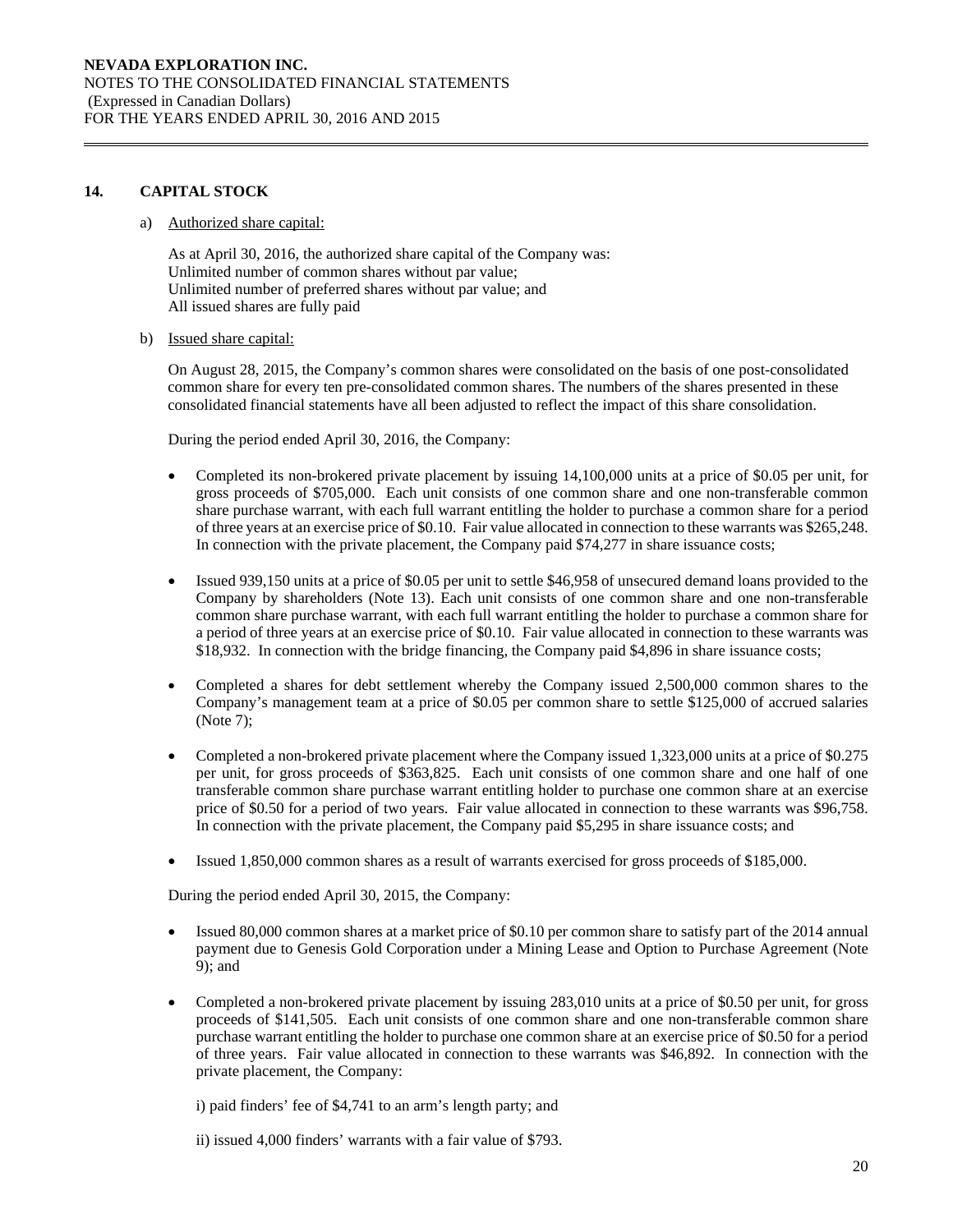## 14. CAPITAL STOCK

a) Authorized share capital:

As at April 30, 2016, the authorized share capital of the Company was:
Unlimited number of common shares without par value;
Unlimited number of preferred shares without par value; and
All issued shares are fully paid

b) Issued share capital:

On August 28, 2015, the Company's common shares were consolidated on the basis of one post-consolidated common share for every ten pre-consolidated common shares. The numbers of the shares presented in these consolidated financial statements have all been adjusted to reflect the impact of this share consolidation.

During the period ended April 30, 2016, the Company:

- Completed its non-brokered private placement by issuing 14,100,000 units at a price of $0.05 per unit, for gross proceeds of $705,000. Each unit consists of one common share and one non-transferable common share purchase warrant, with each full warrant entitling the holder to purchase a common share for a period of three years at an exercise price of $0.10. Fair value allocated in connection to these warrants was $265,248. In connection with the private placement, the Company paid $74,277 in share issuance costs;
- Issued 939,150 units at a price of $0.05 per unit to settle $46,958 of unsecured demand loans provided to the Company by shareholders (Note 13). Each unit consists of one common share and one non-transferable common share purchase warrant, with each full warrant entitling the holder to purchase a common share for a period of three years at an exercise price of $0.10. Fair value allocated in connection to these warrants was $18,932. In connection with the bridge financing, the Company paid $4,896 in share issuance costs;
- Completed a shares for debt settlement whereby the Company issued 2,500,000 common shares to the Company's management team at a price of $0.05 per common share to settle $125,000 of accrued salaries (Note 7);
- Completed a non-brokered private placement where the Company issued 1,323,000 units at a price of $0.275 per unit, for gross proceeds of $363,825. Each unit consists of one common share and one half of one transferable common share purchase warrant entitling holder to purchase one common share at an exercise price of $0.50 for a period of two years. Fair value allocated in connection to these warrants was $96,758. In connection with the private placement, the Company paid $5,295 in share issuance costs; and
- Issued 1,850,000 common shares as a result of warrants exercised for gross proceeds of $185,000.

During the period ended April 30, 2015, the Company:

- Issued 80,000 common shares at a market price of $0.10 per common share to satisfy part of the 2014 annual payment due to Genesis Gold Corporation under a Mining Lease and Option to Purchase Agreement (Note 9); and
- Completed a non-brokered private placement by issuing 283,010 units at a price of $0.50 per unit, for gross proceeds of $141,505. Each unit consists of one common share and one non-transferable common share purchase warrant entitling the holder to purchase one common share at an exercise price of $0.50 for a period of three years. Fair value allocated in connection to these warrants was $46,892. In connection with the private placement, the Company:

  i) paid finders' fee of $4,741 to an arm's length party; and

  ii) issued 4,000 finders' warrants with a fair value of $793.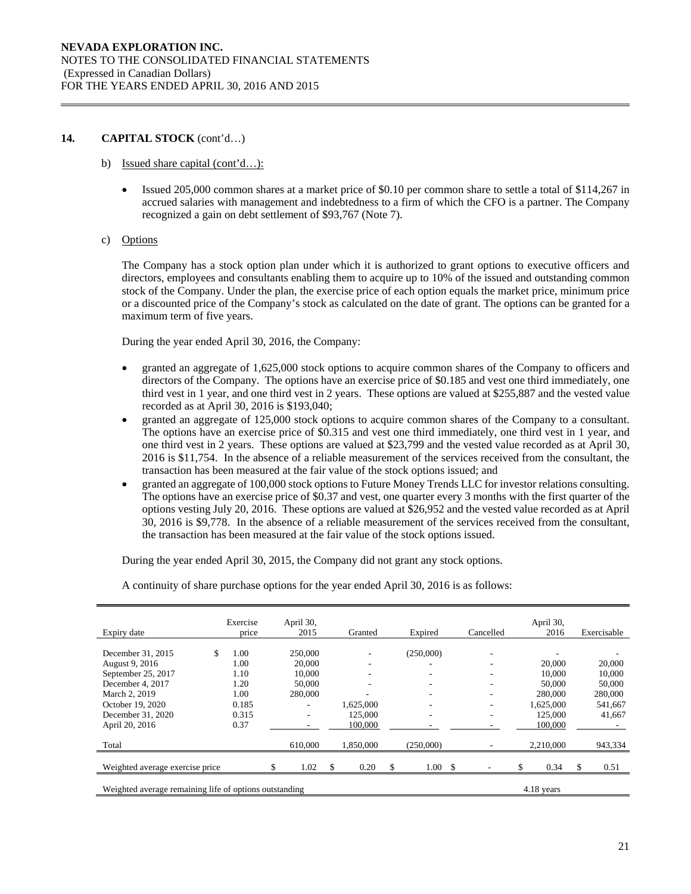## 14. CAPITAL STOCK (cont'd…)

b) Issued share capital (cont'd…):

- Issued 205,000 common shares at a market price of \$0.10 per common share to settle a total of \$114,267 in accrued salaries with management and indebtedness to a firm of which the CFO is a partner. The Company recognized a gain on debt settlement of \$93,767 (Note 7).

c) Options

The Company has a stock option plan under which it is authorized to grant options to executive officers and directors, employees and consultants enabling them to acquire up to 10% of the issued and outstanding common stock of the Company. Under the plan, the exercise price of each option equals the market price, minimum price or a discounted price of the Company's stock as calculated on the date of grant. The options can be granted for a maximum term of five years.

During the year ended April 30, 2016, the Company:

- granted an aggregate of 1,625,000 stock options to acquire common shares of the Company to officers and directors of the Company. The options have an exercise price of \$0.185 and vest one third immediately, one third vest in 1 year, and one third vest in 2 years. These options are valued at \$255,887 and the vested value recorded as at April 30, 2016 is \$193,040;
- granted an aggregate of 125,000 stock options to acquire common shares of the Company to a consultant. The options have an exercise price of \$0.315 and vest one third immediately, one third vest in 1 year, and one third vest in 2 years. These options are valued at \$23,799 and the vested value recorded as at April 30, 2016 is \$11,754. In the absence of a reliable measurement of the services received from the consultant, the transaction has been measured at the fair value of the stock options issued; and
- granted an aggregate of 100,000 stock options to Future Money Trends LLC for investor relations consulting. The options have an exercise price of \$0.37 and vest, one quarter every 3 months with the first quarter of the options vesting July 20, 2016. These options are valued at \$26,952 and the vested value recorded as at April 30, 2016 is \$9,778. In the absence of a reliable measurement of the services received from the consultant, the transaction has been measured at the fair value of the stock options issued.

During the year ended April 30, 2015, the Company did not grant any stock options.

A continuity of share purchase options for the year ended April 30, 2016 is as follows:

| Expiry date | Exercise price | April 30, 2015 | Granted | Expired | Cancelled | April 30, 2016 | Exercisable |
|---|---|---|---|---|---|---|---|
| December 31, 2015 | \$ 1.00 | 250,000 | - | (250,000) | - | - | - |
| August 9, 2016 | 1.00 | 20,000 | - | - | - | 20,000 | 20,000 |
| September 25, 2017 | 1.10 | 10,000 | - | - | - | 10,000 | 10,000 |
| December 4, 2017 | 1.20 | 50,000 | - | - | - | 50,000 | 50,000 |
| March 2, 2019 | 1.00 | 280,000 | - | - | - | 280,000 | 280,000 |
| October 19, 2020 | 0.185 | - | 1,625,000 | - | - | 1,625,000 | 541,667 |
| December 31, 2020 | 0.315 | - | 125,000 | - | - | 125,000 | 41,667 |
| April 20, 2016 | 0.37 | - | 100,000 | - | - | 100,000 | - |
| Total | | 610,000 | 1,850,000 | (250,000) | - | 2,210,000 | 943,334 |
| Weighted average exercise price | | \$ 1.02 | \$ 0.20 | \$ 1.00 | \$ - | \$ 0.34 | \$ 0.51 |
| Weighted average remaining life of options outstanding | | | | | | 4.18 years | |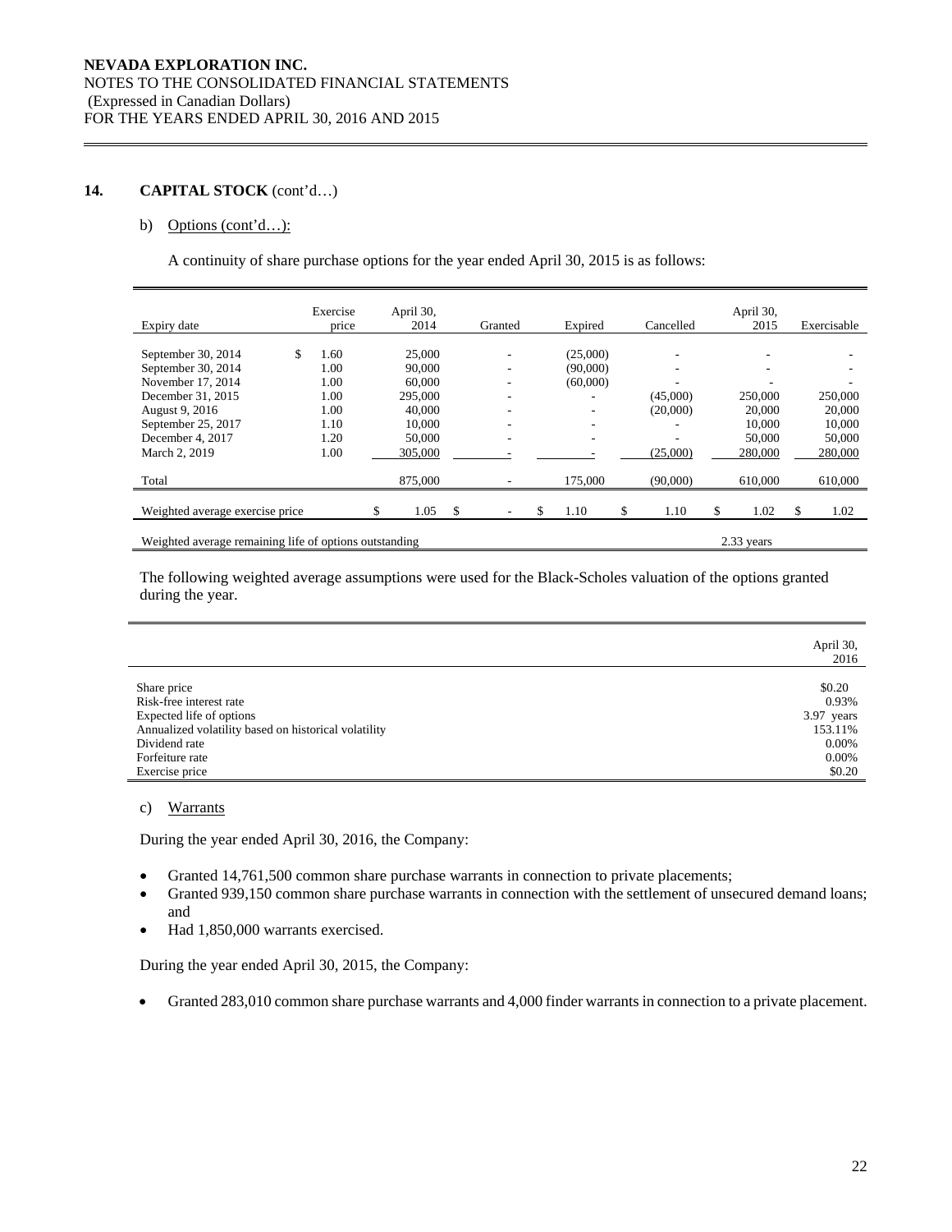## 14. CAPITAL STOCK (cont'd…)

b) Options (cont'd…):

A continuity of share purchase options for the year ended April 30, 2015 is as follows:

| Expiry date | Exercise price | April 30, 2014 | Granted | Expired | Cancelled | April 30, 2015 | Exercisable |
|---|---|---|---|---|---|---|---|
| September 30, 2014 | $ 1.60 | 25,000 | - | (25,000) | - | - | - |
| September 30, 2014 | 1.00 | 90,000 | - | (90,000) | - | - | - |
| November 17, 2014 | 1.00 | 60,000 | - | (60,000) | - | - | - |
| December 31, 2015 | 1.00 | 295,000 | - | - | (45,000) | 250,000 | 250,000 |
| August 9, 2016 | 1.00 | 40,000 | - | - | (20,000) | 20,000 | 20,000 |
| September 25, 2017 | 1.10 | 10,000 | - | - | - | 10,000 | 10,000 |
| December 4, 2017 | 1.20 | 50,000 | - | - | - | 50,000 | 50,000 |
| March 2, 2019 | 1.00 | 305,000 | - | - | (25,000) | 280,000 | 280,000 |
| Total | | 875,000 | - | 175,000 | (90,000) | 610,000 | 610,000 |
| Weighted average exercise price | | $ 1.05 | $ - | $ 1.10 | $ 1.10 | $ 1.02 | $ 1.02 |
| Weighted average remaining life of options outstanding | | | | | | 2.33 years | |

The following weighted average assumptions were used for the Black-Scholes valuation of the options granted during the year.

| | April 30, 2016 |
|---|---|
| Share price | $0.20 |
| Risk-free interest rate | 0.93% |
| Expected life of options | 3.97 years |
| Annualized volatility based on historical volatility | 153.11% |
| Dividend rate | 0.00% |
| Forfeiture rate | 0.00% |
| Exercise price | $0.20 |

c) Warrants

During the year ended April 30, 2016, the Company:

- Granted 14,761,500 common share purchase warrants in connection to private placements;
- Granted 939,150 common share purchase warrants in connection with the settlement of unsecured demand loans; and
- Had 1,850,000 warrants exercised.

During the year ended April 30, 2015, the Company:

- Granted 283,010 common share purchase warrants and 4,000 finder warrants in connection to a private placement.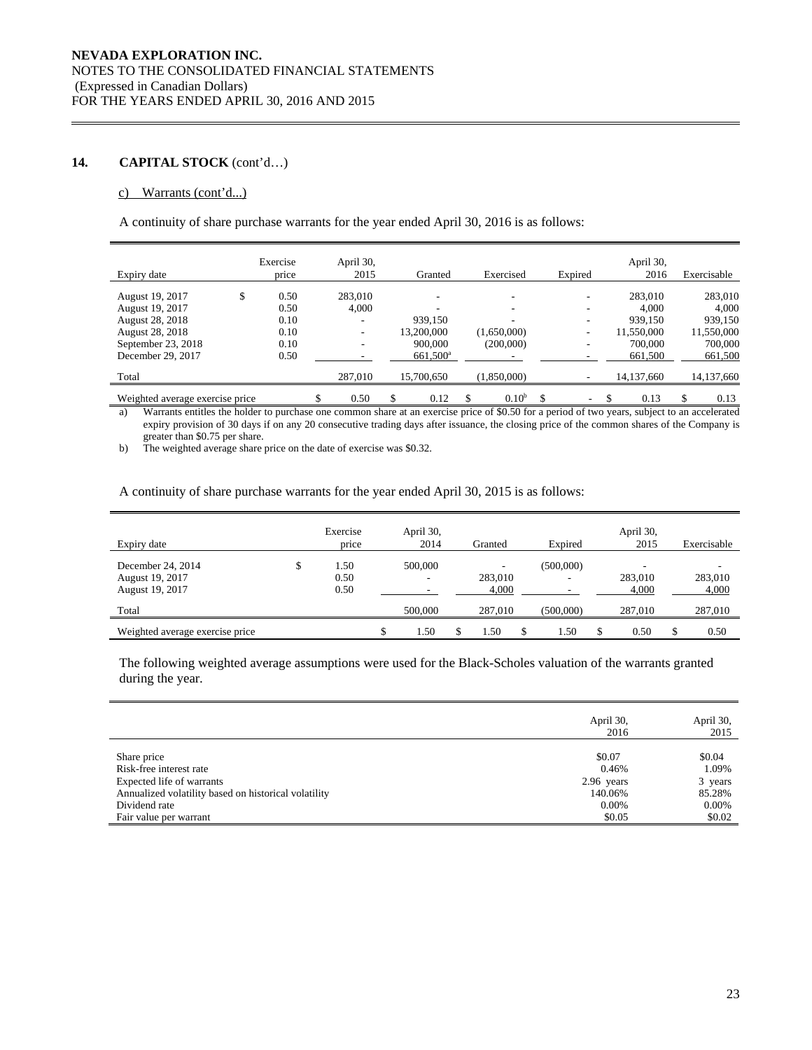## 14. CAPITAL STOCK (cont'd…)

### c) Warrants (cont'd...)

A continuity of share purchase warrants for the year ended April 30, 2016 is as follows:

| Expiry date | Exercise price | April 30, 2015 | Granted | Exercised | Expired | April 30, 2016 | Exercisable |
|---|---|---|---|---|---|---|---|
| August 19, 2017 | $ 0.50 | 283,010 | - | - | - | 283,010 | 283,010 |
| August 19, 2017 | 0.50 | 4,000 | - | - | - | 4,000 | 4,000 |
| August 28, 2018 | 0.10 | - | 939,150 | - | - | 939,150 | 939,150 |
| August 28, 2018 | 0.10 | - | 13,200,000 | (1,650,000) | - | 11,550,000 | 11,550,000 |
| September 23, 2018 | 0.10 | - | 900,000 | (200,000) | - | 700,000 | 700,000 |
| December 29, 2017 | 0.50 | - | 661,500[a] | - | - | 661,500 | 661,500 |
| Total | | 287,010 | 15,700,650 | (1,850,000) | - | 14,137,660 | 14,137,660 |
| Weighted average exercise price | | $ 0.50 | $ 0.12 | $ 0.10[b] | $ - | $ 0.13 | $ 0.13 |

a) Warrants entitles the holder to purchase one common share at an exercise price of $0.50 for a period of two years, subject to an accelerated expiry provision of 30 days if on any 20 consecutive trading days after issuance, the closing price of the common shares of the Company is greater than $0.75 per share.

b) The weighted average share price on the date of exercise was $0.32.

A continuity of share purchase warrants for the year ended April 30, 2015 is as follows:

| Expiry date | Exercise price | April 30, 2014 | Granted | Expired | April 30, 2015 | Exercisable |
|---|---|---|---|---|---|---|
| December 24, 2014 | $ 1.50 | 500,000 | - | (500,000) | - | - |
| August 19, 2017 | 0.50 | - | 283,010 | - | 283,010 | 283,010 |
| August 19, 2017 | 0.50 | - | 4,000 | - | 4,000 | 4,000 |
| Total | | 500,000 | 287,010 | (500,000) | 287,010 | 287,010 |
| Weighted average exercise price | | $ 1.50 | $ 1.50 | $ 1.50 | $ 0.50 | $ 0.50 |

The following weighted average assumptions were used for the Black-Scholes valuation of the warrants granted during the year.

| | April 30, 2016 | April 30, 2015 |
|---|---|---|
| Share price | $0.07 | $0.04 |
| Risk-free interest rate | 0.46% | 1.09% |
| Expected life of warrants | 2.96 years | 3 years |
| Annualized volatility based on historical volatility | 140.06% | 85.28% |
| Dividend rate | 0.00% | 0.00% |
| Fair value per warrant | $0.05 | $0.02 |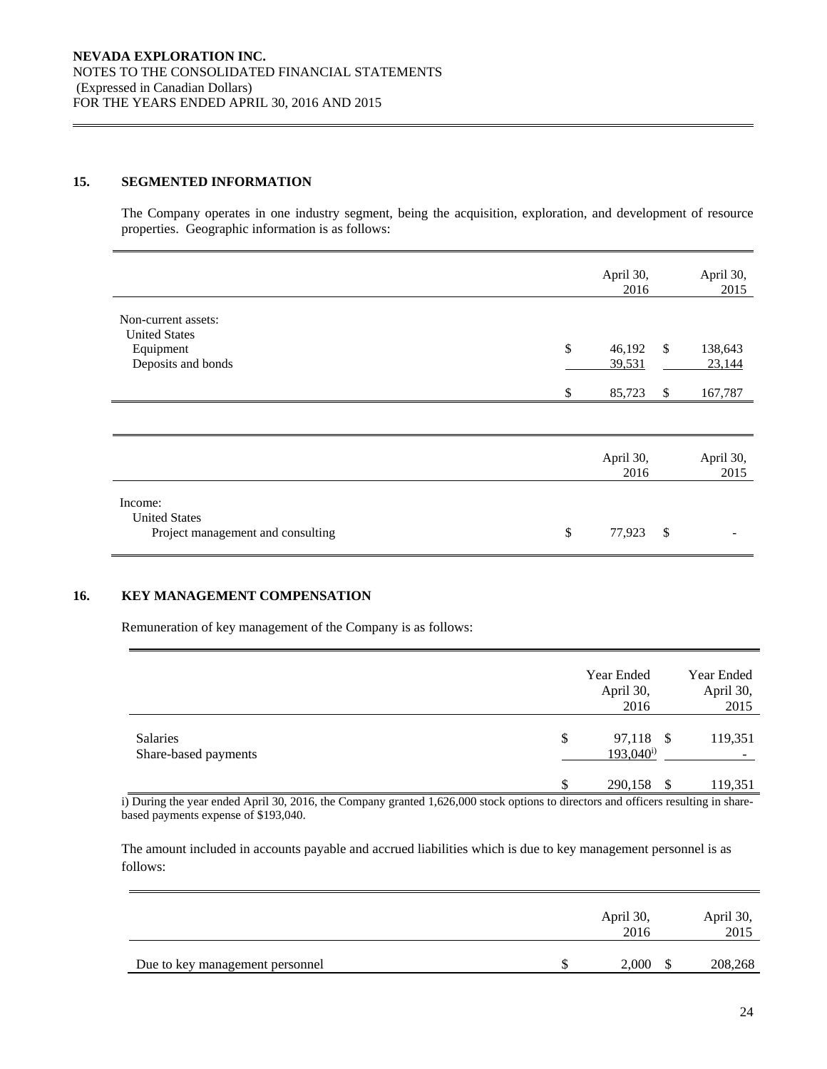## 15. SEGMENTED INFORMATION

The Company operates in one industry segment, being the acquisition, exploration, and development of resource properties. Geographic information is as follows:

| | April 30, 2016 | April 30, 2015 |
|---|---|---|
| Non-current assets: | | |
| United States | | |
| Equipment | $ 46,192 | $ 138,643 |
| Deposits and bonds | 39,531 | 23,144 |
| | $ 85,723 | $ 167,787 |

| | April 30, 2016 | April 30, 2015 |
|---|---|---|
| Income: | | |
| United States | | |
| Project management and consulting | $ 77,923 | $ - |

## 16. KEY MANAGEMENT COMPENSATION

Remuneration of key management of the Company is as follows:

| | Year Ended April 30, 2016 | Year Ended April 30, 2015 |
|---|---|---|
| Salaries | $ 97,118 | $ 119,351 |
| Share-based payments | 193,040[i)] | - |
| | $ 290,158 | $ 119,351 |

i) During the year ended April 30, 2016, the Company granted 1,626,000 stock options to directors and officers resulting in share-based payments expense of $193,040.

The amount included in accounts payable and accrued liabilities which is due to key management personnel is as follows:

| | April 30, 2016 | April 30, 2015 |
|---|---|---|
| Due to key management personnel | $ 2,000 | $ 208,268 |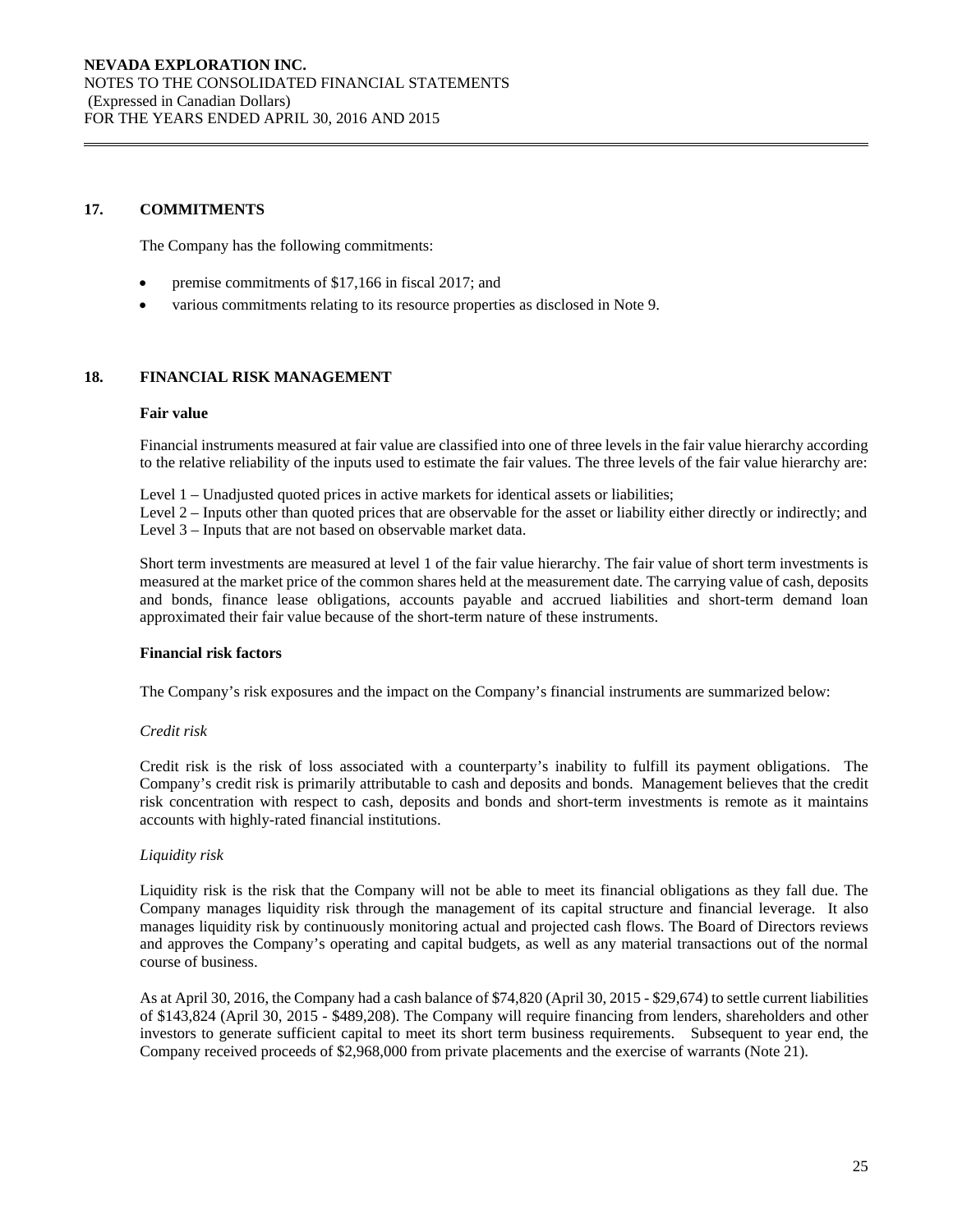## 17. COMMITMENTS

The Company has the following commitments:

- premise commitments of $17,166 in fiscal 2017; and
- various commitments relating to its resource properties as disclosed in Note 9.

## 18. FINANCIAL RISK MANAGEMENT

**Fair value**

Financial instruments measured at fair value are classified into one of three levels in the fair value hierarchy according to the relative reliability of the inputs used to estimate the fair values. The three levels of the fair value hierarchy are:

Level 1 – Unadjusted quoted prices in active markets for identical assets or liabilities;
Level 2 – Inputs other than quoted prices that are observable for the asset or liability either directly or indirectly; and
Level 3 – Inputs that are not based on observable market data.

Short term investments are measured at level 1 of the fair value hierarchy. The fair value of short term investments is measured at the market price of the common shares held at the measurement date. The carrying value of cash, deposits and bonds, finance lease obligations, accounts payable and accrued liabilities and short-term demand loan approximated their fair value because of the short-term nature of these instruments.

**Financial risk factors**

The Company's risk exposures and the impact on the Company's financial instruments are summarized below:

*Credit risk*

Credit risk is the risk of loss associated with a counterparty's inability to fulfill its payment obligations. The Company's credit risk is primarily attributable to cash and deposits and bonds. Management believes that the credit risk concentration with respect to cash, deposits and bonds and short-term investments is remote as it maintains accounts with highly-rated financial institutions.

*Liquidity risk*

Liquidity risk is the risk that the Company will not be able to meet its financial obligations as they fall due. The Company manages liquidity risk through the management of its capital structure and financial leverage. It also manages liquidity risk by continuously monitoring actual and projected cash flows. The Board of Directors reviews and approves the Company's operating and capital budgets, as well as any material transactions out of the normal course of business.

As at April 30, 2016, the Company had a cash balance of $74,820 (April 30, 2015 - $29,674) to settle current liabilities of $143,824 (April 30, 2015 - $489,208). The Company will require financing from lenders, shareholders and other investors to generate sufficient capital to meet its short term business requirements. Subsequent to year end, the Company received proceeds of $2,968,000 from private placements and the exercise of warrants (Note 21).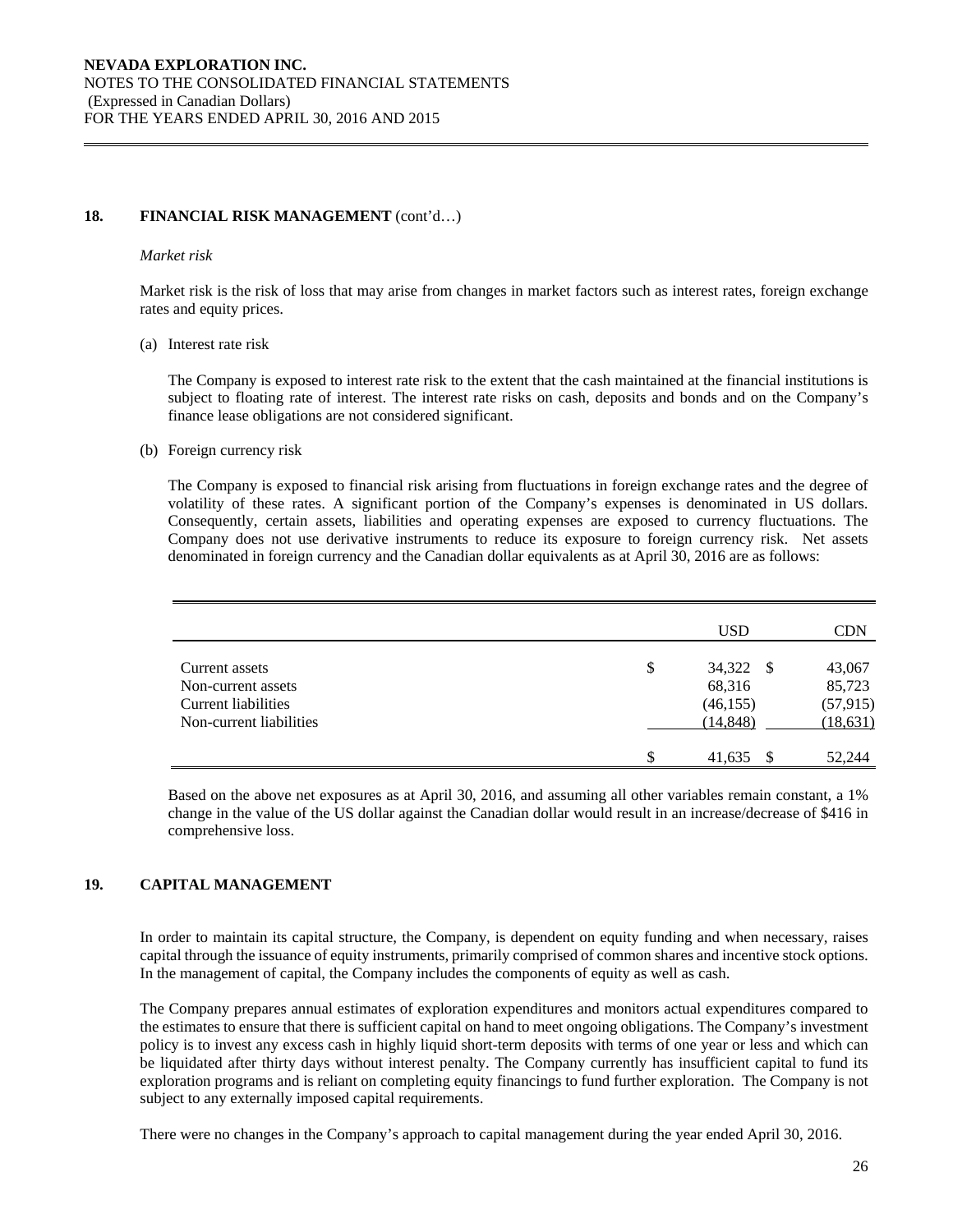## 18. FINANCIAL RISK MANAGEMENT (cont'd…)

*Market risk*

Market risk is the risk of loss that may arise from changes in market factors such as interest rates, foreign exchange rates and equity prices.

(a) Interest rate risk

The Company is exposed to interest rate risk to the extent that the cash maintained at the financial institutions is subject to floating rate of interest. The interest rate risks on cash, deposits and bonds and on the Company's finance lease obligations are not considered significant.

(b) Foreign currency risk

The Company is exposed to financial risk arising from fluctuations in foreign exchange rates and the degree of volatility of these rates. A significant portion of the Company's expenses is denominated in US dollars. Consequently, certain assets, liabilities and operating expenses are exposed to currency fluctuations. The Company does not use derivative instruments to reduce its exposure to foreign currency risk. Net assets denominated in foreign currency and the Canadian dollar equivalents as at April 30, 2016 are as follows:

| | USD | CDN |
|---|---|---|
| Current assets | $ 34,322 | $ 43,067 |
| Non-current assets | 68,316 | 85,723 |
| Current liabilities | (46,155) | (57,915) |
| Non-current liabilities | (14,848) | (18,631) |
| | $ 41,635 | $ 52,244 |

Based on the above net exposures as at April 30, 2016, and assuming all other variables remain constant, a 1% change in the value of the US dollar against the Canadian dollar would result in an increase/decrease of $416 in comprehensive loss.

## 19. CAPITAL MANAGEMENT

In order to maintain its capital structure, the Company, is dependent on equity funding and when necessary, raises capital through the issuance of equity instruments, primarily comprised of common shares and incentive stock options. In the management of capital, the Company includes the components of equity as well as cash.

The Company prepares annual estimates of exploration expenditures and monitors actual expenditures compared to the estimates to ensure that there is sufficient capital on hand to meet ongoing obligations. The Company's investment policy is to invest any excess cash in highly liquid short-term deposits with terms of one year or less and which can be liquidated after thirty days without interest penalty. The Company currently has insufficient capital to fund its exploration programs and is reliant on completing equity financings to fund further exploration. The Company is not subject to any externally imposed capital requirements.

There were no changes in the Company's approach to capital management during the year ended April 30, 2016.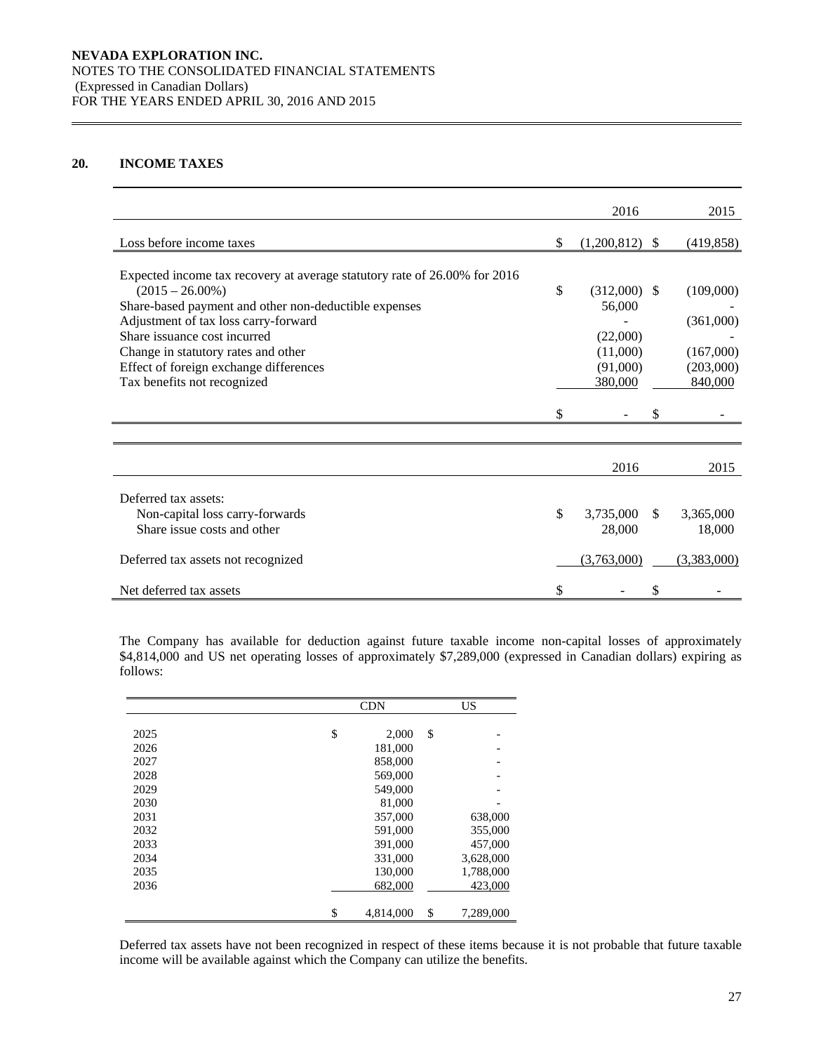## 20. INCOME TAXES

| | 2016 | 2015 |
|---|---|---|
| Loss before income taxes | $ (1,200,812) | $ (419,858) |
| Expected income tax recovery at average statutory rate of 26.00% for 2016 (2015 – 26.00%) | $ (312,000) | $ (109,000) |
| Share-based payment and other non-deductible expenses | 56,000 | - |
| Adjustment of tax loss carry-forward | - | (361,000) |
| Share issuance cost incurred | (22,000) | - |
| Change in statutory rates and other | (11,000) | (167,000) |
| Effect of foreign exchange differences | (91,000) | (203,000) |
| Tax benefits not recognized | 380,000 | 840,000 |
| | $ - | $ - |

| | 2016 | 2015 |
|---|---|---|
| Deferred tax assets: | | |
| Non-capital loss carry-forwards | $ 3,735,000 | $ 3,365,000 |
| Share issue costs and other | 28,000 | 18,000 |
| Deferred tax assets not recognized | (3,763,000) | (3,383,000) |
| Net deferred tax assets | $ - | $ - |

The Company has available for deduction against future taxable income non-capital losses of approximately $4,814,000 and US net operating losses of approximately $7,289,000 (expressed in Canadian dollars) expiring as follows:

| | CDN | US |
|---|---|---|
| 2025 | $ 2,000 | $ - |
| 2026 | 181,000 | - |
| 2027 | 858,000 | - |
| 2028 | 569,000 | - |
| 2029 | 549,000 | - |
| 2030 | 81,000 | - |
| 2031 | 357,000 | 638,000 |
| 2032 | 591,000 | 355,000 |
| 2033 | 391,000 | 457,000 |
| 2034 | 331,000 | 3,628,000 |
| 2035 | 130,000 | 1,788,000 |
| 2036 | 682,000 | 423,000 |
| | $ 4,814,000 | $ 7,289,000 |

Deferred tax assets have not been recognized in respect of these items because it is not probable that future taxable income will be available against which the Company can utilize the benefits.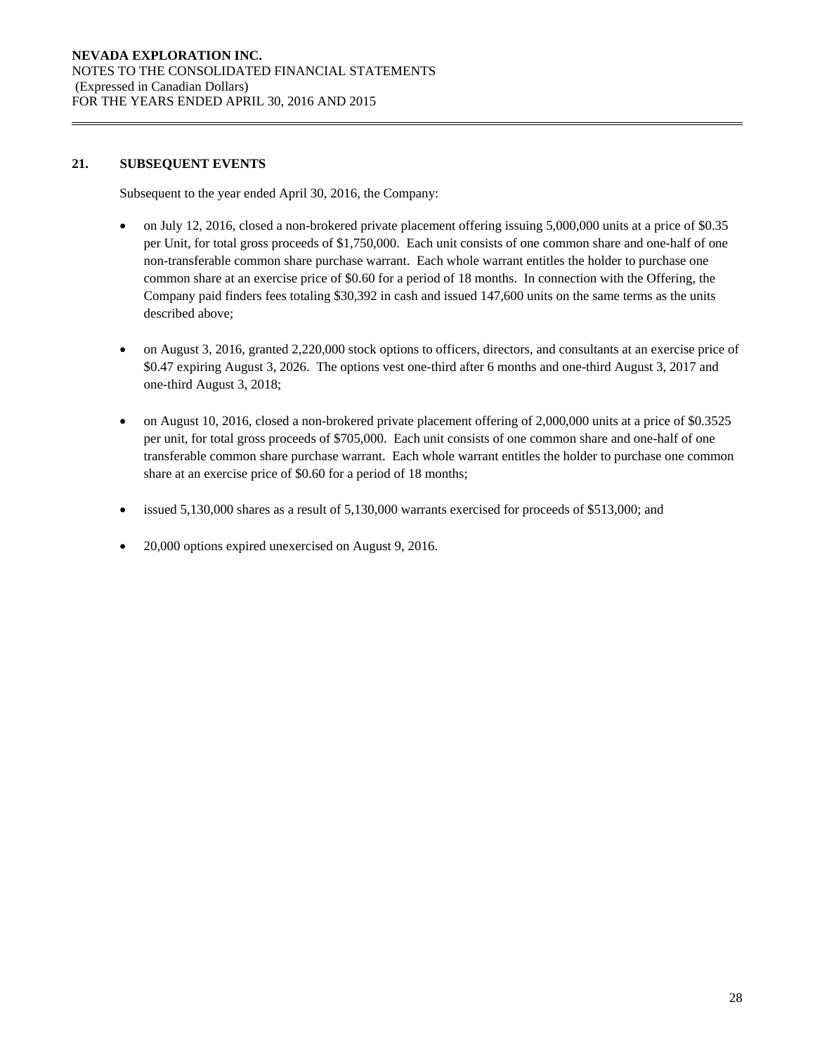## 21. SUBSEQUENT EVENTS

Subsequent to the year ended April 30, 2016, the Company:

- on July 12, 2016, closed a non-brokered private placement offering issuing 5,000,000 units at a price of $0.35 per Unit, for total gross proceeds of $1,750,000. Each unit consists of one common share and one-half of one non-transferable common share purchase warrant. Each whole warrant entitles the holder to purchase one common share at an exercise price of $0.60 for a period of 18 months. In connection with the Offering, the Company paid finders fees totaling $30,392 in cash and issued 147,600 units on the same terms as the units described above;

- on August 3, 2016, granted 2,220,000 stock options to officers, directors, and consultants at an exercise price of $0.47 expiring August 3, 2026. The options vest one-third after 6 months and one-third August 3, 2017 and one-third August 3, 2018;

- on August 10, 2016, closed a non-brokered private placement offering of 2,000,000 units at a price of $0.3525 per unit, for total gross proceeds of $705,000. Each unit consists of one common share and one-half of one transferable common share purchase warrant. Each whole warrant entitles the holder to purchase one common share at an exercise price of $0.60 for a period of 18 months;

- issued 5,130,000 shares as a result of 5,130,000 warrants exercised for proceeds of $513,000; and

- 20,000 options expired unexercised on August 9, 2016.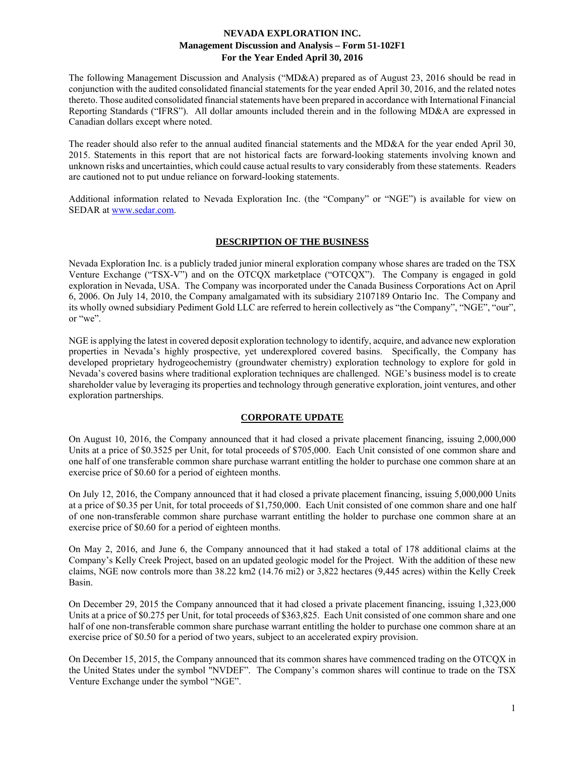# NEVADA EXPLORATION INC.
## Management Discussion and Analysis – Form 51-102F1
## For the Year Ended April 30, 2016

The following Management Discussion and Analysis ("MD&A) prepared as of August 23, 2016 should be read in conjunction with the audited consolidated financial statements for the year ended April 30, 2016, and the related notes thereto. Those audited consolidated financial statements have been prepared in accordance with International Financial Reporting Standards ("IFRS"). All dollar amounts included therein and in the following MD&A are expressed in Canadian dollars except where noted.

The reader should also refer to the annual audited financial statements and the MD&A for the year ended April 30, 2015. Statements in this report that are not historical facts are forward-looking statements involving known and unknown risks and uncertainties, which could cause actual results to vary considerably from these statements. Readers are cautioned not to put undue reliance on forward-looking statements.

Additional information related to Nevada Exploration Inc. (the "Company" or "NGE") is available for view on SEDAR at www.sedar.com.

## DESCRIPTION OF THE BUSINESS

Nevada Exploration Inc. is a publicly traded junior mineral exploration company whose shares are traded on the TSX Venture Exchange ("TSX-V") and on the OTCQX marketplace ("OTCQX"). The Company is engaged in gold exploration in Nevada, USA. The Company was incorporated under the Canada Business Corporations Act on April 6, 2006. On July 14, 2010, the Company amalgamated with its subsidiary 2107189 Ontario Inc. The Company and its wholly owned subsidiary Pediment Gold LLC are referred to herein collectively as "the Company", "NGE", "our", or "we".

NGE is applying the latest in covered deposit exploration technology to identify, acquire, and advance new exploration properties in Nevada's highly prospective, yet underexplored covered basins. Specifically, the Company has developed proprietary hydrogeochemistry (groundwater chemistry) exploration technology to explore for gold in Nevada's covered basins where traditional exploration techniques are challenged. NGE's business model is to create shareholder value by leveraging its properties and technology through generative exploration, joint ventures, and other exploration partnerships.

## CORPORATE UPDATE

On August 10, 2016, the Company announced that it had closed a private placement financing, issuing 2,000,000 Units at a price of $0.3525 per Unit, for total proceeds of $705,000. Each Unit consisted of one common share and one half of one transferable common share purchase warrant entitling the holder to purchase one common share at an exercise price of $0.60 for a period of eighteen months.

On July 12, 2016, the Company announced that it had closed a private placement financing, issuing 5,000,000 Units at a price of $0.35 per Unit, for total proceeds of $1,750,000. Each Unit consisted of one common share and one half of one non-transferable common share purchase warrant entitling the holder to purchase one common share at an exercise price of $0.60 for a period of eighteen months.

On May 2, 2016, and June 6, the Company announced that it had staked a total of 178 additional claims at the Company's Kelly Creek Project, based on an updated geologic model for the Project. With the addition of these new claims, NGE now controls more than 38.22 km2 (14.76 mi2) or 3,822 hectares (9,445 acres) within the Kelly Creek Basin.

On December 29, 2015 the Company announced that it had closed a private placement financing, issuing 1,323,000 Units at a price of $0.275 per Unit, for total proceeds of $363,825. Each Unit consisted of one common share and one half of one non-transferable common share purchase warrant entitling the holder to purchase one common share at an exercise price of $0.50 for a period of two years, subject to an accelerated expiry provision.

On December 15, 2015, the Company announced that its common shares have commenced trading on the OTCQX in the United States under the symbol "NVDEF". The Company's common shares will continue to trade on the TSX Venture Exchange under the symbol "NGE".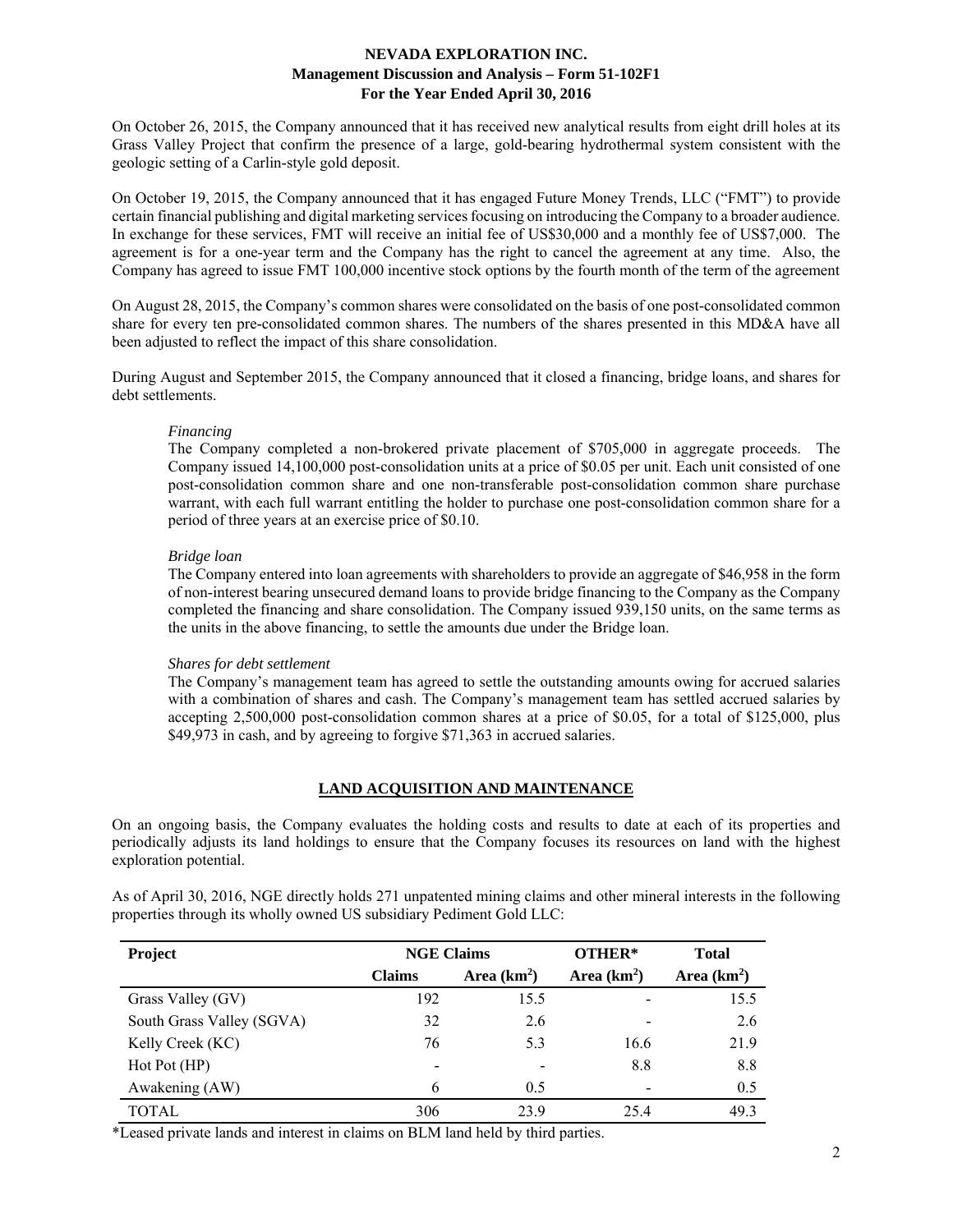On October 26, 2015, the Company announced that it has received new analytical results from eight drill holes at its Grass Valley Project that confirm the presence of a large, gold-bearing hydrothermal system consistent with the geologic setting of a Carlin-style gold deposit.

On October 19, 2015, the Company announced that it has engaged Future Money Trends, LLC ("FMT") to provide certain financial publishing and digital marketing services focusing on introducing the Company to a broader audience. In exchange for these services, FMT will receive an initial fee of US$30,000 and a monthly fee of US$7,000. The agreement is for a one-year term and the Company has the right to cancel the agreement at any time. Also, the Company has agreed to issue FMT 100,000 incentive stock options by the fourth month of the term of the agreement

On August 28, 2015, the Company's common shares were consolidated on the basis of one post-consolidated common share for every ten pre-consolidated common shares. The numbers of the shares presented in this MD&A have all been adjusted to reflect the impact of this share consolidation.

During August and September 2015, the Company announced that it closed a financing, bridge loans, and shares for debt settlements.

*Financing*
The Company completed a non-brokered private placement of $705,000 in aggregate proceeds. The Company issued 14,100,000 post-consolidation units at a price of $0.05 per unit. Each unit consisted of one post-consolidation common share and one non-transferable post-consolidation common share purchase warrant, with each full warrant entitling the holder to purchase one post-consolidation common share for a period of three years at an exercise price of $0.10.

*Bridge loan*
The Company entered into loan agreements with shareholders to provide an aggregate of $46,958 in the form of non-interest bearing unsecured demand loans to provide bridge financing to the Company as the Company completed the financing and share consolidation. The Company issued 939,150 units, on the same terms as the units in the above financing, to settle the amounts due under the Bridge loan.

*Shares for debt settlement*
The Company's management team has agreed to settle the outstanding amounts owing for accrued salaries with a combination of shares and cash. The Company's management team has settled accrued salaries by accepting 2,500,000 post-consolidation common shares at a price of $0.05, for a total of $125,000, plus $49,973 in cash, and by agreeing to forgive $71,363 in accrued salaries.

## LAND ACQUISITION AND MAINTENANCE

On an ongoing basis, the Company evaluates the holding costs and results to date at each of its properties and periodically adjusts its land holdings to ensure that the Company focuses its resources on land with the highest exploration potential.

As of April 30, 2016, NGE directly holds 271 unpatented mining claims and other mineral interests in the following properties through its wholly owned US subsidiary Pediment Gold LLC:

| Project | NGE Claims | | OTHER* | Total |
|---|---|---|---|---|
| | Claims | Area (km$^2$) | Area (km$^2$) | Area (km$^2$) |
| Grass Valley (GV) | 192 | 15.5 | - | 15.5 |
| South Grass Valley (SGVA) | 32 | 2.6 | - | 2.6 |
| Kelly Creek (KC) | 76 | 5.3 | 16.6 | 21.9 |
| Hot Pot (HP) | - | - | 8.8 | 8.8 |
| Awakening (AW) | 6 | 0.5 | - | 0.5 |
| TOTAL | 306 | 23.9 | 25.4 | 49.3 |

*Leased private lands and interest in claims on BLM land held by third parties.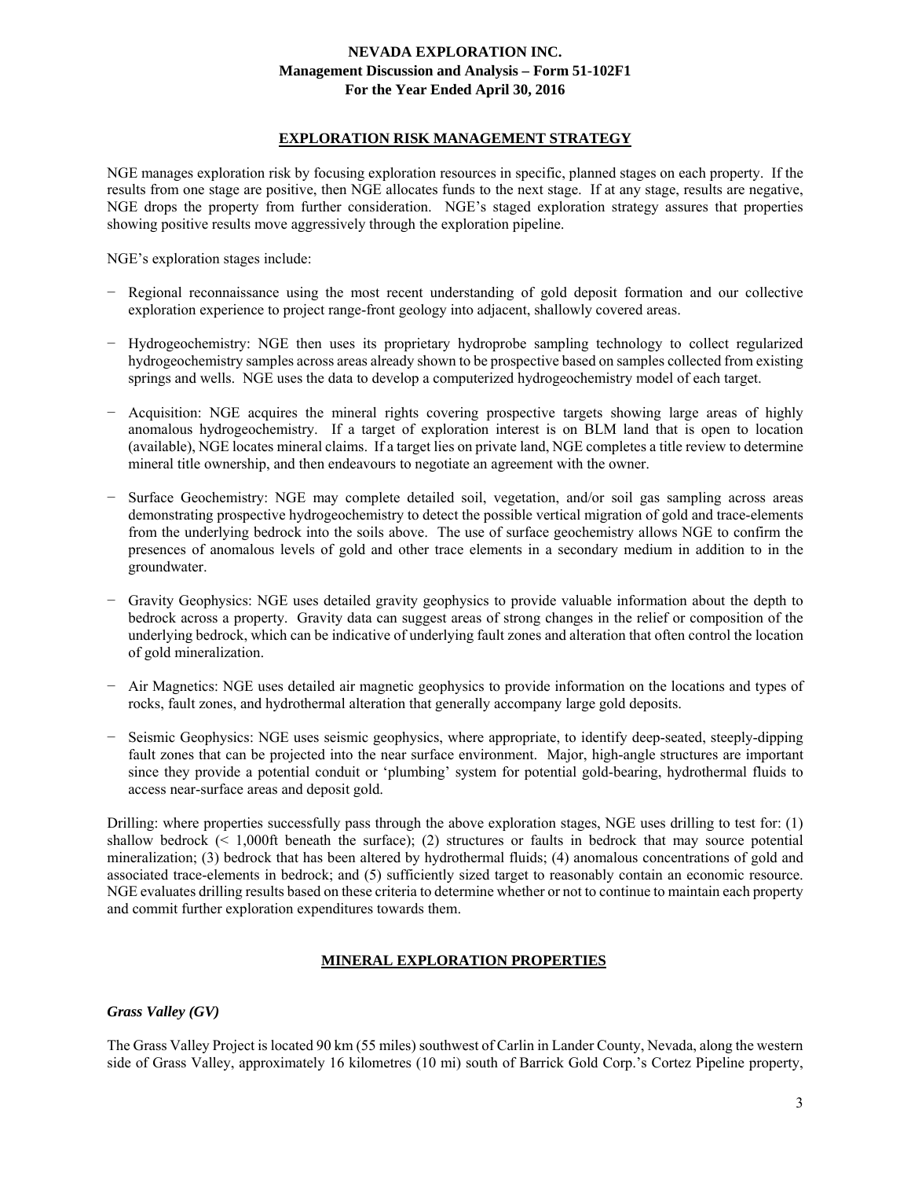## EXPLORATION RISK MANAGEMENT STRATEGY

NGE manages exploration risk by focusing exploration resources in specific, planned stages on each property. If the results from one stage are positive, then NGE allocates funds to the next stage. If at any stage, results are negative, NGE drops the property from further consideration. NGE's staged exploration strategy assures that properties showing positive results move aggressively through the exploration pipeline.

NGE's exploration stages include:

- Regional reconnaissance using the most recent understanding of gold deposit formation and our collective exploration experience to project range-front geology into adjacent, shallowly covered areas.
- Hydrogeochemistry: NGE then uses its proprietary hydroprobe sampling technology to collect regularized hydrogeochemistry samples across areas already shown to be prospective based on samples collected from existing springs and wells. NGE uses the data to develop a computerized hydrogeochemistry model of each target.
- Acquisition: NGE acquires the mineral rights covering prospective targets showing large areas of highly anomalous hydrogeochemistry. If a target of exploration interest is on BLM land that is open to location (available), NGE locates mineral claims. If a target lies on private land, NGE completes a title review to determine mineral title ownership, and then endeavours to negotiate an agreement with the owner.
- Surface Geochemistry: NGE may complete detailed soil, vegetation, and/or soil gas sampling across areas demonstrating prospective hydrogeochemistry to detect the possible vertical migration of gold and trace-elements from the underlying bedrock into the soils above. The use of surface geochemistry allows NGE to confirm the presences of anomalous levels of gold and other trace elements in a secondary medium in addition to in the groundwater.
- Gravity Geophysics: NGE uses detailed gravity geophysics to provide valuable information about the depth to bedrock across a property. Gravity data can suggest areas of strong changes in the relief or composition of the underlying bedrock, which can be indicative of underlying fault zones and alteration that often control the location of gold mineralization.
- Air Magnetics: NGE uses detailed air magnetic geophysics to provide information on the locations and types of rocks, fault zones, and hydrothermal alteration that generally accompany large gold deposits.
- Seismic Geophysics: NGE uses seismic geophysics, where appropriate, to identify deep-seated, steeply-dipping fault zones that can be projected into the near surface environment. Major, high-angle structures are important since they provide a potential conduit or 'plumbing' system for potential gold-bearing, hydrothermal fluids to access near-surface areas and deposit gold.

Drilling: where properties successfully pass through the above exploration stages, NGE uses drilling to test for: (1) shallow bedrock (< 1,000ft beneath the surface); (2) structures or faults in bedrock that may source potential mineralization; (3) bedrock that has been altered by hydrothermal fluids; (4) anomalous concentrations of gold and associated trace-elements in bedrock; and (5) sufficiently sized target to reasonably contain an economic resource. NGE evaluates drilling results based on these criteria to determine whether or not to continue to maintain each property and commit further exploration expenditures towards them.

## MINERAL EXPLORATION PROPERTIES

### *Grass Valley (GV)*

The Grass Valley Project is located 90 km (55 miles) southwest of Carlin in Lander County, Nevada, along the western side of Grass Valley, approximately 16 kilometres (10 mi) south of Barrick Gold Corp.'s Cortez Pipeline property,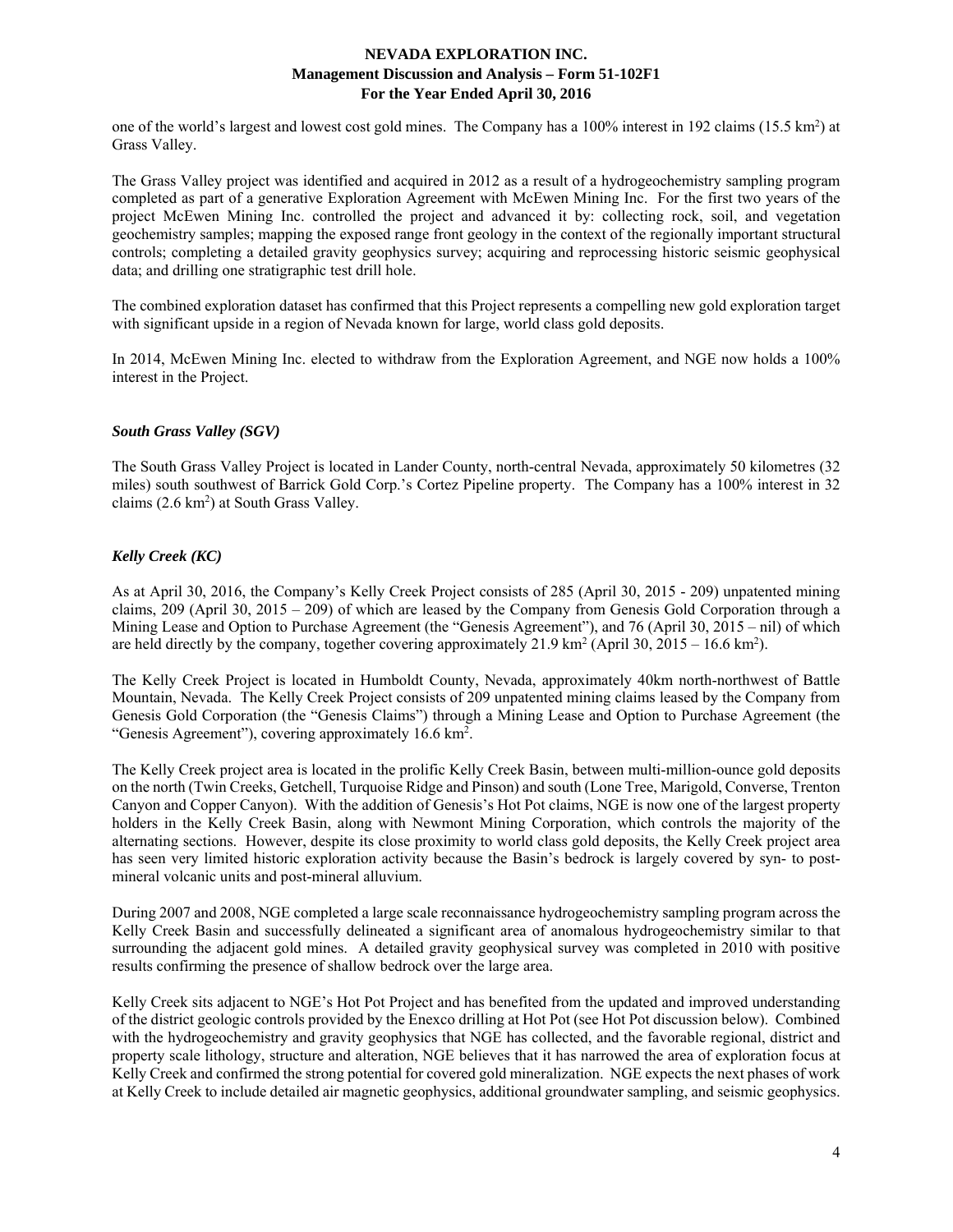one of the world's largest and lowest cost gold mines. The Company has a 100% interest in 192 claims (15.5 km$^2$) at Grass Valley.

The Grass Valley project was identified and acquired in 2012 as a result of a hydrogeochemistry sampling program completed as part of a generative Exploration Agreement with McEwen Mining Inc. For the first two years of the project McEwen Mining Inc. controlled the project and advanced it by: collecting rock, soil, and vegetation geochemistry samples; mapping the exposed range front geology in the context of the regionally important structural controls; completing a detailed gravity geophysics survey; acquiring and reprocessing historic seismic geophysical data; and drilling one stratigraphic test drill hole.

The combined exploration dataset has confirmed that this Project represents a compelling new gold exploration target with significant upside in a region of Nevada known for large, world class gold deposits.

In 2014, McEwen Mining Inc. elected to withdraw from the Exploration Agreement, and NGE now holds a 100% interest in the Project.

### *South Grass Valley (SGV)*

The South Grass Valley Project is located in Lander County, north-central Nevada, approximately 50 kilometres (32 miles) south southwest of Barrick Gold Corp.'s Cortez Pipeline property. The Company has a 100% interest in 32 claims (2.6 km$^2$) at South Grass Valley.

### *Kelly Creek (KC)*

As at April 30, 2016, the Company's Kelly Creek Project consists of 285 (April 30, 2015 - 209) unpatented mining claims, 209 (April 30, 2015 – 209) of which are leased by the Company from Genesis Gold Corporation through a Mining Lease and Option to Purchase Agreement (the "Genesis Agreement"), and 76 (April 30, 2015 – nil) of which are held directly by the company, together covering approximately 21.9 km$^2$ (April 30, 2015 – 16.6 km$^2$).

The Kelly Creek Project is located in Humboldt County, Nevada, approximately 40km north-northwest of Battle Mountain, Nevada. The Kelly Creek Project consists of 209 unpatented mining claims leased by the Company from Genesis Gold Corporation (the "Genesis Claims") through a Mining Lease and Option to Purchase Agreement (the "Genesis Agreement"), covering approximately 16.6 km$^2$.

The Kelly Creek project area is located in the prolific Kelly Creek Basin, between multi-million-ounce gold deposits on the north (Twin Creeks, Getchell, Turquoise Ridge and Pinson) and south (Lone Tree, Marigold, Converse, Trenton Canyon and Copper Canyon). With the addition of Genesis's Hot Pot claims, NGE is now one of the largest property holders in the Kelly Creek Basin, along with Newmont Mining Corporation, which controls the majority of the alternating sections. However, despite its close proximity to world class gold deposits, the Kelly Creek project area has seen very limited historic exploration activity because the Basin's bedrock is largely covered by syn- to post-mineral volcanic units and post-mineral alluvium.

During 2007 and 2008, NGE completed a large scale reconnaissance hydrogeochemistry sampling program across the Kelly Creek Basin and successfully delineated a significant area of anomalous hydrogeochemistry similar to that surrounding the adjacent gold mines. A detailed gravity geophysical survey was completed in 2010 with positive results confirming the presence of shallow bedrock over the large area.

Kelly Creek sits adjacent to NGE's Hot Pot Project and has benefited from the updated and improved understanding of the district geologic controls provided by the Enexco drilling at Hot Pot (see Hot Pot discussion below). Combined with the hydrogeochemistry and gravity geophysics that NGE has collected, and the favorable regional, district and property scale lithology, structure and alteration, NGE believes that it has narrowed the area of exploration focus at Kelly Creek and confirmed the strong potential for covered gold mineralization. NGE expects the next phases of work at Kelly Creek to include detailed air magnetic geophysics, additional groundwater sampling, and seismic geophysics.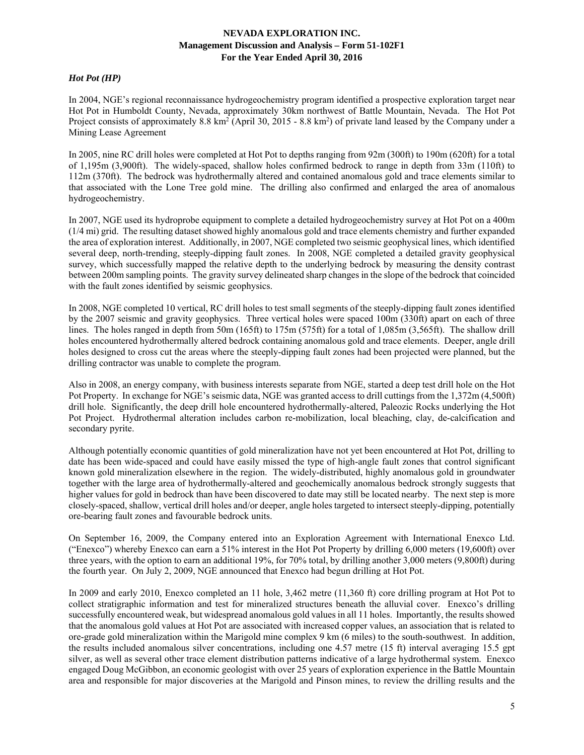### *Hot Pot (HP)*

In 2004, NGE's regional reconnaissance hydrogeochemistry program identified a prospective exploration target near Hot Pot in Humboldt County, Nevada, approximately 30km northwest of Battle Mountain, Nevada. The Hot Pot Project consists of approximately 8.8 km$^2$ (April 30, 2015 - 8.8 km$^2$) of private land leased by the Company under a Mining Lease Agreement

In 2005, nine RC drill holes were completed at Hot Pot to depths ranging from 92m (300ft) to 190m (620ft) for a total of 1,195m (3,900ft). The widely-spaced, shallow holes confirmed bedrock to range in depth from 33m (110ft) to 112m (370ft). The bedrock was hydrothermally altered and contained anomalous gold and trace elements similar to that associated with the Lone Tree gold mine. The drilling also confirmed and enlarged the area of anomalous hydrogeochemistry.

In 2007, NGE used its hydroprobe equipment to complete a detailed hydrogeochemistry survey at Hot Pot on a 400m (1/4 mi) grid. The resulting dataset showed highly anomalous gold and trace elements chemistry and further expanded the area of exploration interest. Additionally, in 2007, NGE completed two seismic geophysical lines, which identified several deep, north-trending, steeply-dipping fault zones. In 2008, NGE completed a detailed gravity geophysical survey, which successfully mapped the relative depth to the underlying bedrock by measuring the density contrast between 200m sampling points. The gravity survey delineated sharp changes in the slope of the bedrock that coincided with the fault zones identified by seismic geophysics.

In 2008, NGE completed 10 vertical, RC drill holes to test small segments of the steeply-dipping fault zones identified by the 2007 seismic and gravity geophysics. Three vertical holes were spaced 100m (330ft) apart on each of three lines. The holes ranged in depth from 50m (165ft) to 175m (575ft) for a total of 1,085m (3,565ft). The shallow drill holes encountered hydrothermally altered bedrock containing anomalous gold and trace elements. Deeper, angle drill holes designed to cross cut the areas where the steeply-dipping fault zones had been projected were planned, but the drilling contractor was unable to complete the program.

Also in 2008, an energy company, with business interests separate from NGE, started a deep test drill hole on the Hot Pot Property. In exchange for NGE's seismic data, NGE was granted access to drill cuttings from the 1,372m (4,500ft) drill hole. Significantly, the deep drill hole encountered hydrothermally-altered, Paleozic Rocks underlying the Hot Pot Project. Hydrothermal alteration includes carbon re-mobilization, local bleaching, clay, de-calcification and secondary pyrite.

Although potentially economic quantities of gold mineralization have not yet been encountered at Hot Pot, drilling to date has been wide-spaced and could have easily missed the type of high-angle fault zones that control significant known gold mineralization elsewhere in the region. The widely-distributed, highly anomalous gold in groundwater together with the large area of hydrothermally-altered and geochemically anomalous bedrock strongly suggests that higher values for gold in bedrock than have been discovered to date may still be located nearby. The next step is more closely-spaced, shallow, vertical drill holes and/or deeper, angle holes targeted to intersect steeply-dipping, potentially ore-bearing fault zones and favourable bedrock units.

On September 16, 2009, the Company entered into an Exploration Agreement with International Enexco Ltd. ("Enexco") whereby Enexco can earn a 51% interest in the Hot Pot Property by drilling 6,000 meters (19,600ft) over three years, with the option to earn an additional 19%, for 70% total, by drilling another 3,000 meters (9,800ft) during the fourth year. On July 2, 2009, NGE announced that Enexco had begun drilling at Hot Pot.

In 2009 and early 2010, Enexco completed an 11 hole, 3,462 metre (11,360 ft) core drilling program at Hot Pot to collect stratigraphic information and test for mineralized structures beneath the alluvial cover. Enexco's drilling successfully encountered weak, but widespread anomalous gold values in all 11 holes. Importantly, the results showed that the anomalous gold values at Hot Pot are associated with increased copper values, an association that is related to ore-grade gold mineralization within the Marigold mine complex 9 km (6 miles) to the south-southwest. In addition, the results included anomalous silver concentrations, including one 4.57 metre (15 ft) interval averaging 15.5 gpt silver, as well as several other trace element distribution patterns indicative of a large hydrothermal system. Enexco engaged Doug McGibbon, an economic geologist with over 25 years of exploration experience in the Battle Mountain area and responsible for major discoveries at the Marigold and Pinson mines, to review the drilling results and the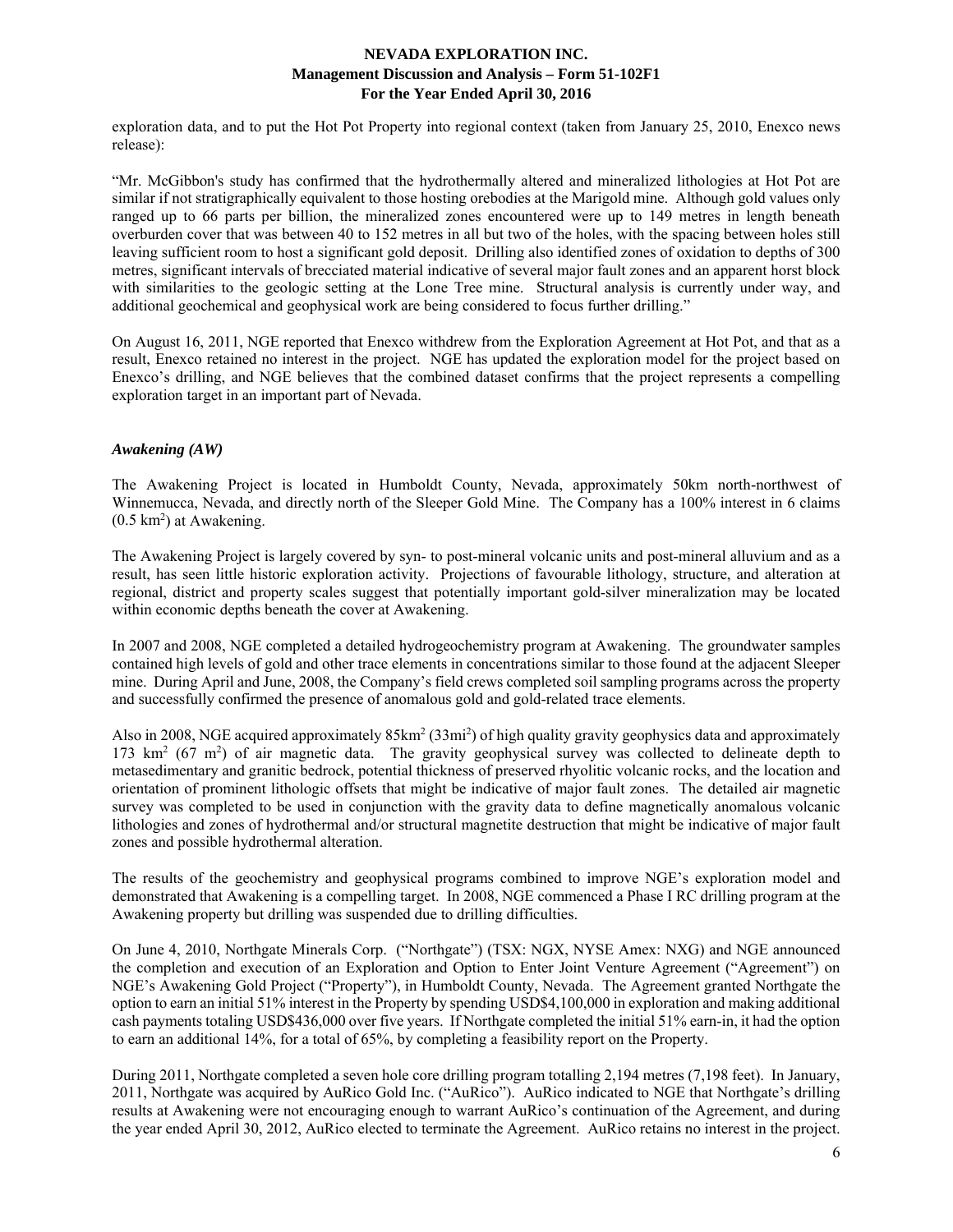exploration data, and to put the Hot Pot Property into regional context (taken from January 25, 2010, Enexco news release):

"Mr. McGibbon's study has confirmed that the hydrothermally altered and mineralized lithologies at Hot Pot are similar if not stratigraphically equivalent to those hosting orebodies at the Marigold mine. Although gold values only ranged up to 66 parts per billion, the mineralized zones encountered were up to 149 metres in length beneath overburden cover that was between 40 to 152 metres in all but two of the holes, with the spacing between holes still leaving sufficient room to host a significant gold deposit. Drilling also identified zones of oxidation to depths of 300 metres, significant intervals of brecciated material indicative of several major fault zones and an apparent horst block with similarities to the geologic setting at the Lone Tree mine. Structural analysis is currently under way, and additional geochemical and geophysical work are being considered to focus further drilling."

On August 16, 2011, NGE reported that Enexco withdrew from the Exploration Agreement at Hot Pot, and that as a result, Enexco retained no interest in the project. NGE has updated the exploration model for the project based on Enexco's drilling, and NGE believes that the combined dataset confirms that the project represents a compelling exploration target in an important part of Nevada.

### *Awakening (AW)*

The Awakening Project is located in Humboldt County, Nevada, approximately 50km north-northwest of Winnemucca, Nevada, and directly north of the Sleeper Gold Mine. The Company has a 100% interest in 6 claims (0.5 $km^2$) at Awakening.

The Awakening Project is largely covered by syn- to post-mineral volcanic units and post-mineral alluvium and as a result, has seen little historic exploration activity. Projections of favourable lithology, structure, and alteration at regional, district and property scales suggest that potentially important gold-silver mineralization may be located within economic depths beneath the cover at Awakening.

In 2007 and 2008, NGE completed a detailed hydrogeochemistry program at Awakening. The groundwater samples contained high levels of gold and other trace elements in concentrations similar to those found at the adjacent Sleeper mine. During April and June, 2008, the Company's field crews completed soil sampling programs across the property and successfully confirmed the presence of anomalous gold and gold-related trace elements.

Also in 2008, NGE acquired approximately 85$km^2$ (33$mi^2$) of high quality gravity geophysics data and approximately 173 $km^2$ (67 $m^2$) of air magnetic data. The gravity geophysical survey was collected to delineate depth to metasedimentary and granitic bedrock, potential thickness of preserved rhyolitic volcanic rocks, and the location and orientation of prominent lithologic offsets that might be indicative of major fault zones. The detailed air magnetic survey was completed to be used in conjunction with the gravity data to define magnetically anomalous volcanic lithologies and zones of hydrothermal and/or structural magnetite destruction that might be indicative of major fault zones and possible hydrothermal alteration.

The results of the geochemistry and geophysical programs combined to improve NGE's exploration model and demonstrated that Awakening is a compelling target. In 2008, NGE commenced a Phase I RC drilling program at the Awakening property but drilling was suspended due to drilling difficulties.

On June 4, 2010, Northgate Minerals Corp. ("Northgate") (TSX: NGX, NYSE Amex: NXG) and NGE announced the completion and execution of an Exploration and Option to Enter Joint Venture Agreement ("Agreement") on NGE's Awakening Gold Project ("Property"), in Humboldt County, Nevada. The Agreement granted Northgate the option to earn an initial 51% interest in the Property by spending USD$4,100,000 in exploration and making additional cash payments totaling USD$436,000 over five years. If Northgate completed the initial 51% earn-in, it had the option to earn an additional 14%, for a total of 65%, by completing a feasibility report on the Property.

During 2011, Northgate completed a seven hole core drilling program totalling 2,194 metres (7,198 feet). In January, 2011, Northgate was acquired by AuRico Gold Inc. ("AuRico"). AuRico indicated to NGE that Northgate's drilling results at Awakening were not encouraging enough to warrant AuRico's continuation of the Agreement, and during the year ended April 30, 2012, AuRico elected to terminate the Agreement. AuRico retains no interest in the project.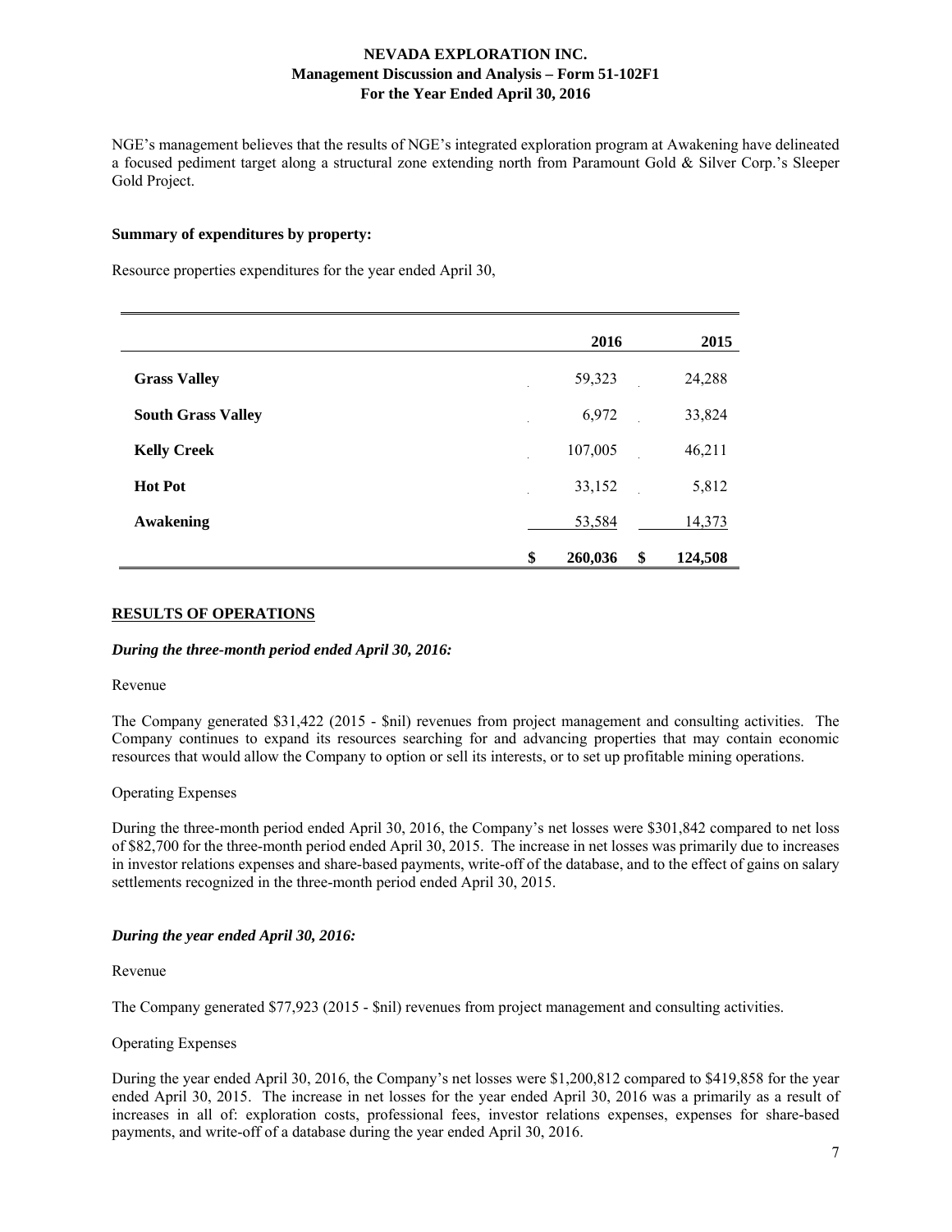NGE's management believes that the results of NGE's integrated exploration program at Awakening have delineated a focused pediment target along a structural zone extending north from Paramount Gold & Silver Corp.'s Sleeper Gold Project.

**Summary of expenditures by property:**

Resource properties expenditures for the year ended April 30,

| | 2016 | 2015 |
|---|---|---|
| **Grass Valley** | 59,323 | 24,288 |
| **South Grass Valley** | 6,972 | 33,824 |
| **Kelly Creek** | 107,005 | 46,211 |
| **Hot Pot** | 33,152 | 5,812 |
| **Awakening** | 53,584 | 14,373 |
| | **$ 260,036** | **$ 124,508** |

## RESULTS OF OPERATIONS

***During the three-month period ended April 30, 2016:***

Revenue

The Company generated $31,422 (2015 - $nil) revenues from project management and consulting activities. The Company continues to expand its resources searching for and advancing properties that may contain economic resources that would allow the Company to option or sell its interests, or to set up profitable mining operations.

Operating Expenses

During the three-month period ended April 30, 2016, the Company's net losses were $301,842 compared to net loss of $82,700 for the three-month period ended April 30, 2015. The increase in net losses was primarily due to increases in investor relations expenses and share-based payments, write-off of the database, and to the effect of gains on salary settlements recognized in the three-month period ended April 30, 2015.

***During the year ended April 30, 2016:***

Revenue

The Company generated $77,923 (2015 - $nil) revenues from project management and consulting activities.

Operating Expenses

During the year ended April 30, 2016, the Company's net losses were $1,200,812 compared to $419,858 for the year ended April 30, 2015. The increase in net losses for the year ended April 30, 2016 was a primarily as a result of increases in all of: exploration costs, professional fees, investor relations expenses, expenses for share-based payments, and write-off of a database during the year ended April 30, 2016.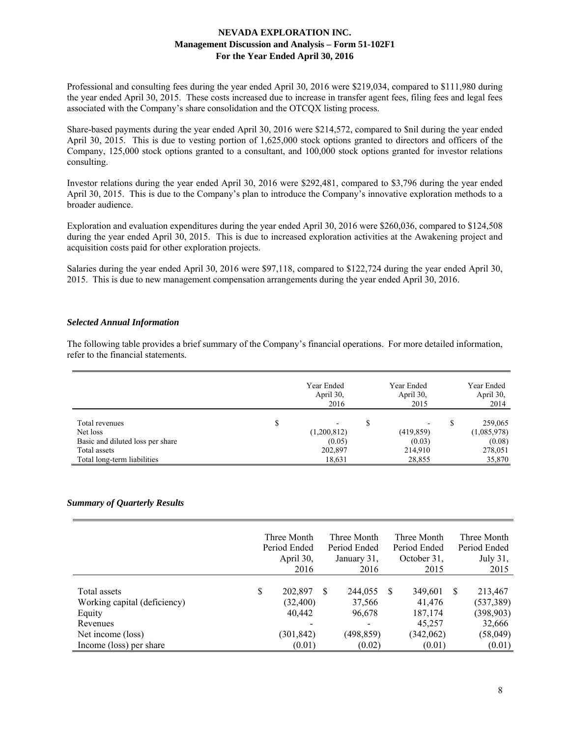Professional and consulting fees during the year ended April 30, 2016 were $219,034, compared to $111,980 during the year ended April 30, 2015. These costs increased due to increase in transfer agent fees, filing fees and legal fees associated with the Company's share consolidation and the OTCQX listing process.

Share-based payments during the year ended April 30, 2016 were $214,572, compared to $nil during the year ended April 30, 2015. This is due to vesting portion of 1,625,000 stock options granted to directors and officers of the Company, 125,000 stock options granted to a consultant, and 100,000 stock options granted for investor relations consulting.

Investor relations during the year ended April 30, 2016 were $292,481, compared to $3,796 during the year ended April 30, 2015. This is due to the Company's plan to introduce the Company's innovative exploration methods to a broader audience.

Exploration and evaluation expenditures during the year ended April 30, 2016 were $260,036, compared to $124,508 during the year ended April 30, 2015. This is due to increased exploration activities at the Awakening project and acquisition costs paid for other exploration projects.

Salaries during the year ended April 30, 2016 were $97,118, compared to $122,724 during the year ended April 30, 2015. This is due to new management compensation arrangements during the year ended April 30, 2016.

### *Selected Annual Information*

The following table provides a brief summary of the Company's financial operations. For more detailed information, refer to the financial statements.

| | Year Ended April 30, 2016 | Year Ended April 30, 2015 | Year Ended April 30, 2014 |
|---|---|---|---|
| Total revenues | $ - | $ - | $ 259,065 |
| Net loss | (1,200,812) | (419,859) | (1,085,978) |
| Basic and diluted loss per share | (0.05) | (0.03) | (0.08) |
| Total assets | 202,897 | 214,910 | 278,051 |
| Total long-term liabilities | 18,631 | 28,855 | 35,870 |

### *Summary of Quarterly Results*

| | Three Month Period Ended April 30, 2016 | Three Month Period Ended January 31, 2016 | Three Month Period Ended October 31, 2015 | Three Month Period Ended July 31, 2015 |
|---|---|---|---|---|
| Total assets | $ 202,897 | $ 244,055 | $ 349,601 | $ 213,467 |
| Working capital (deficiency) | (32,400) | 37,566 | 41,476 | (537,389) |
| Equity | 40,442 | 96,678 | 187,174 | (398,903) |
| Revenues | - | - | 45,257 | 32,666 |
| Net income (loss) | (301,842) | (498,859) | (342,062) | (58,049) |
| Income (loss) per share | (0.01) | (0.02) | (0.01) | (0.01) |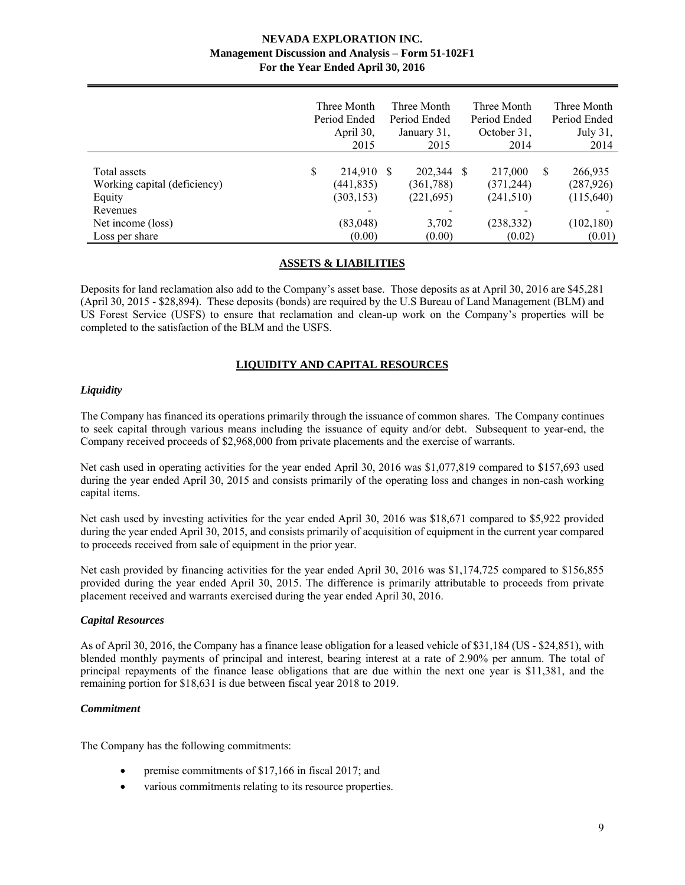| | Three Month Period Ended April 30, 2015 | Three Month Period Ended January 31, 2015 | Three Month Period Ended October 31, 2014 | Three Month Period Ended July 31, 2014 |
|---|---|---|---|---|
| Total assets | $ 214,910 | $ 202,344 | $ 217,000 | $ 266,935 |
| Working capital (deficiency) | (441,835) | (361,788) | (371,244) | (287,926) |
| Equity | (303,153) | (221,695) | (241,510) | (115,640) |
| Revenues | - | - | - | - |
| Net income (loss) | (83,048) | 3,702 | (238,332) | (102,180) |
| Loss per share | (0.00) | (0.00) | (0.02) | (0.01) |

## ASSETS & LIABILITIES

Deposits for land reclamation also add to the Company's asset base. Those deposits as at April 30, 2016 are $45,281 (April 30, 2015 - $28,894). These deposits (bonds) are required by the U.S Bureau of Land Management (BLM) and US Forest Service (USFS) to ensure that reclamation and clean-up work on the Company's properties will be completed to the satisfaction of the BLM and the USFS.

## LIQUIDITY AND CAPITAL RESOURCES

### *Liquidity*

The Company has financed its operations primarily through the issuance of common shares. The Company continues to seek capital through various means including the issuance of equity and/or debt. Subsequent to year-end, the Company received proceeds of $2,968,000 from private placements and the exercise of warrants.

Net cash used in operating activities for the year ended April 30, 2016 was $1,077,819 compared to $157,693 used during the year ended April 30, 2015 and consists primarily of the operating loss and changes in non-cash working capital items.

Net cash used by investing activities for the year ended April 30, 2016 was $18,671 compared to $5,922 provided during the year ended April 30, 2015, and consists primarily of acquisition of equipment in the current year compared to proceeds received from sale of equipment in the prior year.

Net cash provided by financing activities for the year ended April 30, 2016 was $1,174,725 compared to $156,855 provided during the year ended April 30, 2015. The difference is primarily attributable to proceeds from private placement received and warrants exercised during the year ended April 30, 2016.

### *Capital Resources*

As of April 30, 2016, the Company has a finance lease obligation for a leased vehicle of $31,184 (US - $24,851), with blended monthly payments of principal and interest, bearing interest at a rate of 2.90% per annum. The total of principal repayments of the finance lease obligations that are due within the next one year is $11,381, and the remaining portion for $18,631 is due between fiscal year 2018 to 2019.

### *Commitment*

The Company has the following commitments:

- premise commitments of $17,166 in fiscal 2017; and
- various commitments relating to its resource properties.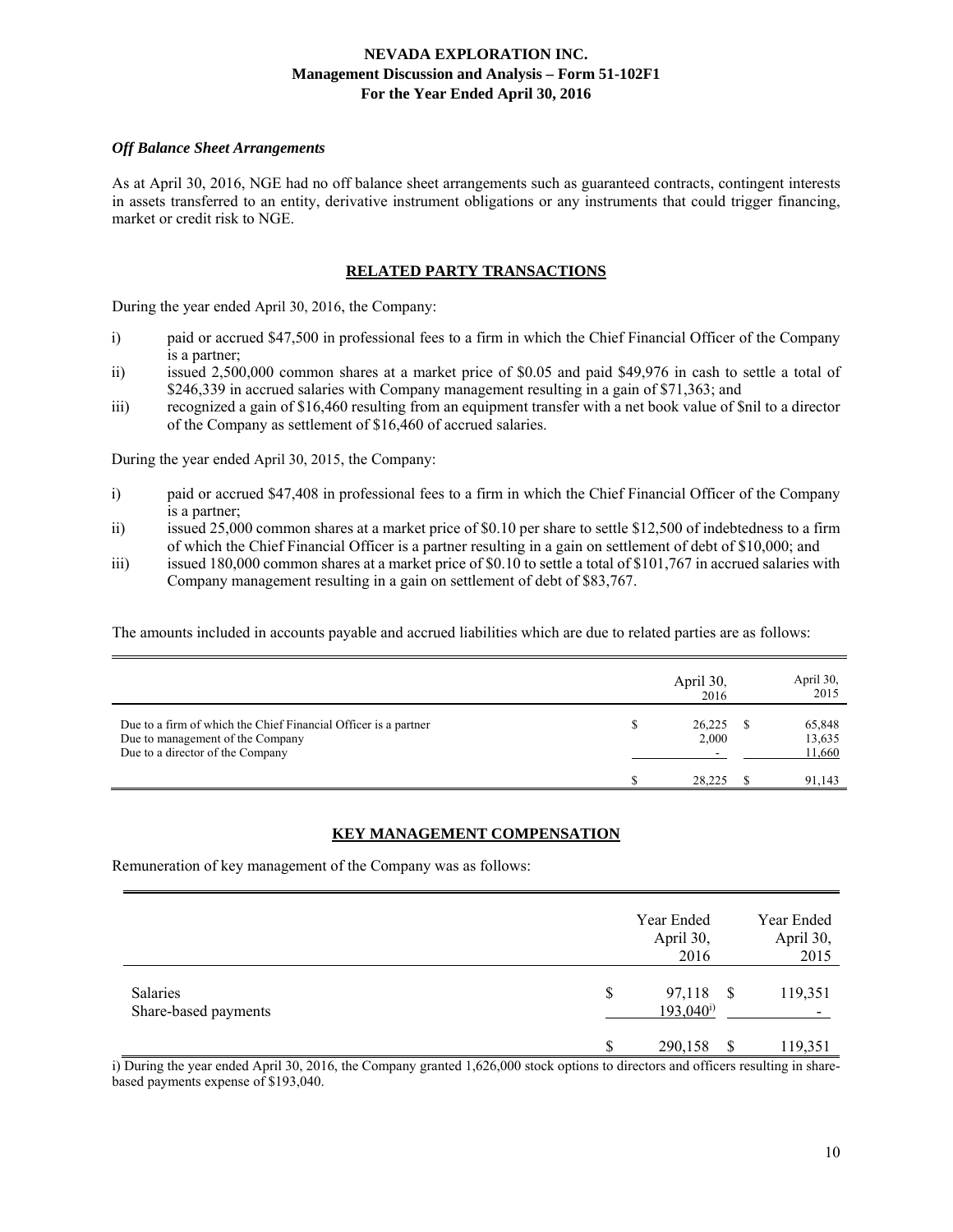### *Off Balance Sheet Arrangements*

As at April 30, 2016, NGE had no off balance sheet arrangements such as guaranteed contracts, contingent interests in assets transferred to an entity, derivative instrument obligations or any instruments that could trigger financing, market or credit risk to NGE.

## RELATED PARTY TRANSACTIONS

During the year ended April 30, 2016, the Company:

i) paid or accrued \$47,500 in professional fees to a firm in which the Chief Financial Officer of the Company is a partner;
ii) issued 2,500,000 common shares at a market price of \$0.05 and paid \$49,976 in cash to settle a total of \$246,339 in accrued salaries with Company management resulting in a gain of \$71,363; and
iii) recognized a gain of \$16,460 resulting from an equipment transfer with a net book value of \$nil to a director of the Company as settlement of \$16,460 of accrued salaries.

During the year ended April 30, 2015, the Company:

i) paid or accrued \$47,408 in professional fees to a firm in which the Chief Financial Officer of the Company is a partner;
ii) issued 25,000 common shares at a market price of \$0.10 per share to settle \$12,500 of indebtedness to a firm of which the Chief Financial Officer is a partner resulting in a gain on settlement of debt of \$10,000; and
iii) issued 180,000 common shares at a market price of \$0.10 to settle a total of \$101,767 in accrued salaries with Company management resulting in a gain on settlement of debt of \$83,767.

The amounts included in accounts payable and accrued liabilities which are due to related parties are as follows:

| | April 30, 2016 | April 30, 2015 |
|---|---|---|
| Due to a firm of which the Chief Financial Officer is a partner | \$ 26,225 | \$ 65,848 |
| Due to management of the Company | 2,000 | 13,635 |
| Due to a director of the Company | - | 11,660 |
| | \$ 28,225 | \$ 91,143 |

## KEY MANAGEMENT COMPENSATION

Remuneration of key management of the Company was as follows:

| | Year Ended April 30, 2016 | Year Ended April 30, 2015 |
|---|---|---|
| Salaries | \$ 97,118 | \$ 119,351 |
| Share-based payments | 193,040[i] | - |
| | \$ 290,158 | \$ 119,351 |

i) During the year ended April 30, 2016, the Company granted 1,626,000 stock options to directors and officers resulting in share-based payments expense of \$193,040.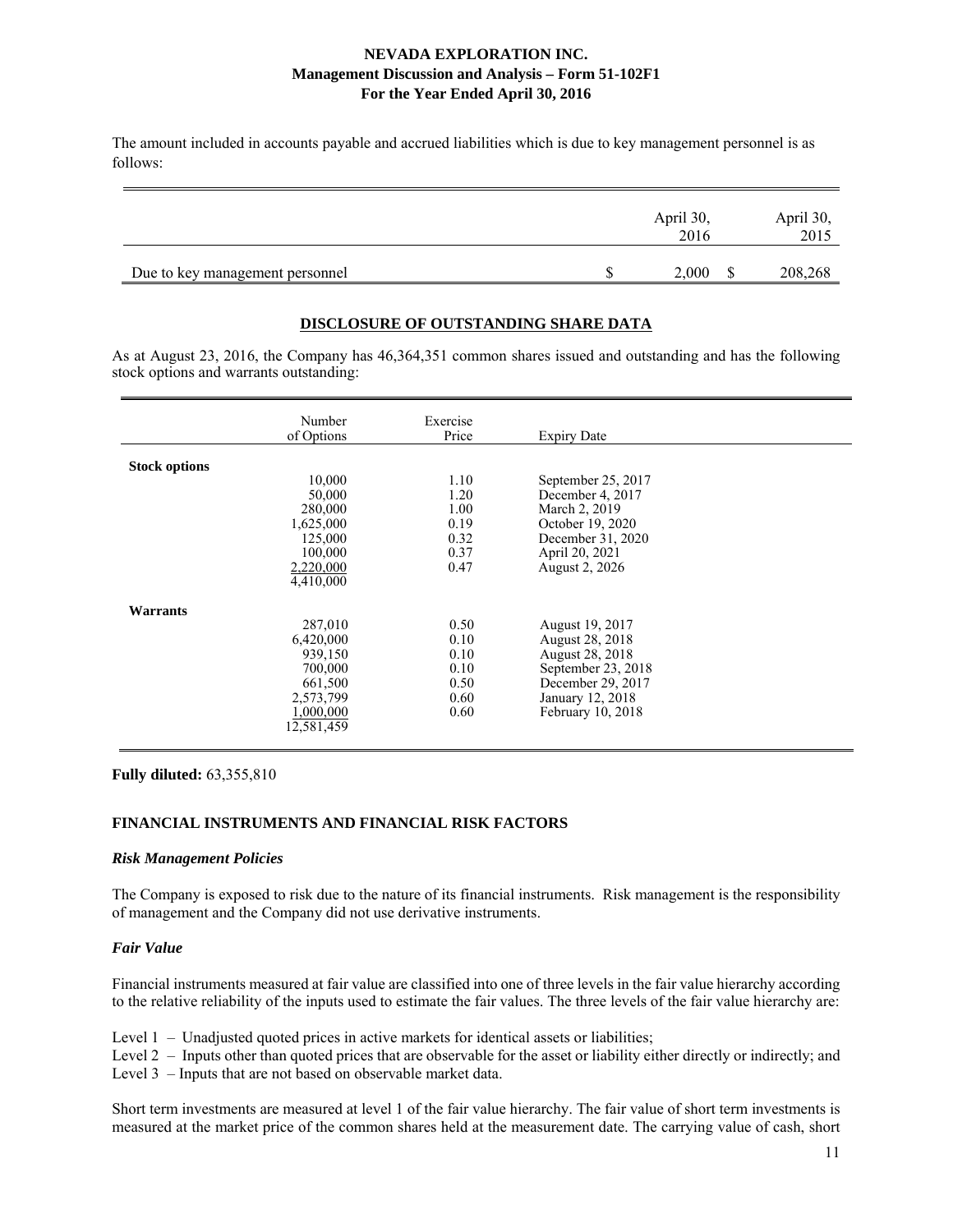The amount included in accounts payable and accrued liabilities which is due to key management personnel is as follows:

| | April 30, 2016 | April 30, 2015 |
|---|---|---|
| Due to key management personnel | $ 2,000 | $ 208,268 |

## DISCLOSURE OF OUTSTANDING SHARE DATA

As at August 23, 2016, the Company has 46,364,351 common shares issued and outstanding and has the following stock options and warrants outstanding:

| | Number of Options | Exercise Price | Expiry Date |
|---|---|---|---|
| **Stock options** | | | |
| | 10,000 | 1.10 | September 25, 2017 |
| | 50,000 | 1.20 | December 4, 2017 |
| | 280,000 | 1.00 | March 2, 2019 |
| | 1,625,000 | 0.19 | October 19, 2020 |
| | 125,000 | 0.32 | December 31, 2020 |
| | 100,000 | 0.37 | April 20, 2021 |
| | 2,220,000 | 0.47 | August 2, 2026 |
| | 4,410,000 | | |
| **Warrants** | | | |
| | 287,010 | 0.50 | August 19, 2017 |
| | 6,420,000 | 0.10 | August 28, 2018 |
| | 939,150 | 0.10 | August 28, 2018 |
| | 700,000 | 0.10 | September 23, 2018 |
| | 661,500 | 0.50 | December 29, 2017 |
| | 2,573,799 | 0.60 | January 12, 2018 |
| | 1,000,000 | 0.60 | February 10, 2018 |
| | 12,581,459 | | |

**Fully diluted:** 63,355,810

## FINANCIAL INSTRUMENTS AND FINANCIAL RISK FACTORS

### *Risk Management Policies*

The Company is exposed to risk due to the nature of its financial instruments. Risk management is the responsibility of management and the Company did not use derivative instruments.

### *Fair Value*

Financial instruments measured at fair value are classified into one of three levels in the fair value hierarchy according to the relative reliability of the inputs used to estimate the fair values. The three levels of the fair value hierarchy are:

Level 1 – Unadjusted quoted prices in active markets for identical assets or liabilities;
Level 2 – Inputs other than quoted prices that are observable for the asset or liability either directly or indirectly; and
Level 3 – Inputs that are not based on observable market data.

Short term investments are measured at level 1 of the fair value hierarchy. The fair value of short term investments is measured at the market price of the common shares held at the measurement date. The carrying value of cash, short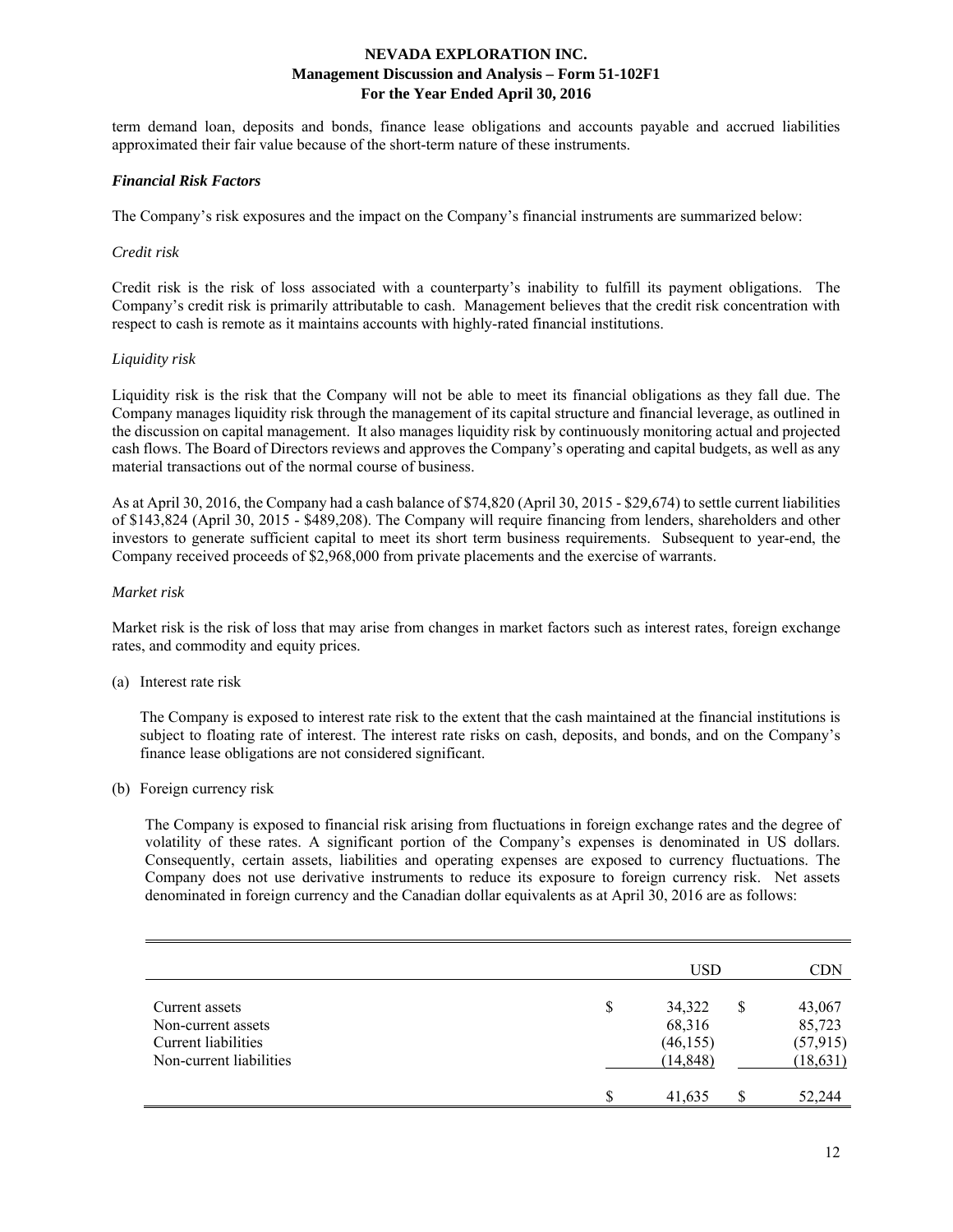term demand loan, deposits and bonds, finance lease obligations and accounts payable and accrued liabilities approximated their fair value because of the short-term nature of these instruments.

### *Financial Risk Factors*

The Company's risk exposures and the impact on the Company's financial instruments are summarized below:

*Credit risk*

Credit risk is the risk of loss associated with a counterparty's inability to fulfill its payment obligations. The Company's credit risk is primarily attributable to cash. Management believes that the credit risk concentration with respect to cash is remote as it maintains accounts with highly-rated financial institutions.

*Liquidity risk*

Liquidity risk is the risk that the Company will not be able to meet its financial obligations as they fall due. The Company manages liquidity risk through the management of its capital structure and financial leverage, as outlined in the discussion on capital management. It also manages liquidity risk by continuously monitoring actual and projected cash flows. The Board of Directors reviews and approves the Company's operating and capital budgets, as well as any material transactions out of the normal course of business.

As at April 30, 2016, the Company had a cash balance of $74,820 (April 30, 2015 - $29,674) to settle current liabilities of $143,824 (April 30, 2015 - $489,208). The Company will require financing from lenders, shareholders and other investors to generate sufficient capital to meet its short term business requirements. Subsequent to year-end, the Company received proceeds of $2,968,000 from private placements and the exercise of warrants.

*Market risk*

Market risk is the risk of loss that may arise from changes in market factors such as interest rates, foreign exchange rates, and commodity and equity prices.

(a) Interest rate risk

The Company is exposed to interest rate risk to the extent that the cash maintained at the financial institutions is subject to floating rate of interest. The interest rate risks on cash, deposits, and bonds, and on the Company's finance lease obligations are not considered significant.

(b) Foreign currency risk

The Company is exposed to financial risk arising from fluctuations in foreign exchange rates and the degree of volatility of these rates. A significant portion of the Company's expenses is denominated in US dollars. Consequently, certain assets, liabilities and operating expenses are exposed to currency fluctuations. The Company does not use derivative instruments to reduce its exposure to foreign currency risk. Net assets denominated in foreign currency and the Canadian dollar equivalents as at April 30, 2016 are as follows:

| | USD | CDN |
|---|---|---|
| Current assets | $ 34,322 | $ 43,067 |
| Non-current assets | 68,316 | 85,723 |
| Current liabilities | (46,155) | (57,915) |
| Non-current liabilities | (14,848) | (18,631) |
| | $ 41,635 | $ 52,244 |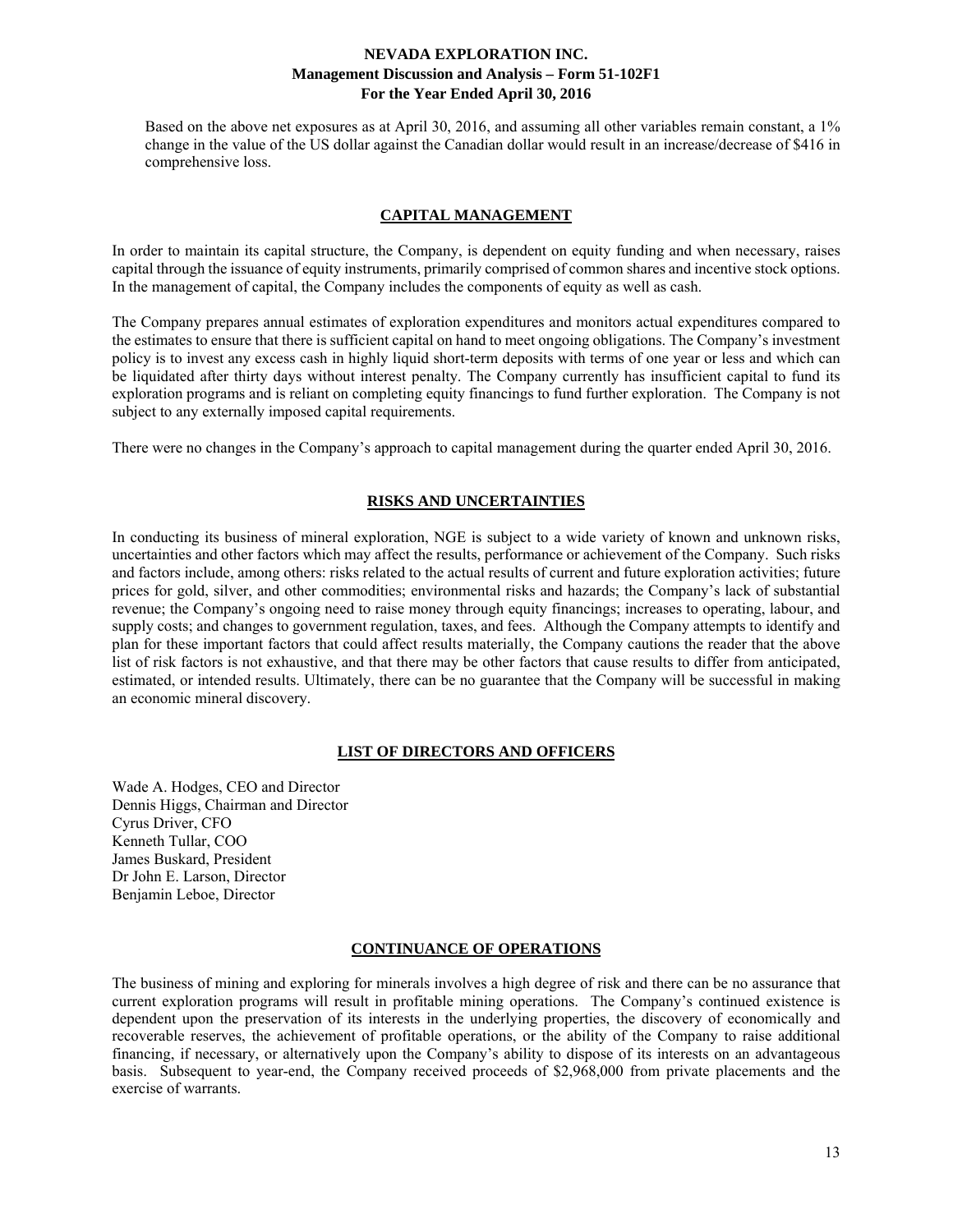Based on the above net exposures as at April 30, 2016, and assuming all other variables remain constant, a 1% change in the value of the US dollar against the Canadian dollar would result in an increase/decrease of $416 in comprehensive loss.

## CAPITAL MANAGEMENT

In order to maintain its capital structure, the Company, is dependent on equity funding and when necessary, raises capital through the issuance of equity instruments, primarily comprised of common shares and incentive stock options. In the management of capital, the Company includes the components of equity as well as cash.

The Company prepares annual estimates of exploration expenditures and monitors actual expenditures compared to the estimates to ensure that there is sufficient capital on hand to meet ongoing obligations. The Company's investment policy is to invest any excess cash in highly liquid short-term deposits with terms of one year or less and which can be liquidated after thirty days without interest penalty. The Company currently has insufficient capital to fund its exploration programs and is reliant on completing equity financings to fund further exploration. The Company is not subject to any externally imposed capital requirements.

There were no changes in the Company's approach to capital management during the quarter ended April 30, 2016.

## RISKS AND UNCERTAINTIES

In conducting its business of mineral exploration, NGE is subject to a wide variety of known and unknown risks, uncertainties and other factors which may affect the results, performance or achievement of the Company. Such risks and factors include, among others: risks related to the actual results of current and future exploration activities; future prices for gold, silver, and other commodities; environmental risks and hazards; the Company's lack of substantial revenue; the Company's ongoing need to raise money through equity financings; increases to operating, labour, and supply costs; and changes to government regulation, taxes, and fees. Although the Company attempts to identify and plan for these important factors that could affect results materially, the Company cautions the reader that the above list of risk factors is not exhaustive, and that there may be other factors that cause results to differ from anticipated, estimated, or intended results. Ultimately, there can be no guarantee that the Company will be successful in making an economic mineral discovery.

## LIST OF DIRECTORS AND OFFICERS

Wade A. Hodges, CEO and Director
Dennis Higgs, Chairman and Director
Cyrus Driver, CFO
Kenneth Tullar, COO
James Buskard, President
Dr John E. Larson, Director
Benjamin Leboe, Director

## CONTINUANCE OF OPERATIONS

The business of mining and exploring for minerals involves a high degree of risk and there can be no assurance that current exploration programs will result in profitable mining operations. The Company's continued existence is dependent upon the preservation of its interests in the underlying properties, the discovery of economically and recoverable reserves, the achievement of profitable operations, or the ability of the Company to raise additional financing, if necessary, or alternatively upon the Company's ability to dispose of its interests on an advantageous basis. Subsequent to year-end, the Company received proceeds of $2,968,000 from private placements and the exercise of warrants.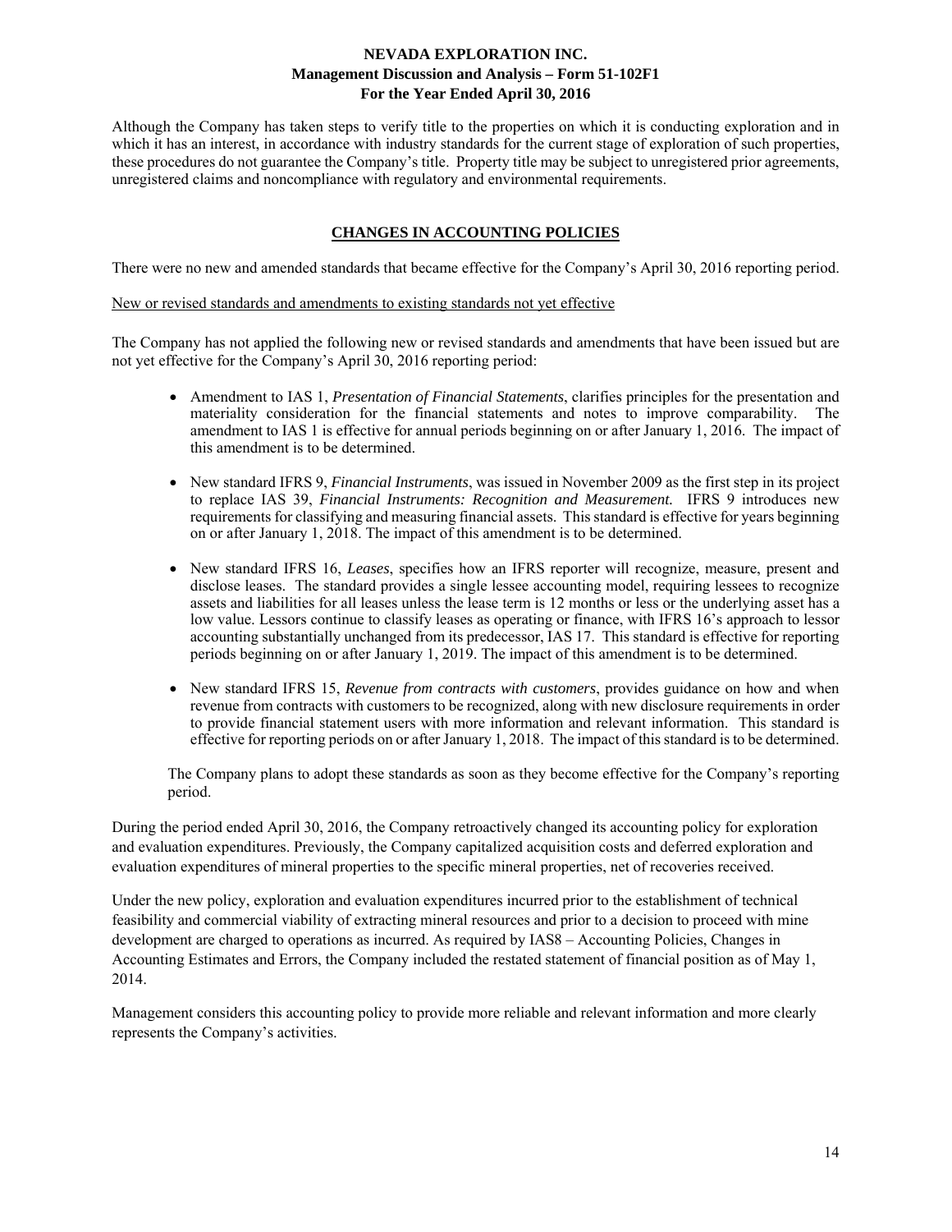Although the Company has taken steps to verify title to the properties on which it is conducting exploration and in which it has an interest, in accordance with industry standards for the current stage of exploration of such properties, these procedures do not guarantee the Company's title. Property title may be subject to unregistered prior agreements, unregistered claims and noncompliance with regulatory and environmental requirements.

## CHANGES IN ACCOUNTING POLICIES

There were no new and amended standards that became effective for the Company's April 30, 2016 reporting period.

New or revised standards and amendments to existing standards not yet effective

The Company has not applied the following new or revised standards and amendments that have been issued but are not yet effective for the Company's April 30, 2016 reporting period:

- Amendment to IAS 1, *Presentation of Financial Statements*, clarifies principles for the presentation and materiality consideration for the financial statements and notes to improve comparability. The amendment to IAS 1 is effective for annual periods beginning on or after January 1, 2016. The impact of this amendment is to be determined.

- New standard IFRS 9, *Financial Instruments*, was issued in November 2009 as the first step in its project to replace IAS 39, *Financial Instruments: Recognition and Measurement.* IFRS 9 introduces new requirements for classifying and measuring financial assets. This standard is effective for years beginning on or after January 1, 2018. The impact of this amendment is to be determined.

- New standard IFRS 16, *Leases*, specifies how an IFRS reporter will recognize, measure, present and disclose leases. The standard provides a single lessee accounting model, requiring lessees to recognize assets and liabilities for all leases unless the lease term is 12 months or less or the underlying asset has a low value. Lessors continue to classify leases as operating or finance, with IFRS 16's approach to lessor accounting substantially unchanged from its predecessor, IAS 17. This standard is effective for reporting periods beginning on or after January 1, 2019. The impact of this amendment is to be determined.

- New standard IFRS 15, *Revenue from contracts with customers*, provides guidance on how and when revenue from contracts with customers to be recognized, along with new disclosure requirements in order to provide financial statement users with more information and relevant information. This standard is effective for reporting periods on or after January 1, 2018. The impact of this standard is to be determined.

The Company plans to adopt these standards as soon as they become effective for the Company's reporting period.

During the period ended April 30, 2016, the Company retroactively changed its accounting policy for exploration and evaluation expenditures. Previously, the Company capitalized acquisition costs and deferred exploration and evaluation expenditures of mineral properties to the specific mineral properties, net of recoveries received.

Under the new policy, exploration and evaluation expenditures incurred prior to the establishment of technical feasibility and commercial viability of extracting mineral resources and prior to a decision to proceed with mine development are charged to operations as incurred. As required by IAS8 – Accounting Policies, Changes in Accounting Estimates and Errors, the Company included the restated statement of financial position as of May 1, 2014.

Management considers this accounting policy to provide more reliable and relevant information and more clearly represents the Company's activities.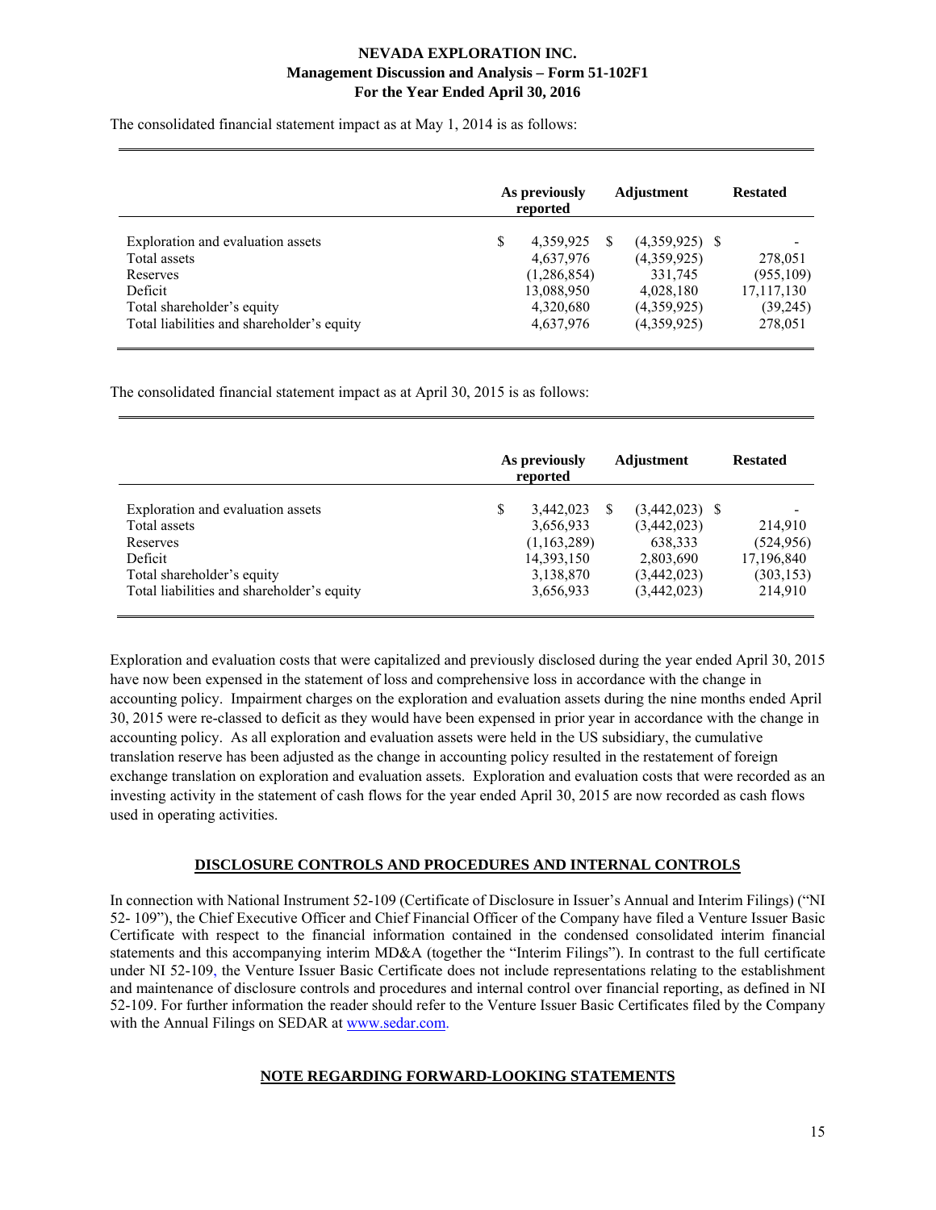The consolidated financial statement impact as at May 1, 2014 is as follows:

| | As previously reported | Adjustment | Restated |
|---|---|---|---|
| Exploration and evaluation assets | $ 4,359,925 | $ (4,359,925) | $ - |
| Total assets | 4,637,976 | (4,359,925) | 278,051 |
| Reserves | (1,286,854) | 331,745 | (955,109) |
| Deficit | 13,088,950 | 4,028,180 | 17,117,130 |
| Total shareholder's equity | 4,320,680 | (4,359,925) | (39,245) |
| Total liabilities and shareholder's equity | 4,637,976 | (4,359,925) | 278,051 |

The consolidated financial statement impact as at April 30, 2015 is as follows:

| | As previously reported | Adjustment | Restated |
|---|---|---|---|
| Exploration and evaluation assets | $ 3,442,023 | $ (3,442,023) | $ - |
| Total assets | 3,656,933 | (3,442,023) | 214,910 |
| Reserves | (1,163,289) | 638,333 | (524,956) |
| Deficit | 14,393,150 | 2,803,690 | 17,196,840 |
| Total shareholder's equity | 3,138,870 | (3,442,023) | (303,153) |
| Total liabilities and shareholder's equity | 3,656,933 | (3,442,023) | 214,910 |

Exploration and evaluation costs that were capitalized and previously disclosed during the year ended April 30, 2015 have now been expensed in the statement of loss and comprehensive loss in accordance with the change in accounting policy. Impairment charges on the exploration and evaluation assets during the nine months ended April 30, 2015 were re-classed to deficit as they would have been expensed in prior year in accordance with the change in accounting policy. As all exploration and evaluation assets were held in the US subsidiary, the cumulative translation reserve has been adjusted as the change in accounting policy resulted in the restatement of foreign exchange translation on exploration and evaluation assets. Exploration and evaluation costs that were recorded as an investing activity in the statement of cash flows for the year ended April 30, 2015 are now recorded as cash flows used in operating activities.

## DISCLOSURE CONTROLS AND PROCEDURES AND INTERNAL CONTROLS

In connection with National Instrument 52-109 (Certificate of Disclosure in Issuer's Annual and Interim Filings) ("NI 52- 109"), the Chief Executive Officer and Chief Financial Officer of the Company have filed a Venture Issuer Basic Certificate with respect to the financial information contained in the condensed consolidated interim financial statements and this accompanying interim MD&A (together the "Interim Filings"). In contrast to the full certificate under NI 52-109, the Venture Issuer Basic Certificate does not include representations relating to the establishment and maintenance of disclosure controls and procedures and internal control over financial reporting, as defined in NI 52-109. For further information the reader should refer to the Venture Issuer Basic Certificates filed by the Company with the Annual Filings on SEDAR at www.sedar.com.

## NOTE REGARDING FORWARD-LOOKING STATEMENTS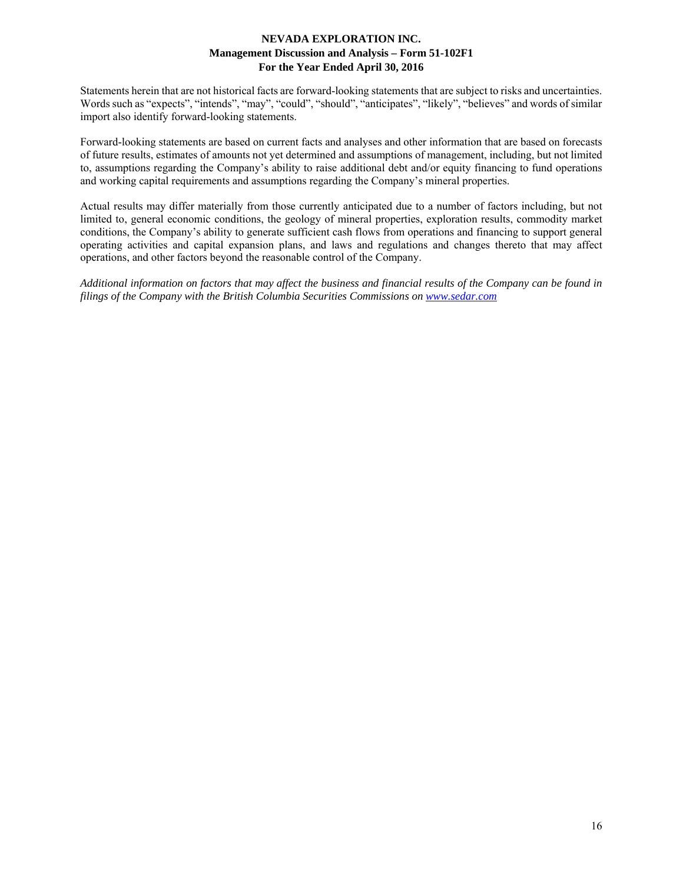Statements herein that are not historical facts are forward-looking statements that are subject to risks and uncertainties. Words such as "expects", "intends", "may", "could", "should", "anticipates", "likely", "believes" and words of similar import also identify forward-looking statements.

Forward-looking statements are based on current facts and analyses and other information that are based on forecasts of future results, estimates of amounts not yet determined and assumptions of management, including, but not limited to, assumptions regarding the Company's ability to raise additional debt and/or equity financing to fund operations and working capital requirements and assumptions regarding the Company's mineral properties.

Actual results may differ materially from those currently anticipated due to a number of factors including, but not limited to, general economic conditions, the geology of mineral properties, exploration results, commodity market conditions, the Company's ability to generate sufficient cash flows from operations and financing to support general operating activities and capital expansion plans, and laws and regulations and changes thereto that may affect operations, and other factors beyond the reasonable control of the Company.

*Additional information on factors that may affect the business and financial results of the Company can be found in filings of the Company with the British Columbia Securities Commissions on [www.sedar.com](http://www.sedar.com)*